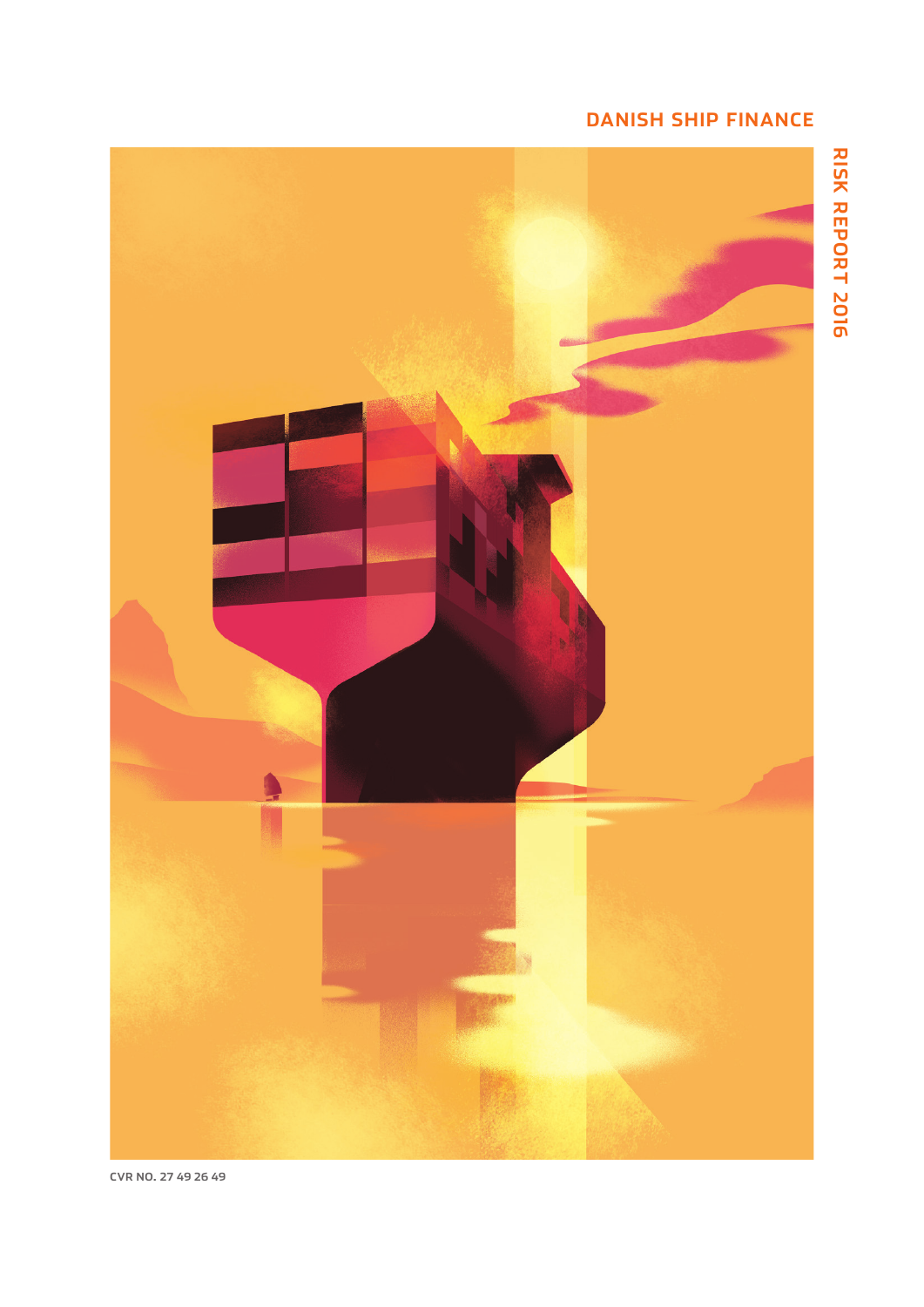DANISH SHIP FINANCE

# RISK REPORT 2016

CVR NO. 27 49 26 49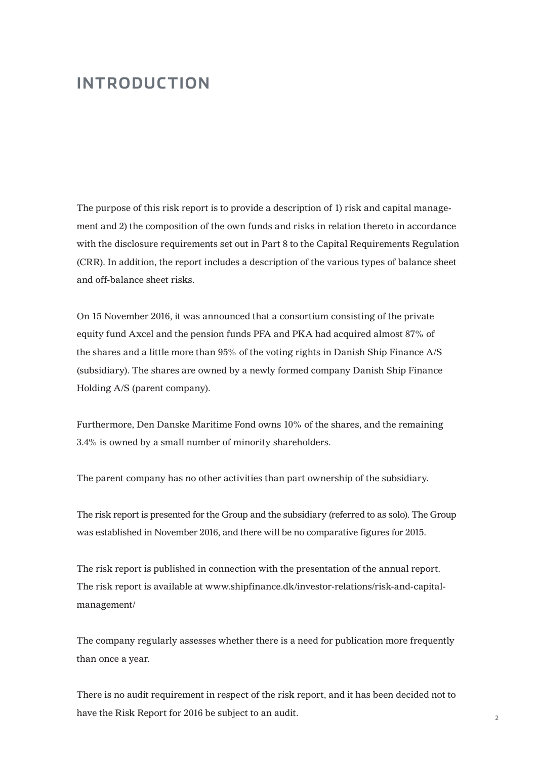# INTRODUCTION

The purpose of this risk report is to provide a description of 1) risk and capital management and 2) the composition of the own funds and risks in relation thereto in accordance with the disclosure requirements set out in Part 8 to the Capital Requirements Regulation (CRR). In addition, the report includes a description of the various types of balance sheet and off-balance sheet risks.

On 15 November 2016, it was announced that a consortium consisting of the private equity fund Axcel and the pension funds PFA and PKA had acquired almost 87% of the shares and a little more than 95% of the voting rights in Danish Ship Finance A/S (subsidiary). The shares are owned by a newly formed company Danish Ship Finance Holding A/S (parent company).

Furthermore, Den Danske Maritime Fond owns 10% of the shares, and the remaining 3.4% is owned by a small number of minority shareholders.

The parent company has no other activities than part ownership of the subsidiary.

The risk report is presented for the Group and the subsidiary (referred to as solo). The Group was established in November 2016, and there will be no comparative figures for 2015.

The risk report is published in connection with the presentation of the annual report. The risk report is available at www.shipfinance.dk/investor-relations/risk-and-capital-management/

The company regularly assesses whether there is a need for publication more frequently than once a year.

There is no audit requirement in respect of the risk report, and it has been decided not to have the Risk Report for 2016 be subject to an audit.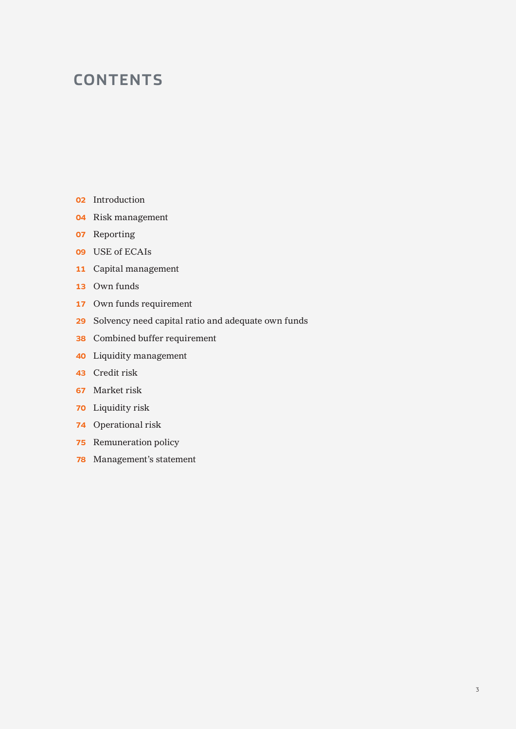# CONTENTS

**02** Introduction

**04** Risk management

**07** Reporting

**09** USE of ECAIs

**11** Capital management

**13** Own funds

**17** Own funds requirement

**29** Solvency need capital ratio and adequate own funds

**38** Combined buffer requirement

**40** Liquidity management

**43** Credit risk

**67** Market risk

**70** Liquidity risk

**74** Operational risk

**75** Remuneration policy

**78** Management's statement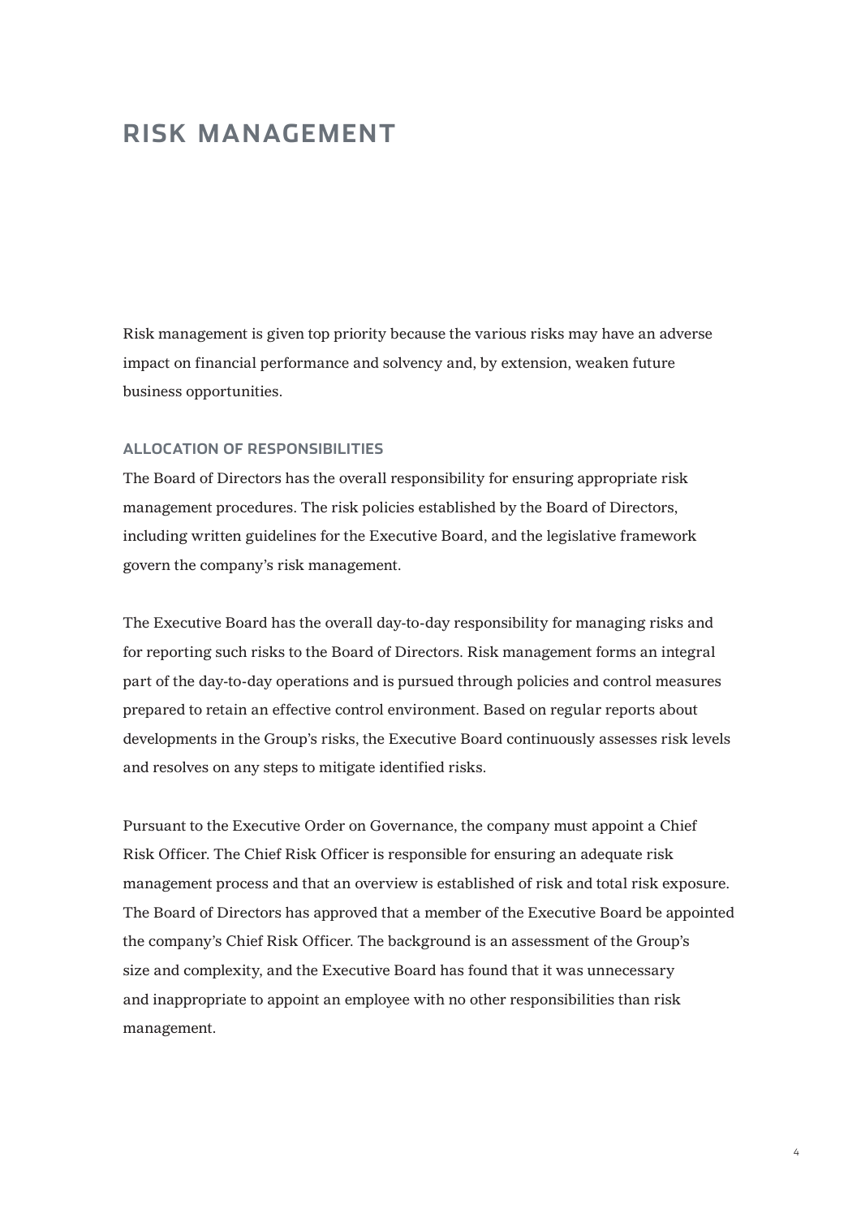# RISK MANAGEMENT

Risk management is given top priority because the various risks may have an adverse impact on financial performance and solvency and, by extension, weaken future business opportunities.

## ALLOCATION OF RESPONSIBILITIES

The Board of Directors has the overall responsibility for ensuring appropriate risk management procedures. The risk policies established by the Board of Directors, including written guidelines for the Executive Board, and the legislative framework govern the company's risk management.

The Executive Board has the overall day-to-day responsibility for managing risks and for reporting such risks to the Board of Directors. Risk management forms an integral part of the day-to-day operations and is pursued through policies and control measures prepared to retain an effective control environment. Based on regular reports about developments in the Group's risks, the Executive Board continuously assesses risk levels and resolves on any steps to mitigate identified risks.

Pursuant to the Executive Order on Governance, the company must appoint a Chief Risk Officer. The Chief Risk Officer is responsible for ensuring an adequate risk management process and that an overview is established of risk and total risk exposure. The Board of Directors has approved that a member of the Executive Board be appointed the company's Chief Risk Officer. The background is an assessment of the Group's size and complexity, and the Executive Board has found that it was unnecessary and inappropriate to appoint an employee with no other responsibilities than risk management.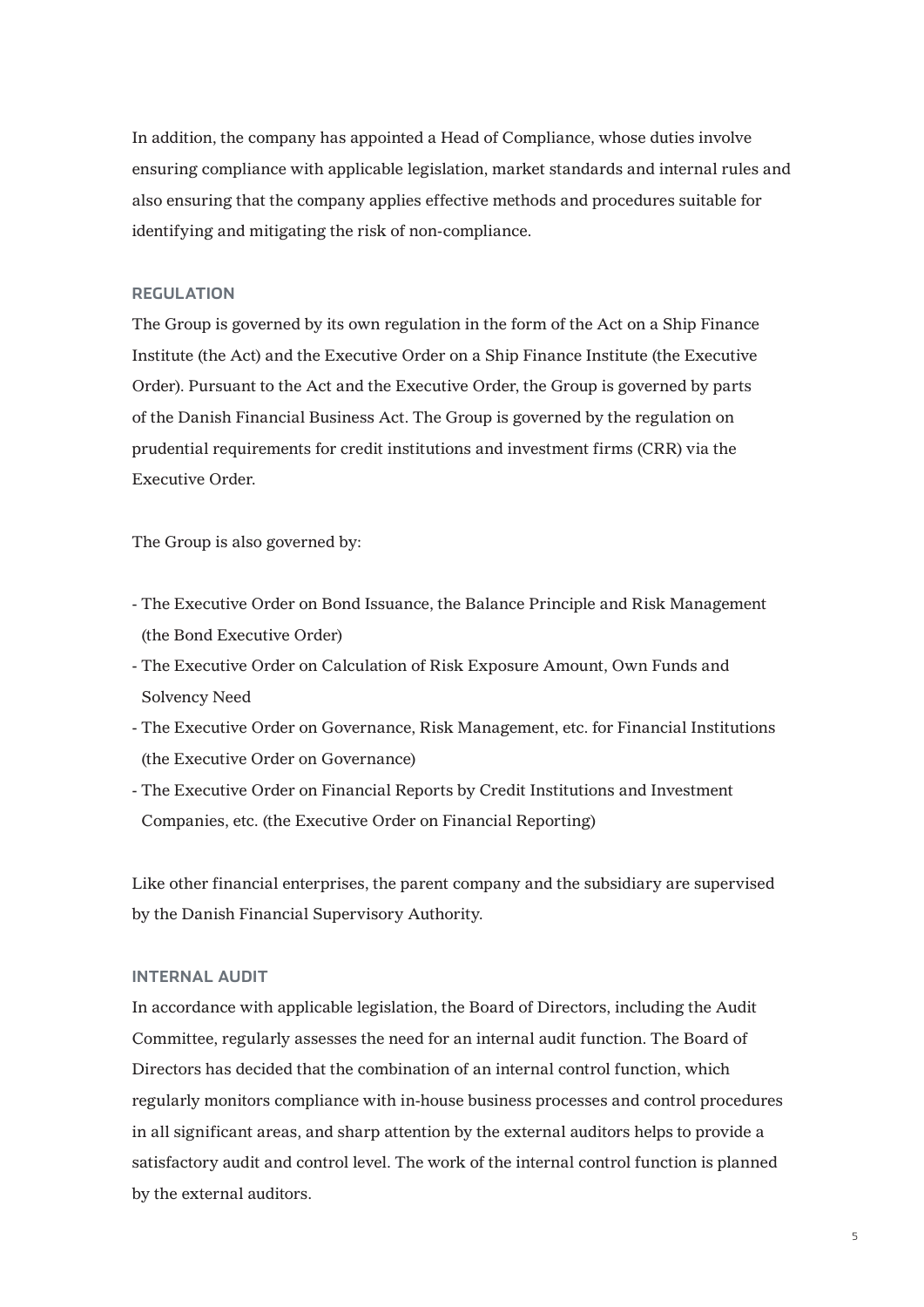In addition, the company has appointed a Head of Compliance, whose duties involve ensuring compliance with applicable legislation, market standards and internal rules and also ensuring that the company applies effective methods and procedures suitable for identifying and mitigating the risk of non-compliance.

## REGULATION

The Group is governed by its own regulation in the form of the Act on a Ship Finance Institute (the Act) and the Executive Order on a Ship Finance Institute (the Executive Order). Pursuant to the Act and the Executive Order, the Group is governed by parts of the Danish Financial Business Act. The Group is governed by the regulation on prudential requirements for credit institutions and investment firms (CRR) via the Executive Order.

The Group is also governed by:

- The Executive Order on Bond Issuance, the Balance Principle and Risk Management (the Bond Executive Order)
- The Executive Order on Calculation of Risk Exposure Amount, Own Funds and Solvency Need
- The Executive Order on Governance, Risk Management, etc. for Financial Institutions (the Executive Order on Governance)
- The Executive Order on Financial Reports by Credit Institutions and Investment Companies, etc. (the Executive Order on Financial Reporting)

Like other financial enterprises, the parent company and the subsidiary are supervised by the Danish Financial Supervisory Authority.

## INTERNAL AUDIT

In accordance with applicable legislation, the Board of Directors, including the Audit Committee, regularly assesses the need for an internal audit function. The Board of Directors has decided that the combination of an internal control function, which regularly monitors compliance with in-house business processes and control procedures in all significant areas, and sharp attention by the external auditors helps to provide a satisfactory audit and control level. The work of the internal control function is planned by the external auditors.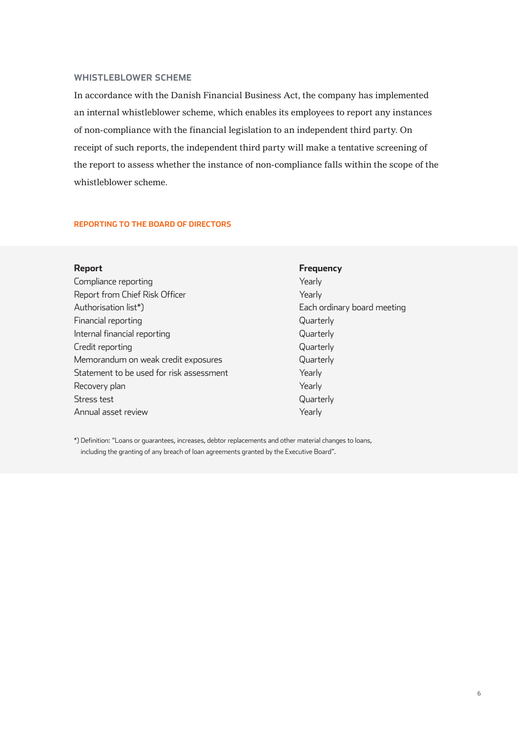### WHISTLEBLOWER SCHEME

In accordance with the Danish Financial Business Act, the company has implemented an internal whistleblower scheme, which enables its employees to report any instances of non-compliance with the financial legislation to an independent third party. On receipt of such reports, the independent third party will make a tentative screening of the report to assess whether the instance of non-compliance falls within the scope of the whistleblower scheme.

#### REPORTING TO THE BOARD OF DIRECTORS

| Report | Frequency |
|---|---|
| Compliance reporting | Yearly |
| Report from Chief Risk Officer | Yearly |
| Authorisation list*) | Each ordinary board meeting |
| Financial reporting | Quarterly |
| Internal financial reporting | Quarterly |
| Credit reporting | Quarterly |
| Memorandum on weak credit exposures | Quarterly |
| Statement to be used for risk assessment | Yearly |
| Recovery plan | Yearly |
| Stress test | Quarterly |
| Annual asset review | Yearly |

*) Definition: "Loans or guarantees, increases, debtor replacements and other material changes to loans, including the granting of any breach of loan agreements granted by the Executive Board".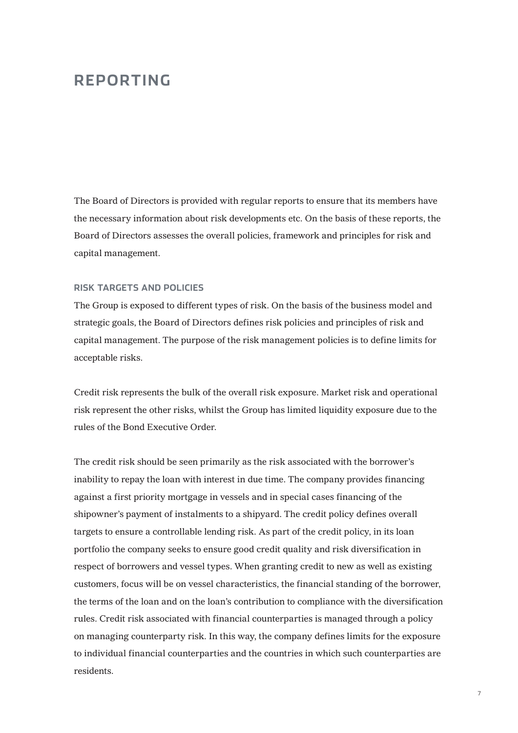# REPORTING

The Board of Directors is provided with regular reports to ensure that its members have the necessary information about risk developments etc. On the basis of these reports, the Board of Directors assesses the overall policies, framework and principles for risk and capital management.

### RISK TARGETS AND POLICIES

The Group is exposed to different types of risk. On the basis of the business model and strategic goals, the Board of Directors defines risk policies and principles of risk and capital management. The purpose of the risk management policies is to define limits for acceptable risks.

Credit risk represents the bulk of the overall risk exposure. Market risk and operational risk represent the other risks, whilst the Group has limited liquidity exposure due to the rules of the Bond Executive Order.

The credit risk should be seen primarily as the risk associated with the borrower's inability to repay the loan with interest in due time. The company provides financing against a first priority mortgage in vessels and in special cases financing of the shipowner's payment of instalments to a shipyard. The credit policy defines overall targets to ensure a controllable lending risk. As part of the credit policy, in its loan portfolio the company seeks to ensure good credit quality and risk diversification in respect of borrowers and vessel types. When granting credit to new as well as existing customers, focus will be on vessel characteristics, the financial standing of the borrower, the terms of the loan and on the loan's contribution to compliance with the diversification rules. Credit risk associated with financial counterparties is managed through a policy on managing counterparty risk. In this way, the company defines limits for the exposure to individual financial counterparties and the countries in which such counterparties are residents.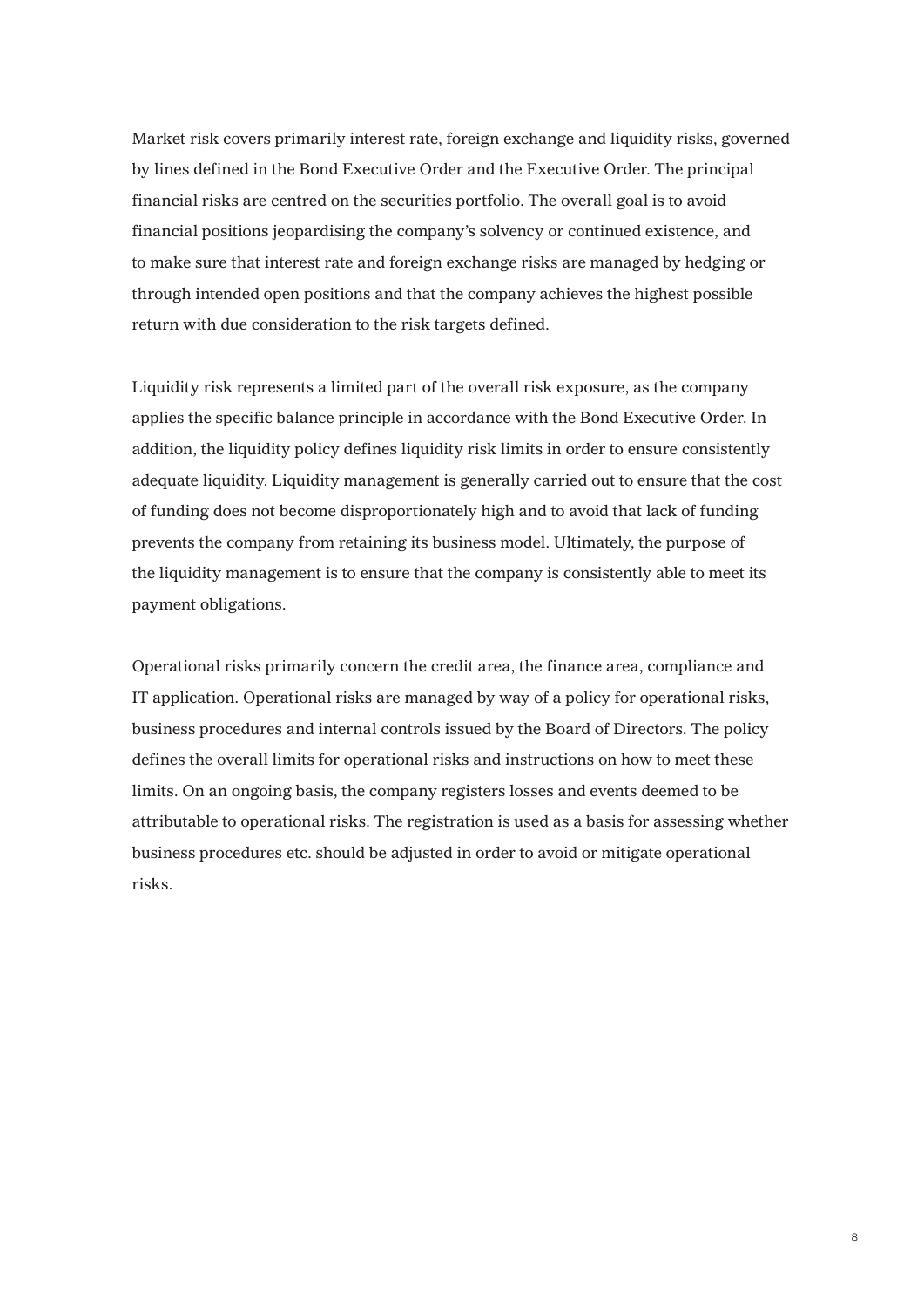Market risk covers primarily interest rate, foreign exchange and liquidity risks, governed by lines defined in the Bond Executive Order and the Executive Order. The principal financial risks are centred on the securities portfolio. The overall goal is to avoid financial positions jeopardising the company's solvency or continued existence, and to make sure that interest rate and foreign exchange risks are managed by hedging or through intended open positions and that the company achieves the highest possible return with due consideration to the risk targets defined.

Liquidity risk represents a limited part of the overall risk exposure, as the company applies the specific balance principle in accordance with the Bond Executive Order. In addition, the liquidity policy defines liquidity risk limits in order to ensure consistently adequate liquidity. Liquidity management is generally carried out to ensure that the cost of funding does not become disproportionately high and to avoid that lack of funding prevents the company from retaining its business model. Ultimately, the purpose of the liquidity management is to ensure that the company is consistently able to meet its payment obligations.

Operational risks primarily concern the credit area, the finance area, compliance and IT application. Operational risks are managed by way of a policy for operational risks, business procedures and internal controls issued by the Board of Directors. The policy defines the overall limits for operational risks and instructions on how to meet these limits. On an ongoing basis, the company registers losses and events deemed to be attributable to operational risks. The registration is used as a basis for assessing whether business procedures etc. should be adjusted in order to avoid or mitigate operational risks.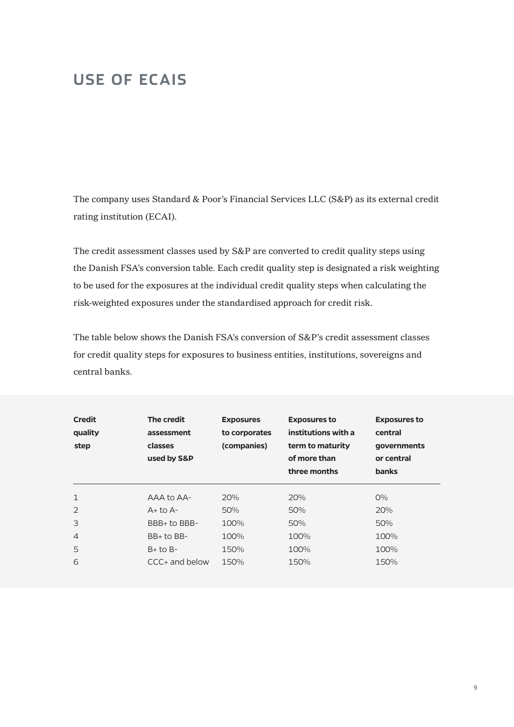# USE OF ECAIS

The company uses Standard & Poor's Financial Services LLC (S&P) as its external credit rating institution (ECAI).

The credit assessment classes used by S&P are converted to credit quality steps using the Danish FSA's conversion table. Each credit quality step is designated a risk weighting to be used for the exposures at the individual credit quality steps when calculating the risk-weighted exposures under the standardised approach for credit risk.

The table below shows the Danish FSA's conversion of S&P's credit assessment classes for credit quality steps for exposures to business entities, institutions, sovereigns and central banks.

| Credit quality step | The credit assessment classes used by S&P | Exposures to corporates (companies) | Exposures to institutions with a term to maturity of more than three months | Exposures to central governments or central banks |
|---|---|---|---|---|
| 1 | AAA to AA- | 20% | 20% | 0% |
| 2 | A+ to A- | 50% | 50% | 20% |
| 3 | BBB+ to BBB- | 100% | 50% | 50% |
| 4 | BB+ to BB- | 100% | 100% | 100% |
| 5 | B+ to B- | 150% | 100% | 100% |
| 6 | CCC+ and below | 150% | 150% | 150% |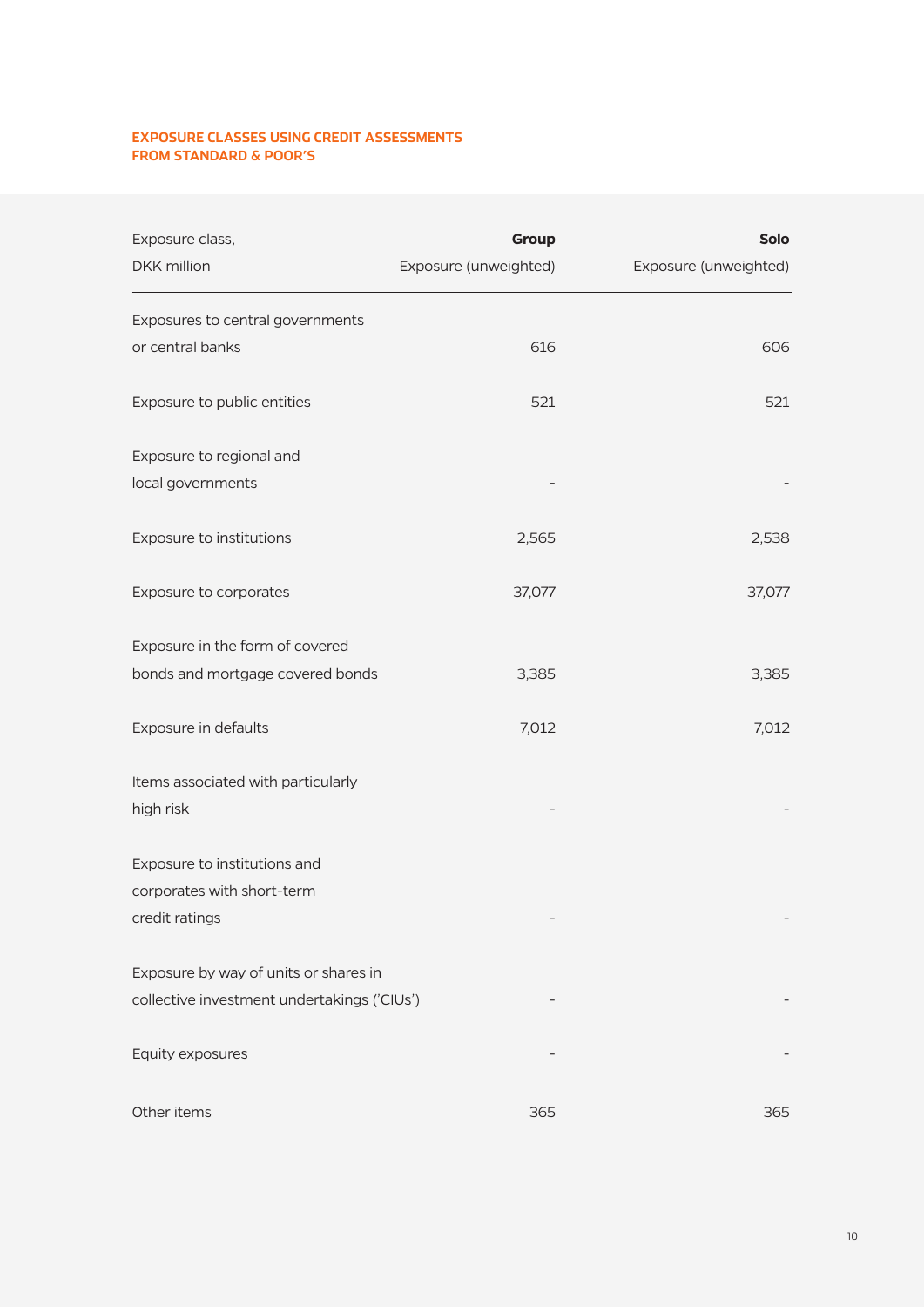### EXPOSURE CLASSES USING CREDIT ASSESSMENTS FROM STANDARD & POOR'S

| Exposure class, DKK million | **Group** Exposure (unweighted) | **Solo** Exposure (unweighted) |
|---|---:|---:|
| Exposures to central governments or central banks | 616 | 606 |
| Exposure to public entities | 521 | 521 |
| Exposure to regional and local governments | - | - |
| Exposure to institutions | 2,565 | 2,538 |
| Exposure to corporates | 37,077 | 37,077 |
| Exposure in the form of covered bonds and mortgage covered bonds | 3,385 | 3,385 |
| Exposure in defaults | 7,012 | 7,012 |
| Items associated with particularly high risk | - | - |
| Exposure to institutions and corporates with short-term credit ratings | - | - |
| Exposure by way of units or shares in collective investment undertakings ('CIUs') | - | - |
| Equity exposures | - | - |
| Other items | 365 | 365 |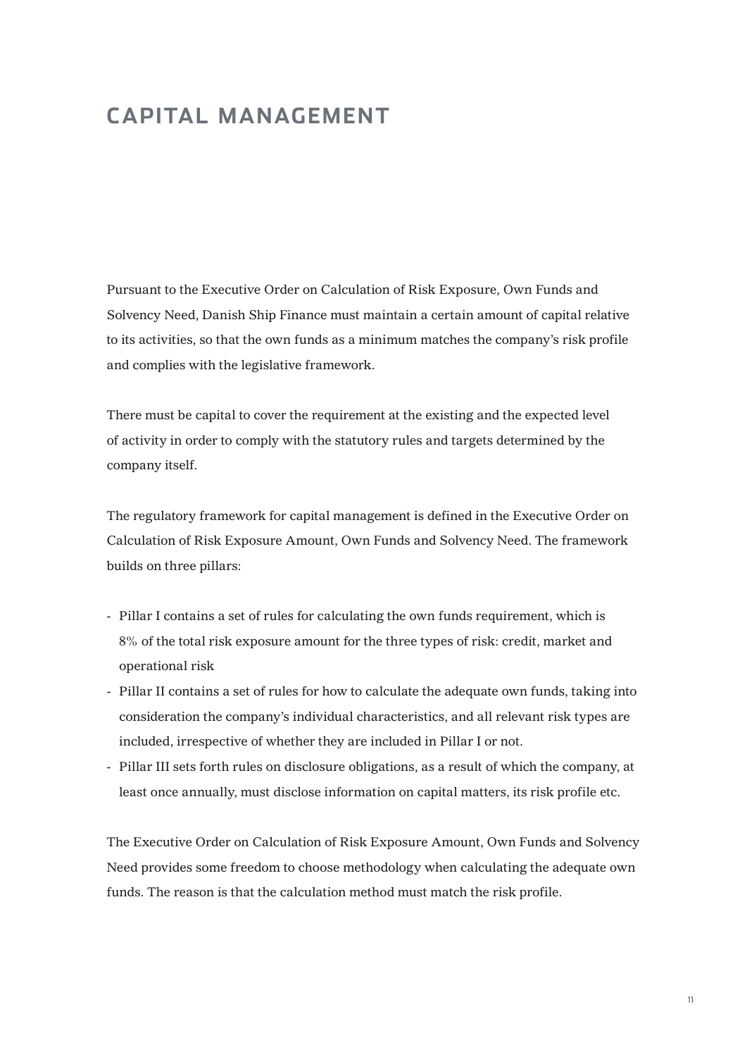# CAPITAL MANAGEMENT

Pursuant to the Executive Order on Calculation of Risk Exposure, Own Funds and Solvency Need, Danish Ship Finance must maintain a certain amount of capital relative to its activities, so that the own funds as a minimum matches the company's risk profile and complies with the legislative framework.

There must be capital to cover the requirement at the existing and the expected level of activity in order to comply with the statutory rules and targets determined by the company itself.

The regulatory framework for capital management is defined in the Executive Order on Calculation of Risk Exposure Amount, Own Funds and Solvency Need. The framework builds on three pillars:

- Pillar I contains a set of rules for calculating the own funds requirement, which is 8% of the total risk exposure amount for the three types of risk: credit, market and operational risk
- Pillar II contains a set of rules for how to calculate the adequate own funds, taking into consideration the company's individual characteristics, and all relevant risk types are included, irrespective of whether they are included in Pillar I or not.
- Pillar III sets forth rules on disclosure obligations, as a result of which the company, at least once annually, must disclose information on capital matters, its risk profile etc.

The Executive Order on Calculation of Risk Exposure Amount, Own Funds and Solvency Need provides some freedom to choose methodology when calculating the adequate own funds. The reason is that the calculation method must match the risk profile.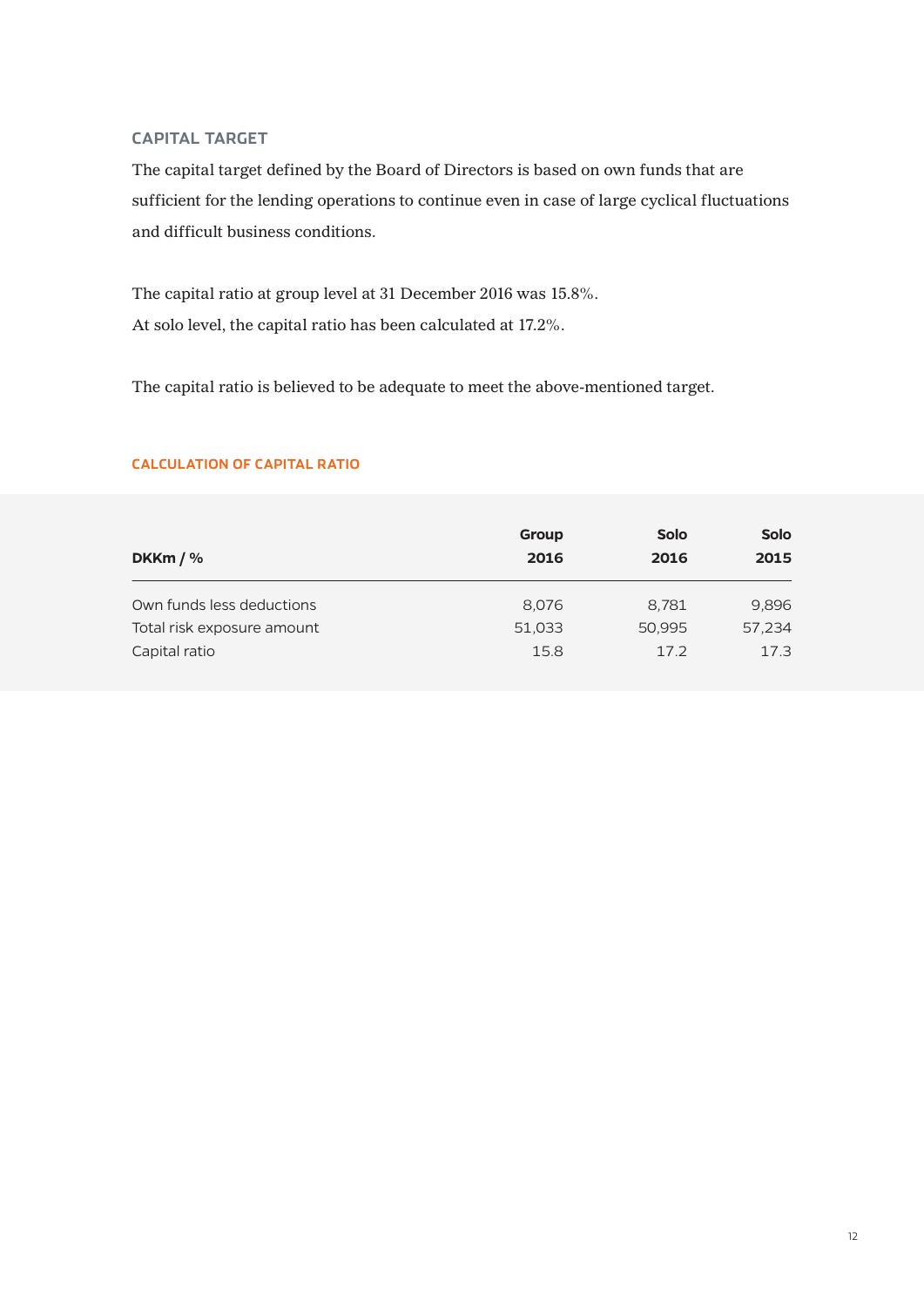## CAPITAL TARGET

The capital target defined by the Board of Directors is based on own funds that are sufficient for the lending operations to continue even in case of large cyclical fluctuations and difficult business conditions.

The capital ratio at group level at 31 December 2016 was 15.8%.
At solo level, the capital ratio has been calculated at 17.2%.

The capital ratio is believed to be adequate to meet the above-mentioned target.

### CALCULATION OF CAPITAL RATIO

| DKKm / % | Group 2016 | Solo 2016 | Solo 2015 |
|---|---|---|---|
| Own funds less deductions | 8,076 | 8,781 | 9,896 |
| Total risk exposure amount | 51,033 | 50,995 | 57,234 |
| Capital ratio | 15.8 | 17.2 | 17.3 |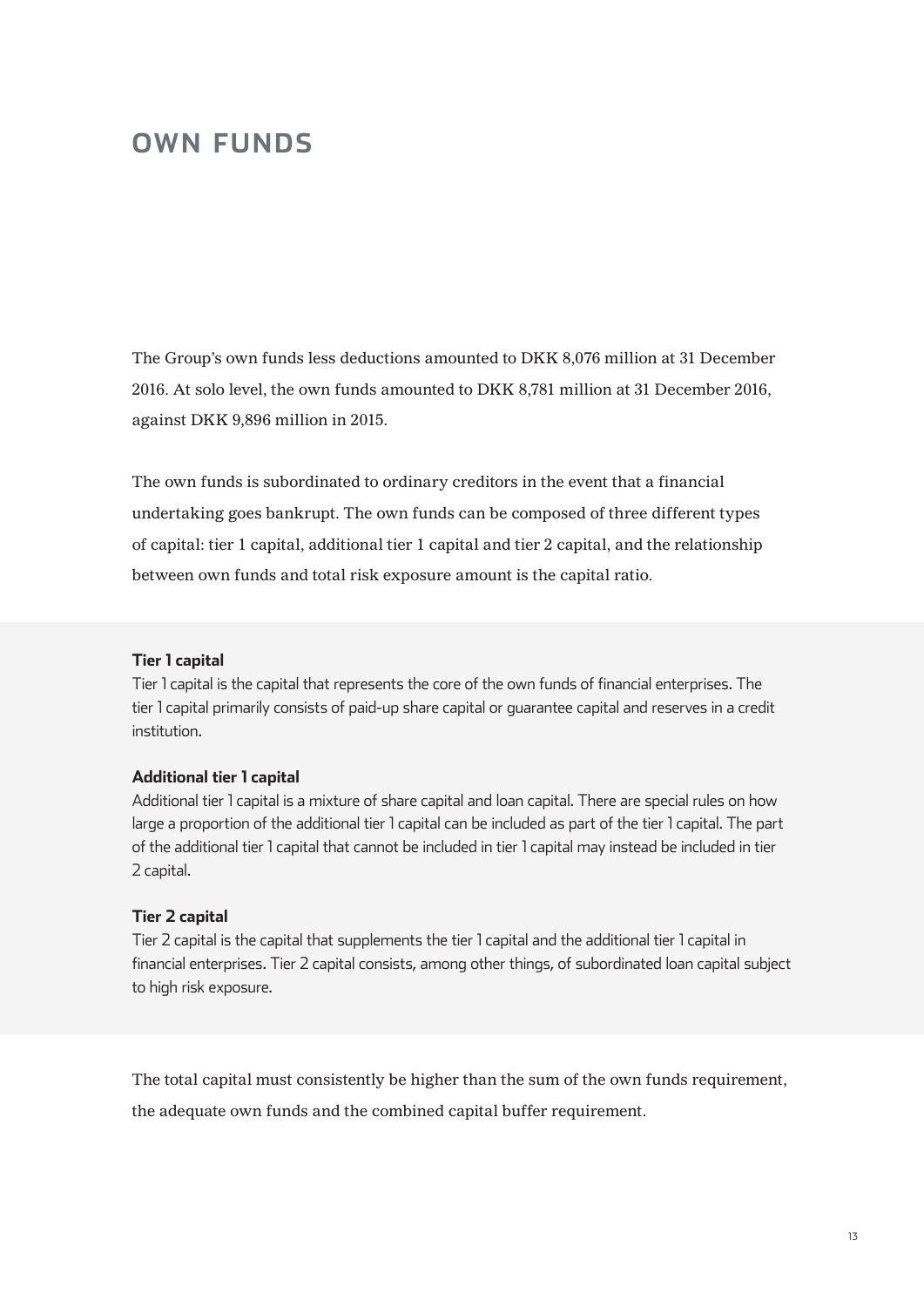# OWN FUNDS

The Group's own funds less deductions amounted to DKK 8,076 million at 31 December 2016. At solo level, the own funds amounted to DKK 8,781 million at 31 December 2016, against DKK 9,896 million in 2015.

The own funds is subordinated to ordinary creditors in the event that a financial undertaking goes bankrupt. The own funds can be composed of three different types of capital: tier 1 capital, additional tier 1 capital and tier 2 capital, and the relationship between own funds and total risk exposure amount is the capital ratio.

**Tier 1 capital**
Tier 1 capital is the capital that represents the core of the own funds of financial enterprises. The tier 1 capital primarily consists of paid-up share capital or guarantee capital and reserves in a credit institution.

**Additional tier 1 capital**
Additional tier 1 capital is a mixture of share capital and loan capital. There are special rules on how large a proportion of the additional tier 1 capital can be included as part of the tier 1 capital. The part of the additional tier 1 capital that cannot be included in tier 1 capital may instead be included in tier 2 capital.

**Tier 2 capital**
Tier 2 capital is the capital that supplements the tier 1 capital and the additional tier 1 capital in financial enterprises. Tier 2 capital consists, among other things, of subordinated loan capital subject to high risk exposure.

The total capital must consistently be higher than the sum of the own funds requirement, the adequate own funds and the combined capital buffer requirement.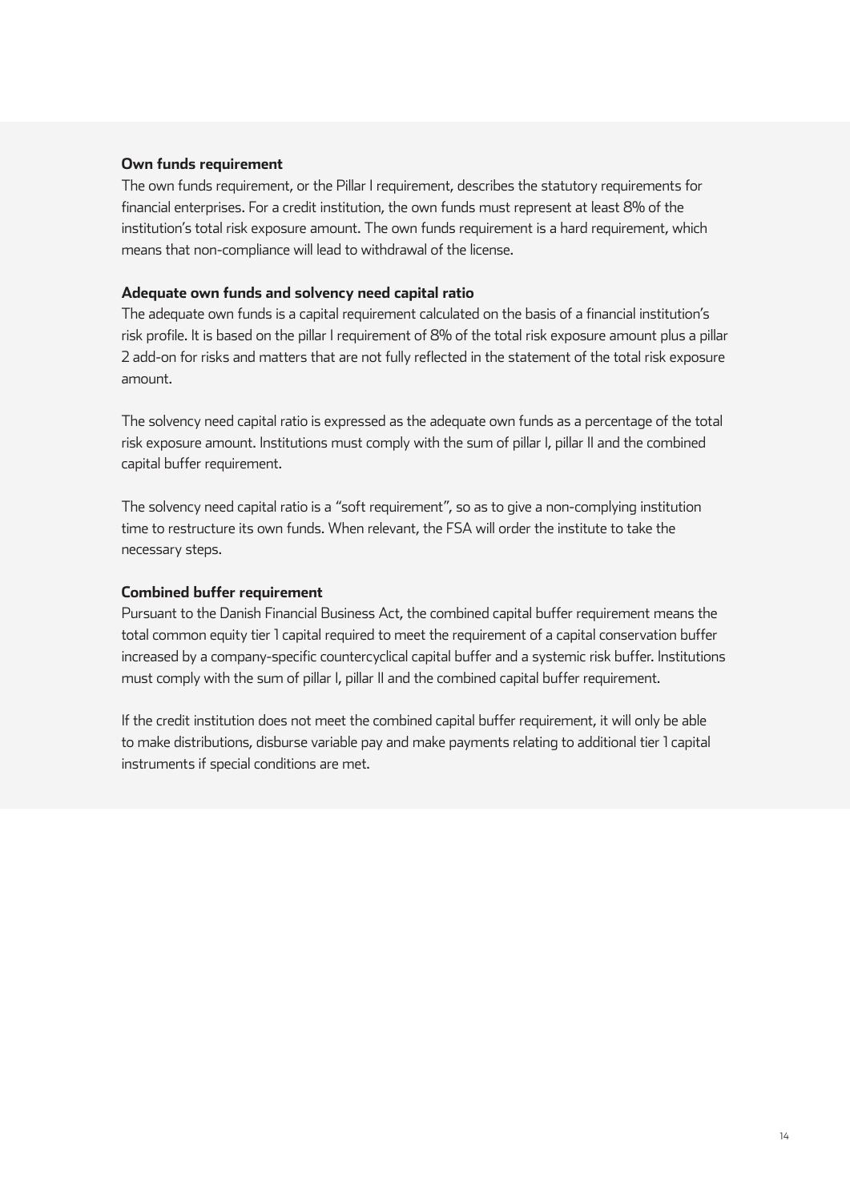**Own funds requirement**

The own funds requirement, or the Pillar I requirement, describes the statutory requirements for financial enterprises. For a credit institution, the own funds must represent at least 8% of the institution's total risk exposure amount. The own funds requirement is a hard requirement, which means that non-compliance will lead to withdrawal of the license.

**Adequate own funds and solvency need capital ratio**

The adequate own funds is a capital requirement calculated on the basis of a financial institution's risk profile. It is based on the pillar I requirement of 8% of the total risk exposure amount plus a pillar 2 add-on for risks and matters that are not fully reflected in the statement of the total risk exposure amount.

The solvency need capital ratio is expressed as the adequate own funds as a percentage of the total risk exposure amount. Institutions must comply with the sum of pillar I, pillar II and the combined capital buffer requirement.

The solvency need capital ratio is a "soft requirement", so as to give a non-complying institution time to restructure its own funds. When relevant, the FSA will order the institute to take the necessary steps.

**Combined buffer requirement**

Pursuant to the Danish Financial Business Act, the combined capital buffer requirement means the total common equity tier 1 capital required to meet the requirement of a capital conservation buffer increased by a company-specific countercyclical capital buffer and a systemic risk buffer. Institutions must comply with the sum of pillar I, pillar II and the combined capital buffer requirement.

If the credit institution does not meet the combined capital buffer requirement, it will only be able to make distributions, disburse variable pay and make payments relating to additional tier 1 capital instruments if special conditions are met.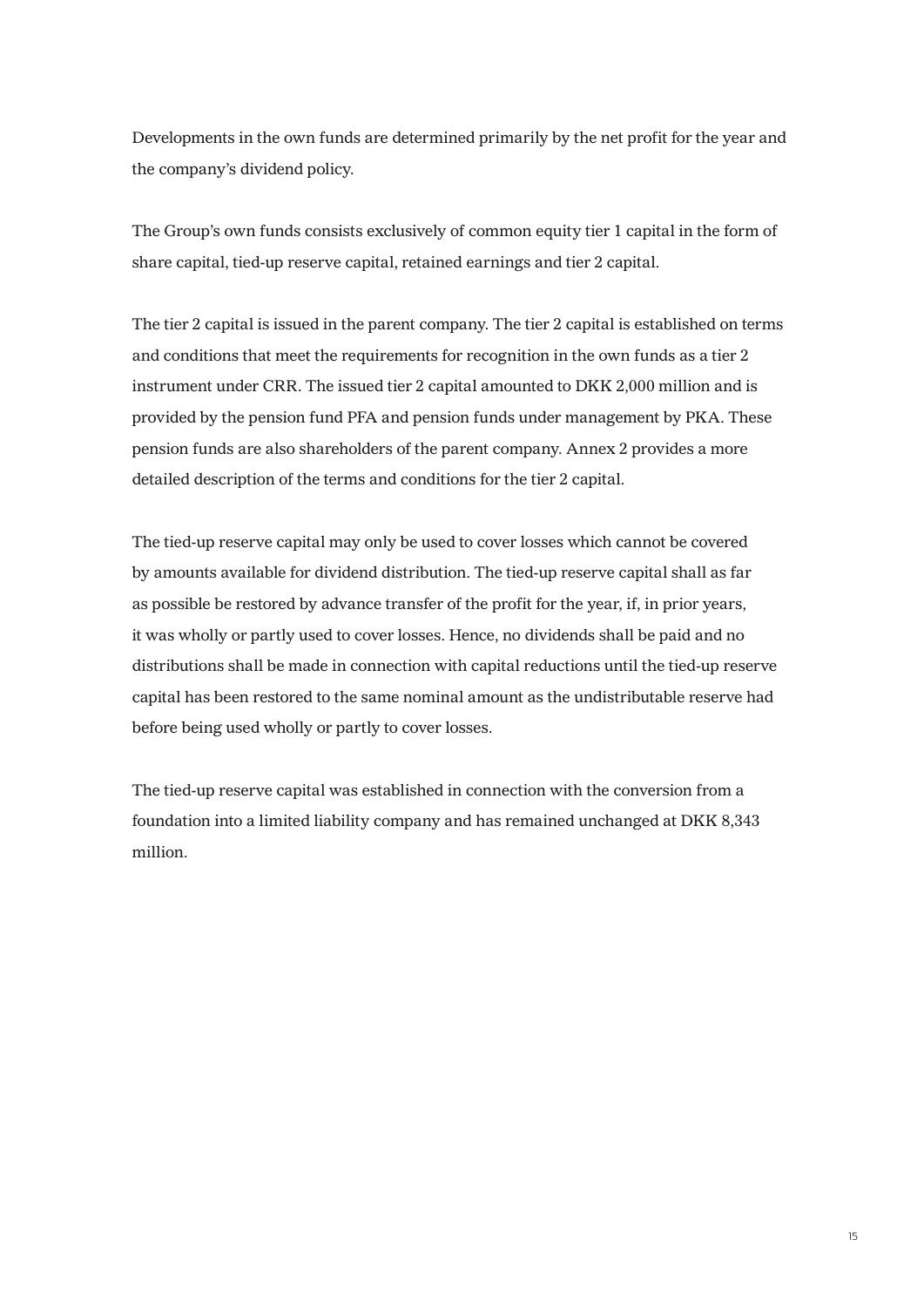Developments in the own funds are determined primarily by the net profit for the year and the company's dividend policy.

The Group's own funds consists exclusively of common equity tier 1 capital in the form of share capital, tied-up reserve capital, retained earnings and tier 2 capital.

The tier 2 capital is issued in the parent company. The tier 2 capital is established on terms and conditions that meet the requirements for recognition in the own funds as a tier 2 instrument under CRR. The issued tier 2 capital amounted to DKK 2,000 million and is provided by the pension fund PFA and pension funds under management by PKA. These pension funds are also shareholders of the parent company. Annex 2 provides a more detailed description of the terms and conditions for the tier 2 capital.

The tied-up reserve capital may only be used to cover losses which cannot be covered by amounts available for dividend distribution. The tied-up reserve capital shall as far as possible be restored by advance transfer of the profit for the year, if, in prior years, it was wholly or partly used to cover losses. Hence, no dividends shall be paid and no distributions shall be made in connection with capital reductions until the tied-up reserve capital has been restored to the same nominal amount as the undistributable reserve had before being used wholly or partly to cover losses.

The tied-up reserve capital was established in connection with the conversion from a foundation into a limited liability company and has remained unchanged at DKK 8,343 million.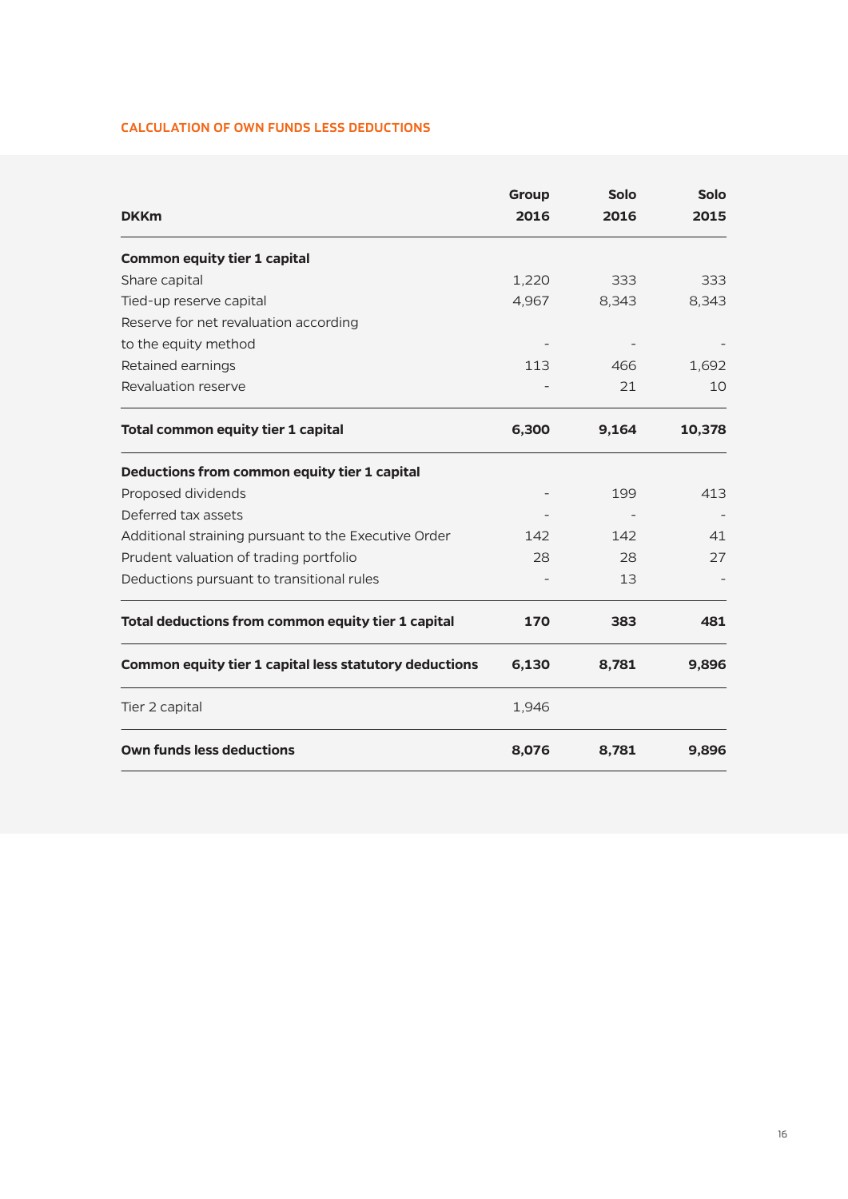## CALCULATION OF OWN FUNDS LESS DEDUCTIONS

| DKKm | Group 2016 | Solo 2016 | Solo 2015 |
|---|---|---|---|
| **Common equity tier 1 capital** | | | |
| Share capital | 1,220 | 333 | 333 |
| Tied-up reserve capital | 4,967 | 8,343 | 8,343 |
| Reserve for net revaluation according to the equity method | - | - | - |
| Retained earnings | 113 | 466 | 1,692 |
| Revaluation reserve | - | 21 | 10 |
| **Total common equity tier 1 capital** | **6,300** | **9,164** | **10,378** |
| **Deductions from common equity tier 1 capital** | | | |
| Proposed dividends | - | 199 | 413 |
| Deferred tax assets | - | - | - |
| Additional straining pursuant to the Executive Order | 142 | 142 | 41 |
| Prudent valuation of trading portfolio | 28 | 28 | 27 |
| Deductions pursuant to transitional rules | - | 13 | - |
| **Total deductions from common equity tier 1 capital** | **170** | **383** | **481** |
| **Common equity tier 1 capital less statutory deductions** | **6,130** | **8,781** | **9,896** |
| Tier 2 capital | 1,946 | | |
| **Own funds less deductions** | **8,076** | **8,781** | **9,896** |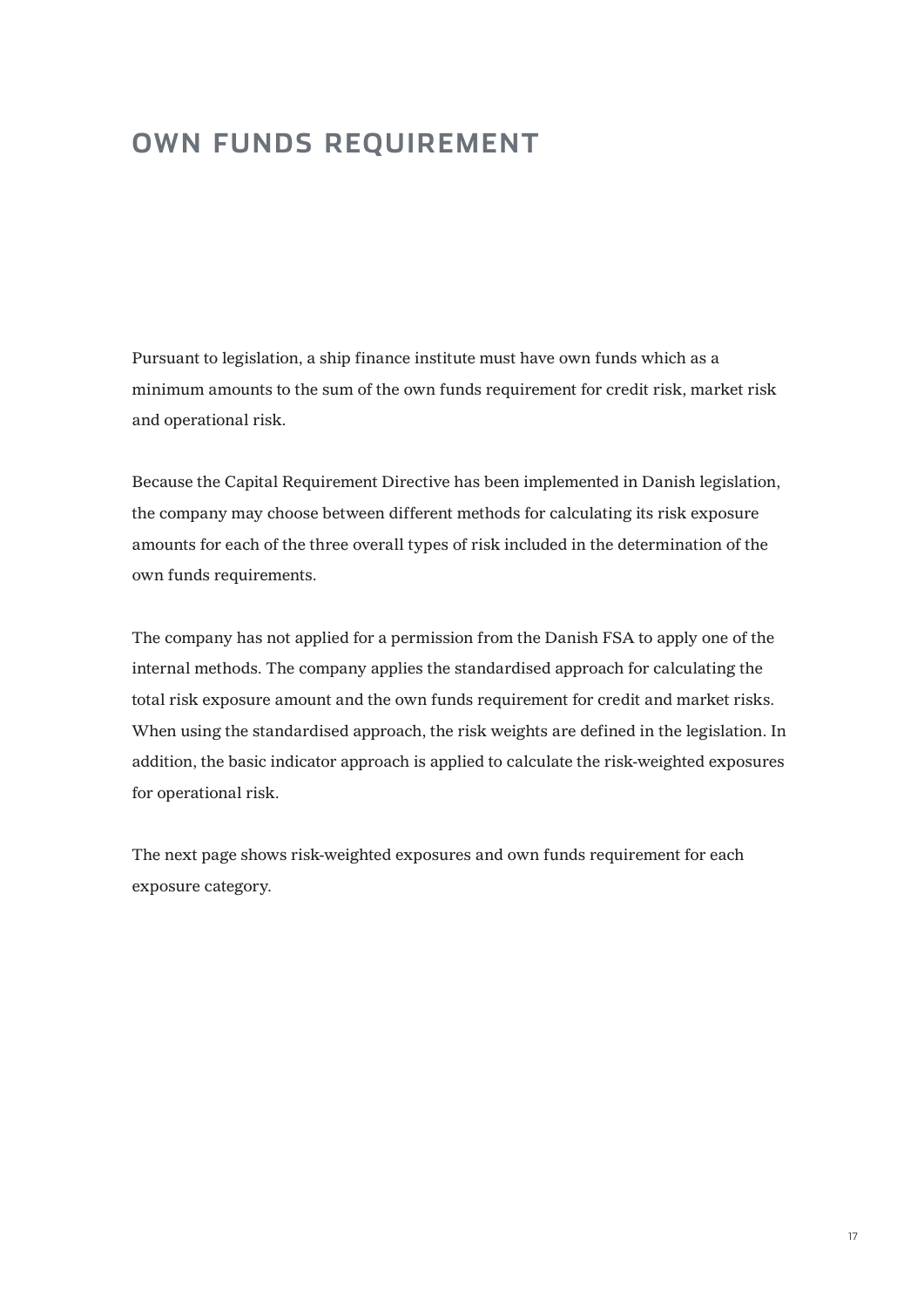# OWN FUNDS REQUIREMENT

Pursuant to legislation, a ship finance institute must have own funds which as a minimum amounts to the sum of the own funds requirement for credit risk, market risk and operational risk.

Because the Capital Requirement Directive has been implemented in Danish legislation, the company may choose between different methods for calculating its risk exposure amounts for each of the three overall types of risk included in the determination of the own funds requirements.

The company has not applied for a permission from the Danish FSA to apply one of the internal methods. The company applies the standardised approach for calculating the total risk exposure amount and the own funds requirement for credit and market risks. When using the standardised approach, the risk weights are defined in the legislation. In addition, the basic indicator approach is applied to calculate the risk-weighted exposures for operational risk.

The next page shows risk-weighted exposures and own funds requirement for each exposure category.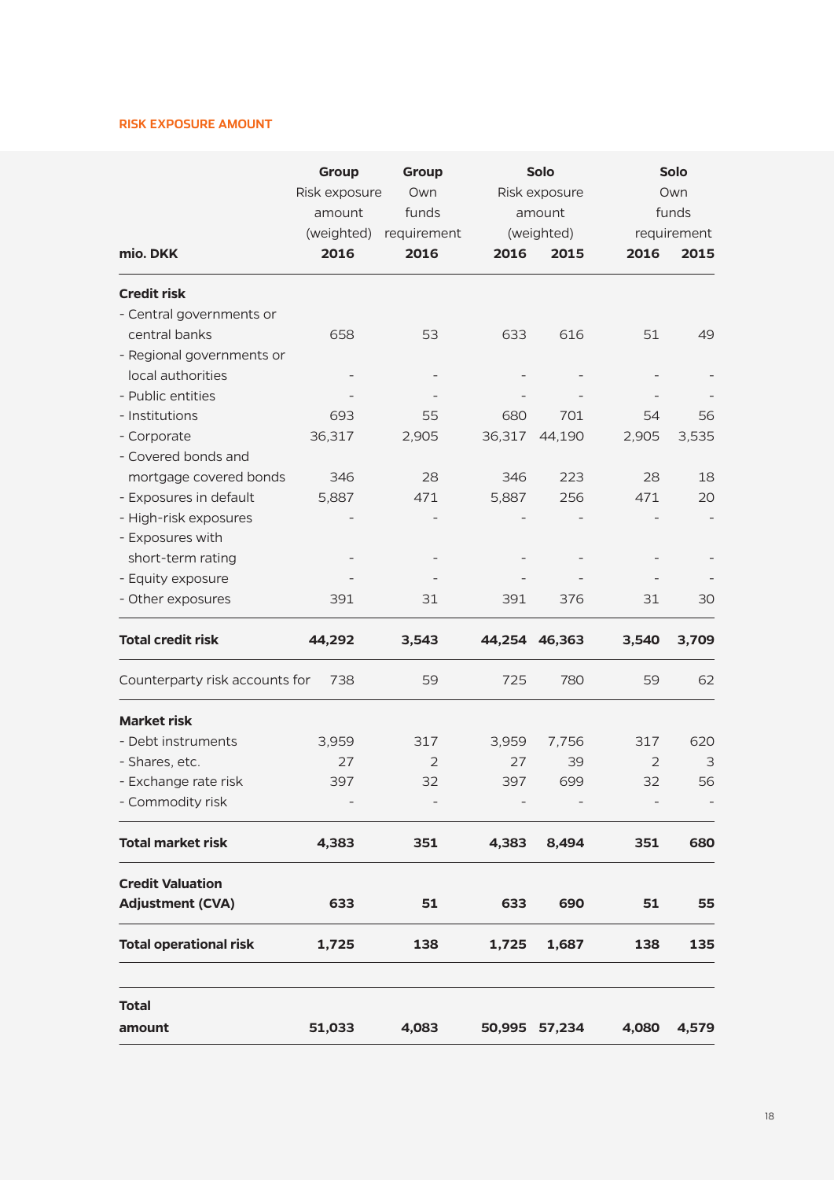## RISK EXPOSURE AMOUNT

| mio. DKK | Group Risk exposure amount (weighted) 2016 | Group Own funds requirement 2016 | Solo Risk exposure amount (weighted) 2016 | Solo Risk exposure amount (weighted) 2015 | Solo Own funds requirement 2016 | Solo Own funds requirement 2015 |
|---|---|---|---|---|---|---|
| **Credit risk** | | | | | | |
| - Central governments or central banks | 658 | 53 | 633 | 616 | 51 | 49 |
| - Regional governments or local authorities | - | - | - | - | - | - |
| - Public entities | - | - | - | - | - | - |
| - Institutions | 693 | 55 | 680 | 701 | 54 | 56 |
| - Corporate | 36,317 | 2,905 | 36,317 | 44,190 | 2,905 | 3,535 |
| - Covered bonds and mortgage covered bonds | 346 | 28 | 346 | 223 | 28 | 18 |
| - Exposures in default | 5,887 | 471 | 5,887 | 256 | 471 | 20 |
| - High-risk exposures | - | - | - | - | - | - |
| - Exposures with short-term rating | - | - | - | - | - | - |
| - Equity exposure | - | - | - | - | - | - |
| - Other exposures | 391 | 31 | 391 | 376 | 31 | 30 |
| **Total credit risk** | **44,292** | **3,543** | **44,254** | **46,363** | **3,540** | **3,709** |
| Counterparty risk accounts for | 738 | 59 | 725 | 780 | 59 | 62 |
| **Market risk** | | | | | | |
| - Debt instruments | 3,959 | 317 | 3,959 | 7,756 | 317 | 620 |
| - Shares, etc. | 27 | 2 | 27 | 39 | 2 | 3 |
| - Exchange rate risk | 397 | 32 | 397 | 699 | 32 | 56 |
| - Commodity risk | - | - | - | - | - | - |
| **Total market risk** | **4,383** | **351** | **4,383** | **8,494** | **351** | **680** |
| **Credit Valuation Adjustment (CVA)** | **633** | **51** | **633** | **690** | **51** | **55** |
| **Total operational risk** | **1,725** | **138** | **1,725** | **1,687** | **138** | **135** |
| **Total amount** | **51,033** | **4,083** | **50,995** | **57,234** | **4,080** | **4,579** |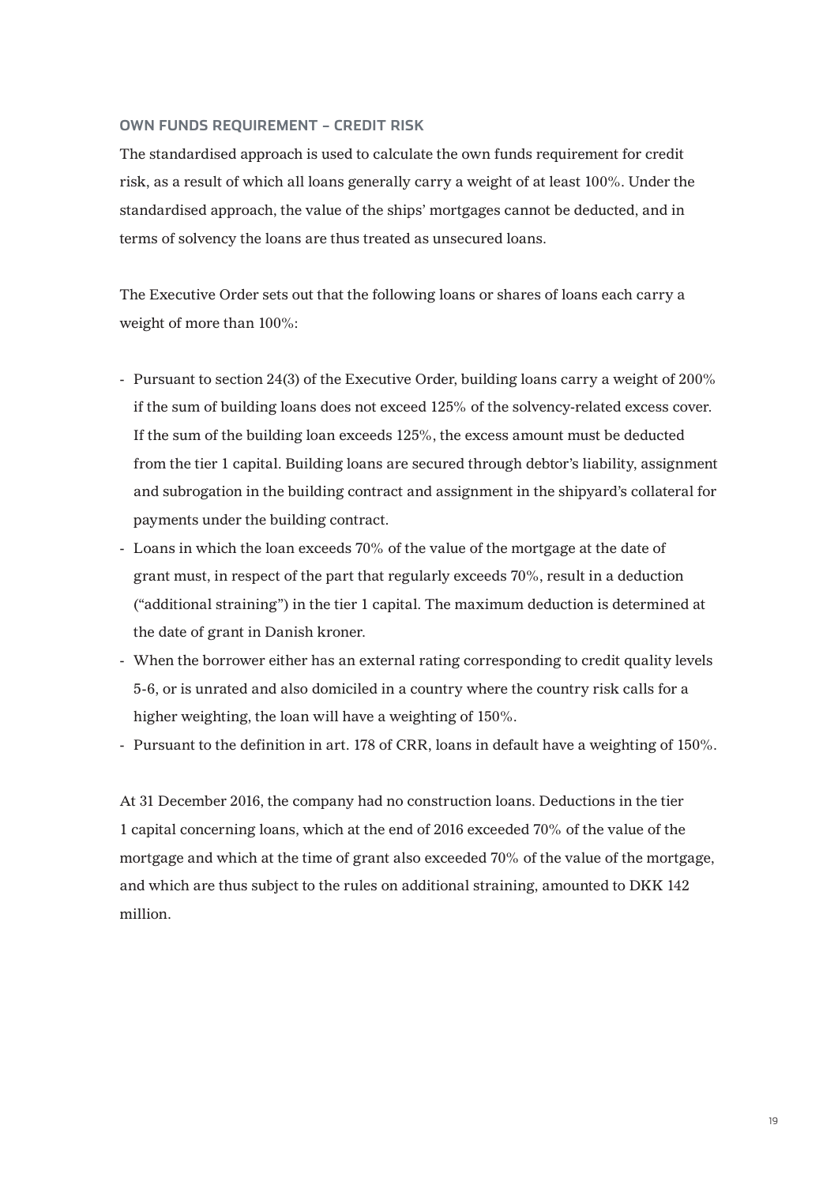## OWN FUNDS REQUIREMENT – CREDIT RISK

The standardised approach is used to calculate the own funds requirement for credit risk, as a result of which all loans generally carry a weight of at least 100%. Under the standardised approach, the value of the ships' mortgages cannot be deducted, and in terms of solvency the loans are thus treated as unsecured loans.

The Executive Order sets out that the following loans or shares of loans each carry a weight of more than 100%:

- Pursuant to section 24(3) of the Executive Order, building loans carry a weight of 200% if the sum of building loans does not exceed 125% of the solvency-related excess cover. If the sum of the building loan exceeds 125%, the excess amount must be deducted from the tier 1 capital. Building loans are secured through debtor's liability, assignment and subrogation in the building contract and assignment in the shipyard's collateral for payments under the building contract.
- Loans in which the loan exceeds 70% of the value of the mortgage at the date of grant must, in respect of the part that regularly exceeds 70%, result in a deduction ("additional straining") in the tier 1 capital. The maximum deduction is determined at the date of grant in Danish kroner.
- When the borrower either has an external rating corresponding to credit quality levels 5-6, or is unrated and also domiciled in a country where the country risk calls for a higher weighting, the loan will have a weighting of 150%.
- Pursuant to the definition in art. 178 of CRR, loans in default have a weighting of 150%.

At 31 December 2016, the company had no construction loans. Deductions in the tier 1 capital concerning loans, which at the end of 2016 exceeded 70% of the value of the mortgage and which at the time of grant also exceeded 70% of the value of the mortgage, and which are thus subject to the rules on additional straining, amounted to DKK 142 million.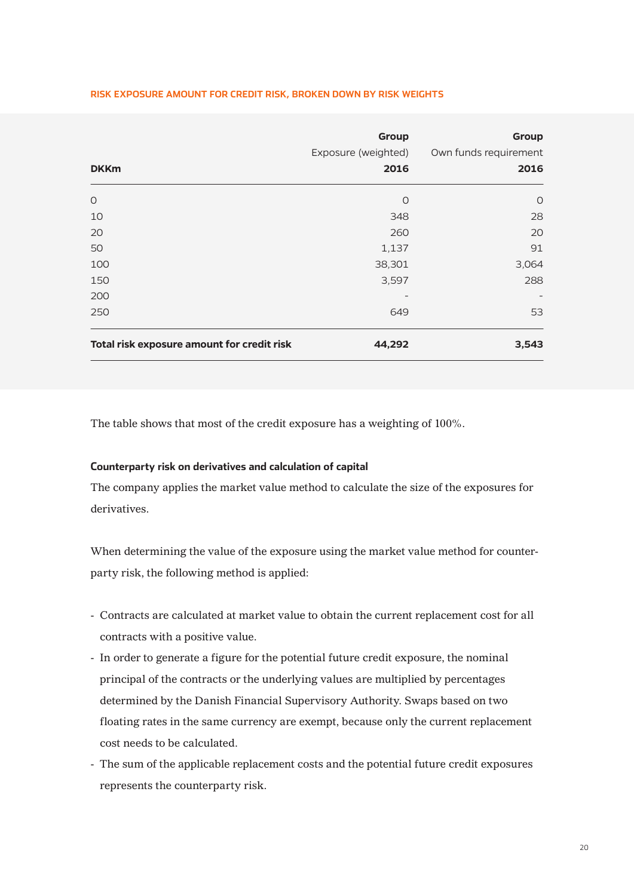### RISK EXPOSURE AMOUNT FOR CREDIT RISK, BROKEN DOWN BY RISK WEIGHTS

| DKKm | Group<br>Exposure (weighted)<br>2016 | Group<br>Own funds requirement<br>2016 |
|---|---|---|
| 0 | 0 | 0 |
| 10 | 348 | 28 |
| 20 | 260 | 20 |
| 50 | 1,137 | 91 |
| 100 | 38,301 | 3,064 |
| 150 | 3,597 | 288 |
| 200 | - | - |
| 250 | 649 | 53 |
| **Total risk exposure amount for credit risk** | **44,292** | **3,543** |

The table shows that most of the credit exposure has a weighting of 100%.

#### Counterparty risk on derivatives and calculation of capital

The company applies the market value method to calculate the size of the exposures for derivatives.

When determining the value of the exposure using the market value method for counterparty risk, the following method is applied:

- Contracts are calculated at market value to obtain the current replacement cost for all contracts with a positive value.
- In order to generate a figure for the potential future credit exposure, the nominal principal of the contracts or the underlying values are multiplied by percentages determined by the Danish Financial Supervisory Authority. Swaps based on two floating rates in the same currency are exempt, because only the current replacement cost needs to be calculated.
- The sum of the applicable replacement costs and the potential future credit exposures represents the counterparty risk.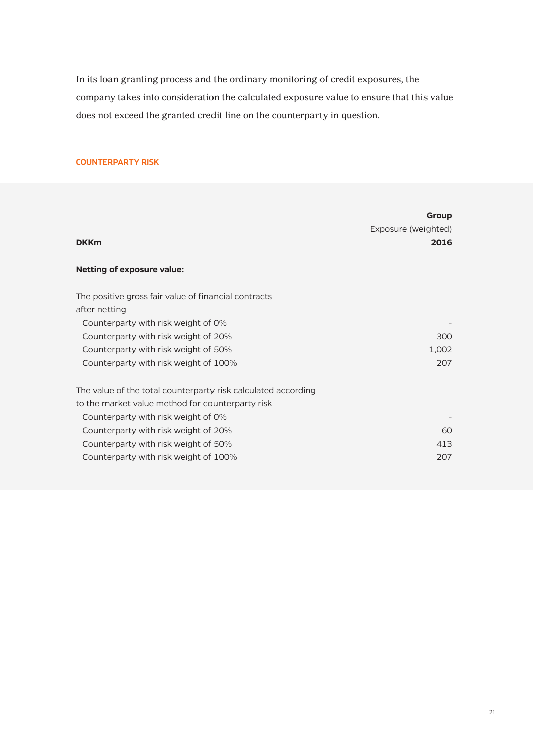In its loan granting process and the ordinary monitoring of credit exposures, the company takes into consideration the calculated exposure value to ensure that this value does not exceed the granted credit line on the counterparty in question.

### COUNTERPARTY RISK

| DKKm | Group Exposure (weighted) 2016 |
|---|---|
| **Netting of exposure value:** | |
| The positive gross fair value of financial contracts after netting | |
| Counterparty with risk weight of 0% | - |
| Counterparty with risk weight of 20% | 300 |
| Counterparty with risk weight of 50% | 1,002 |
| Counterparty with risk weight of 100% | 207 |
| The value of the total counterparty risk calculated according to the market value method for counterparty risk | |
| Counterparty with risk weight of 0% | - |
| Counterparty with risk weight of 20% | 60 |
| Counterparty with risk weight of 50% | 413 |
| Counterparty with risk weight of 100% | 207 |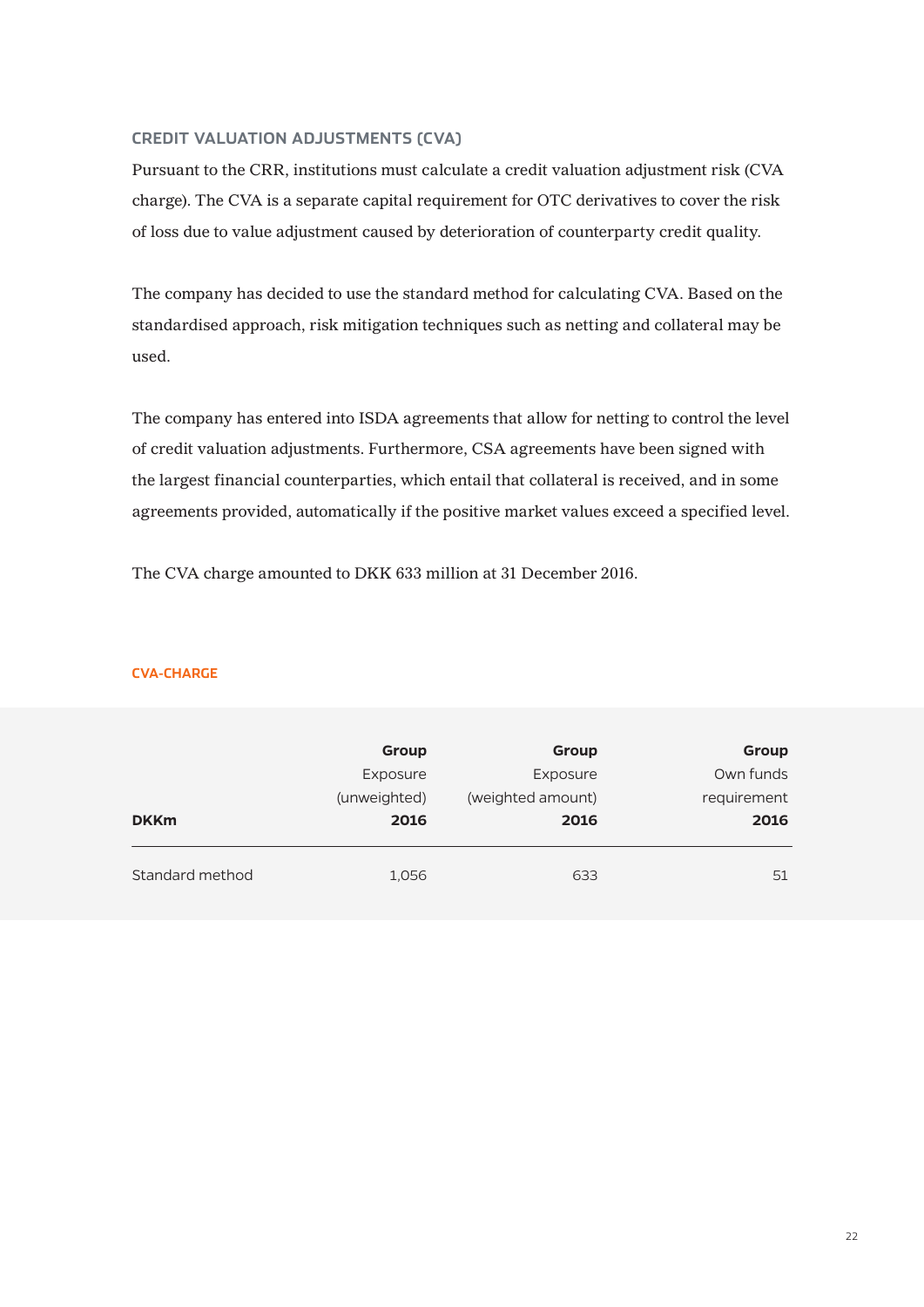### CREDIT VALUATION ADJUSTMENTS (CVA)

Pursuant to the CRR, institutions must calculate a credit valuation adjustment risk (CVA charge). The CVA is a separate capital requirement for OTC derivatives to cover the risk of loss due to value adjustment caused by deterioration of counterparty credit quality.

The company has decided to use the standard method for calculating CVA. Based on the standardised approach, risk mitigation techniques such as netting and collateral may be used.

The company has entered into ISDA agreements that allow for netting to control the level of credit valuation adjustments. Furthermore, CSA agreements have been signed with the largest financial counterparties, which entail that collateral is received, and in some agreements provided, automatically if the positive market values exceed a specified level.

The CVA charge amounted to DKK 633 million at 31 December 2016.

#### CVA-CHARGE

| DKKm | **Group** Exposure (unweighted) **2016** | **Group** Exposure (weighted amount) **2016** | **Group** Own funds requirement **2016** |
|---|---|---|---|
| Standard method | 1,056 | 633 | 51 |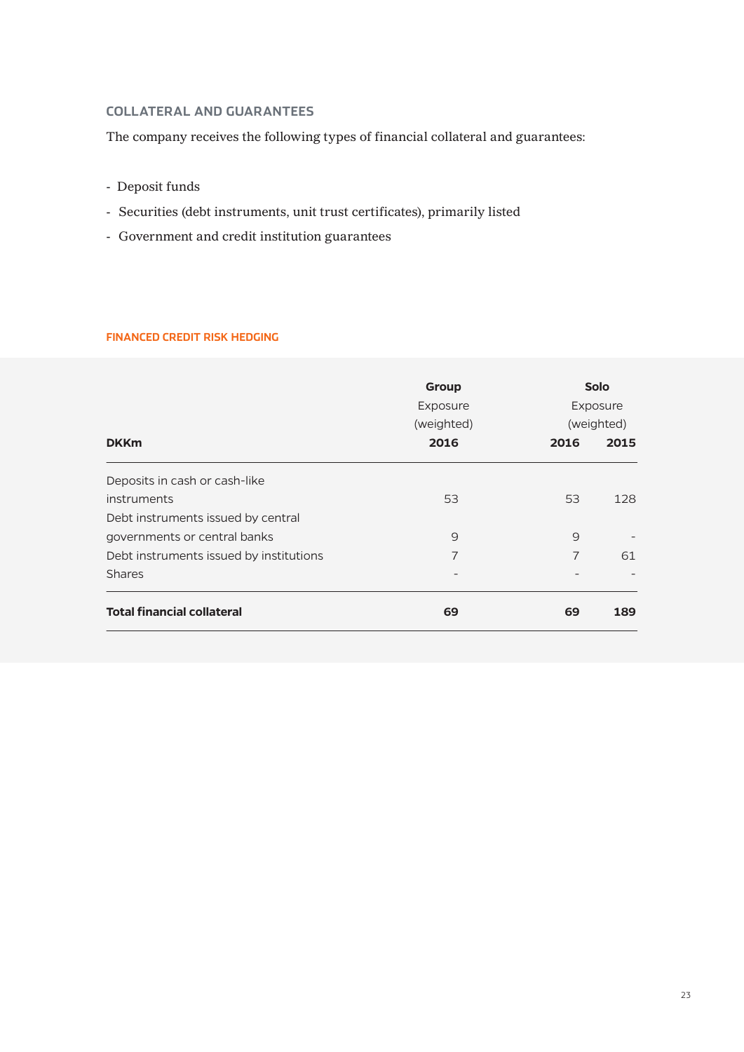## COLLATERAL AND GUARANTEES

The company receives the following types of financial collateral and guarantees:

- Deposit funds
- Securities (debt instruments, unit trust certificates), primarily listed
- Government and credit institution guarantees

### FINANCED CREDIT RISK HEDGING

| DKKm | Group<br>Exposure<br>(weighted)<br>2016 | Solo<br>Exposure<br>(weighted)<br>2016 | <br><br><br>2015 |
|---|---|---|---|
| Deposits in cash or cash-like instruments | 53 | 53 | 128 |
| Debt instruments issued by central governments or central banks | 9 | 9 | - |
| Debt instruments issued by institutions | 7 | 7 | 61 |
| Shares | - | - | - |
| **Total financial collateral** | **69** | **69** | **189** |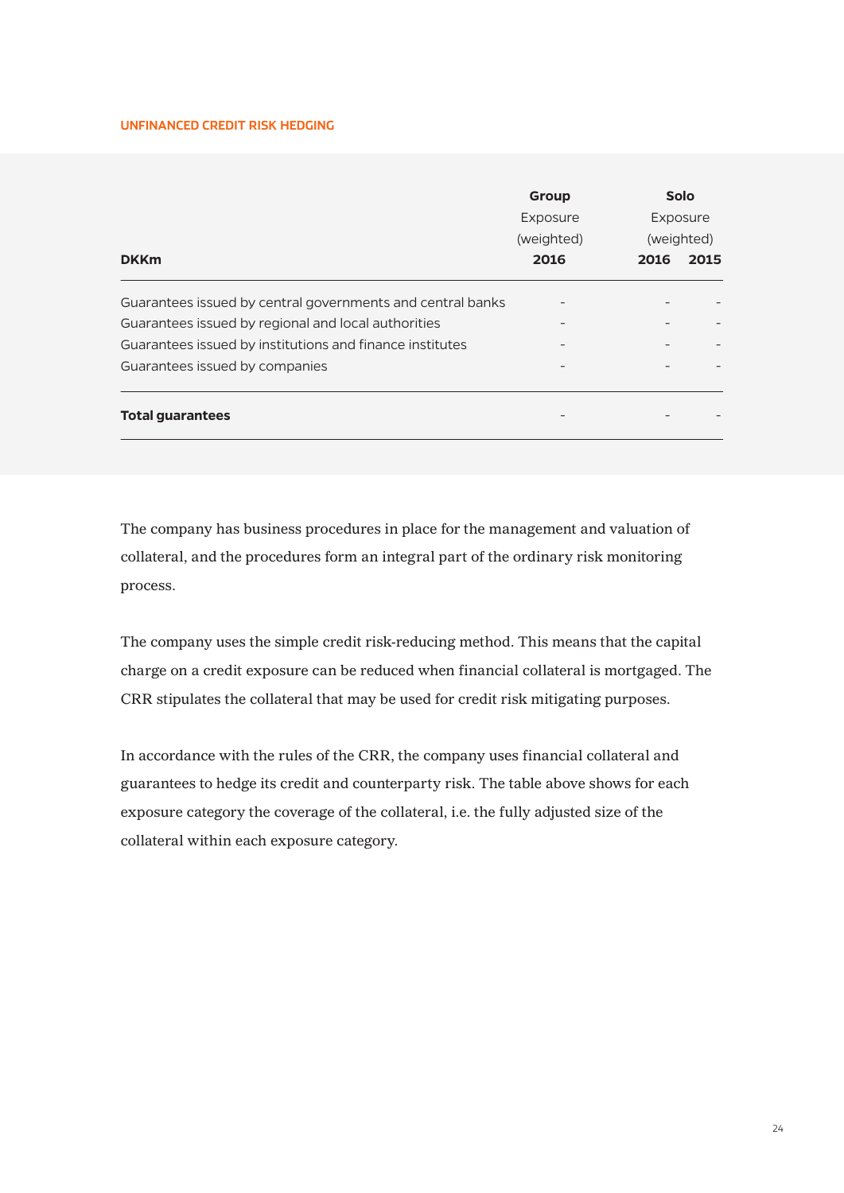## UNFINANCED CREDIT RISK HEDGING

| DKKm | Group Exposure (weighted) 2016 | Solo Exposure (weighted) 2016 | Solo Exposure (weighted) 2015 |
|---|---|---|---|
| Guarantees issued by central governments and central banks | - | - | - |
| Guarantees issued by regional and local authorities | - | - | - |
| Guarantees issued by institutions and finance institutes | - | - | - |
| Guarantees issued by companies | - | - | - |
| **Total guarantees** | - | - | - |

The company has business procedures in place for the management and valuation of collateral, and the procedures form an integral part of the ordinary risk monitoring process.

The company uses the simple credit risk-reducing method. This means that the capital charge on a credit exposure can be reduced when financial collateral is mortgaged. The CRR stipulates the collateral that may be used for credit risk mitigating purposes.

In accordance with the rules of the CRR, the company uses financial collateral and guarantees to hedge its credit and counterparty risk. The table above shows for each exposure category the coverage of the collateral, i.e. the fully adjusted size of the collateral within each exposure category.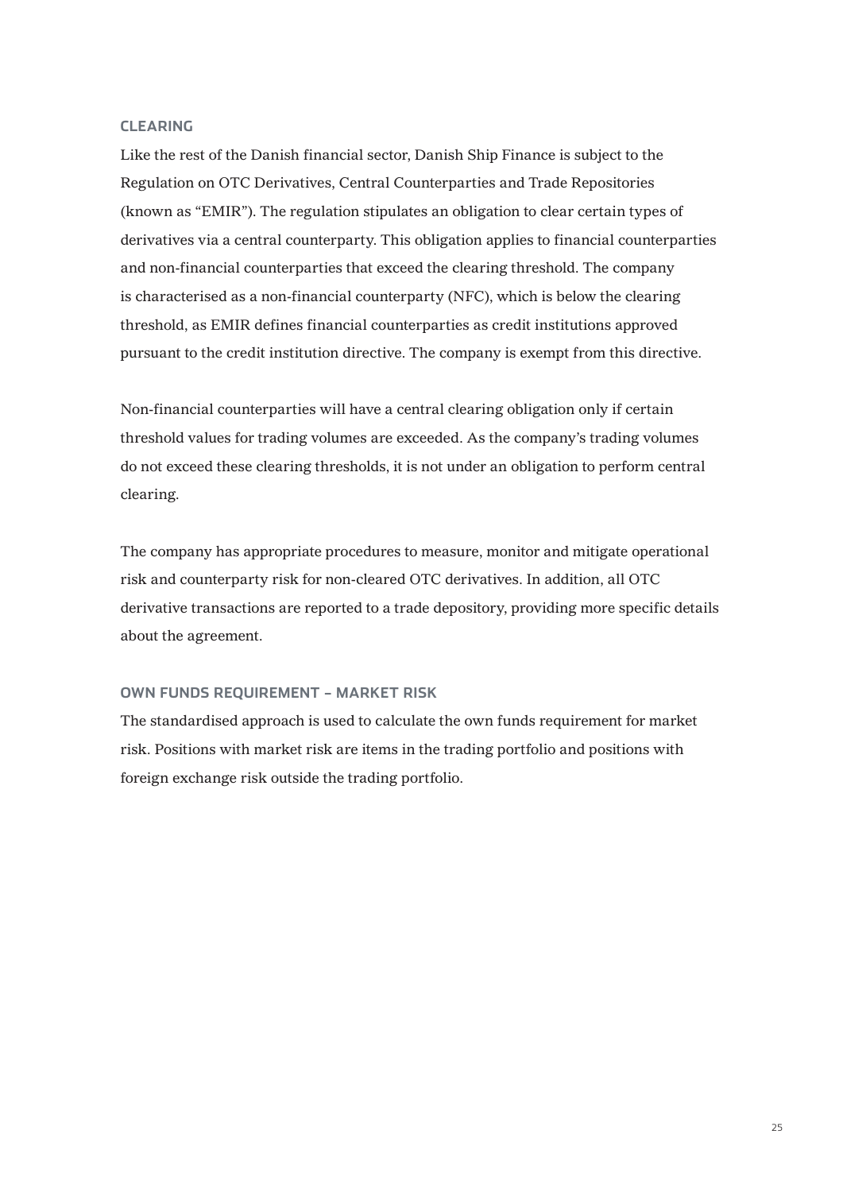### CLEARING

Like the rest of the Danish financial sector, Danish Ship Finance is subject to the Regulation on OTC Derivatives, Central Counterparties and Trade Repositories (known as "EMIR"). The regulation stipulates an obligation to clear certain types of derivatives via a central counterparty. This obligation applies to financial counterparties and non-financial counterparties that exceed the clearing threshold. The company is characterised as a non-financial counterparty (NFC), which is below the clearing threshold, as EMIR defines financial counterparties as credit institutions approved pursuant to the credit institution directive. The company is exempt from this directive.

Non-financial counterparties will have a central clearing obligation only if certain threshold values for trading volumes are exceeded. As the company's trading volumes do not exceed these clearing thresholds, it is not under an obligation to perform central clearing.

The company has appropriate procedures to measure, monitor and mitigate operational risk and counterparty risk for non-cleared OTC derivatives. In addition, all OTC derivative transactions are reported to a trade depository, providing more specific details about the agreement.

### OWN FUNDS REQUIREMENT – MARKET RISK

The standardised approach is used to calculate the own funds requirement for market risk. Positions with market risk are items in the trading portfolio and positions with foreign exchange risk outside the trading portfolio.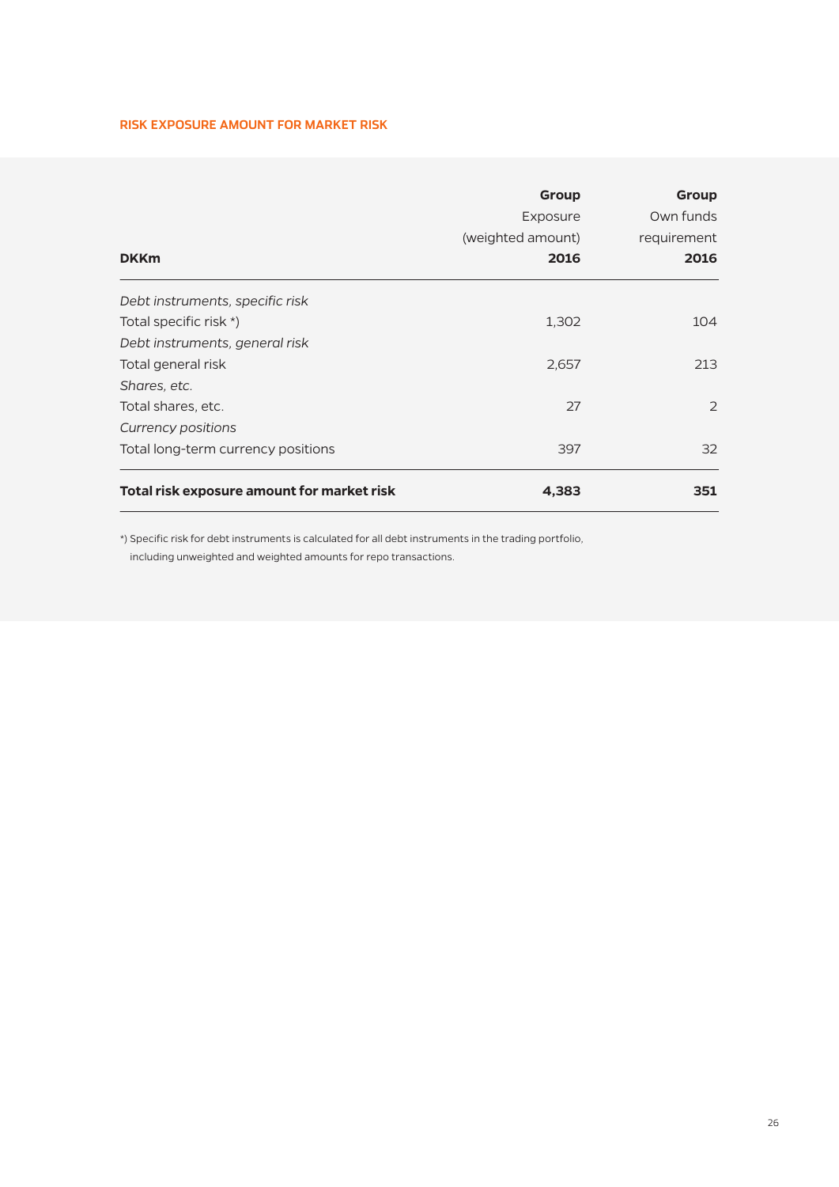## RISK EXPOSURE AMOUNT FOR MARKET RISK

| **DKKm** | **Group** Exposure (weighted amount) **2016** | **Group** Own funds requirement **2016** |
|---|---|---|
| *Debt instruments, specific risk* | | |
| Total specific risk *) | 1,302 | 104 |
| *Debt instruments, general risk* | | |
| Total general risk | 2,657 | 213 |
| *Shares, etc.* | | |
| Total shares, etc. | 27 | 2 |
| *Currency positions* | | |
| Total long-term currency positions | 397 | 32 |
| **Total risk exposure amount for market risk** | **4,383** | **351** |

*) Specific risk for debt instruments is calculated for all debt instruments in the trading portfolio, including unweighted and weighted amounts for repo transactions.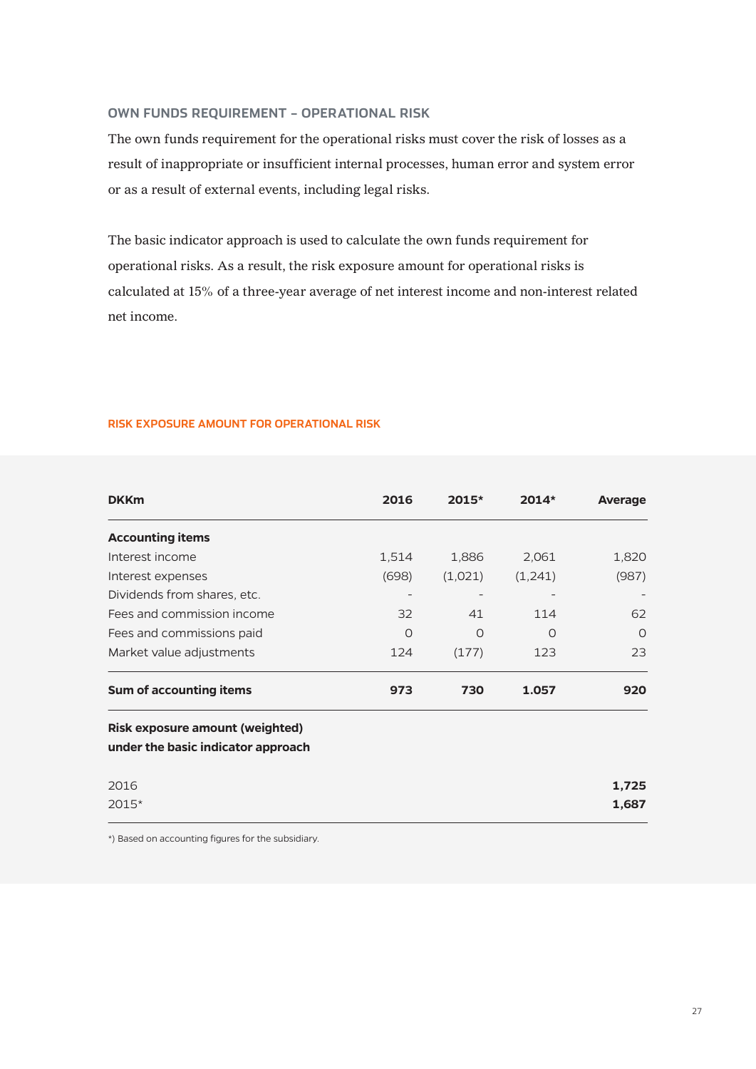## OWN FUNDS REQUIREMENT – OPERATIONAL RISK

The own funds requirement for the operational risks must cover the risk of losses as a result of inappropriate or insufficient internal processes, human error and system error or as a result of external events, including legal risks.

The basic indicator approach is used to calculate the own funds requirement for operational risks. As a result, the risk exposure amount for operational risks is calculated at 15% of a three-year average of net interest income and non-interest related net income.

### RISK EXPOSURE AMOUNT FOR OPERATIONAL RISK

| DKKm | 2016 | 2015* | 2014* | Average |
|---|---|---|---|---|
| **Accounting items** | | | | |
| Interest income | 1,514 | 1,886 | 2,061 | 1,820 |
| Interest expenses | (698) | (1,021) | (1,241) | (987) |
| Dividends from shares, etc. | - | - | - | - |
| Fees and commission income | 32 | 41 | 114 | 62 |
| Fees and commissions paid | 0 | 0 | 0 | 0 |
| Market value adjustments | 124 | (177) | 123 | 23 |
| **Sum of accounting items** | **973** | **730** | **1.057** | **920** |
| **Risk exposure amount (weighted) under the basic indicator approach** | | | | |
| 2016 | | | | **1,725** |
| 2015* | | | | **1,687** |

*) Based on accounting figures for the subsidiary.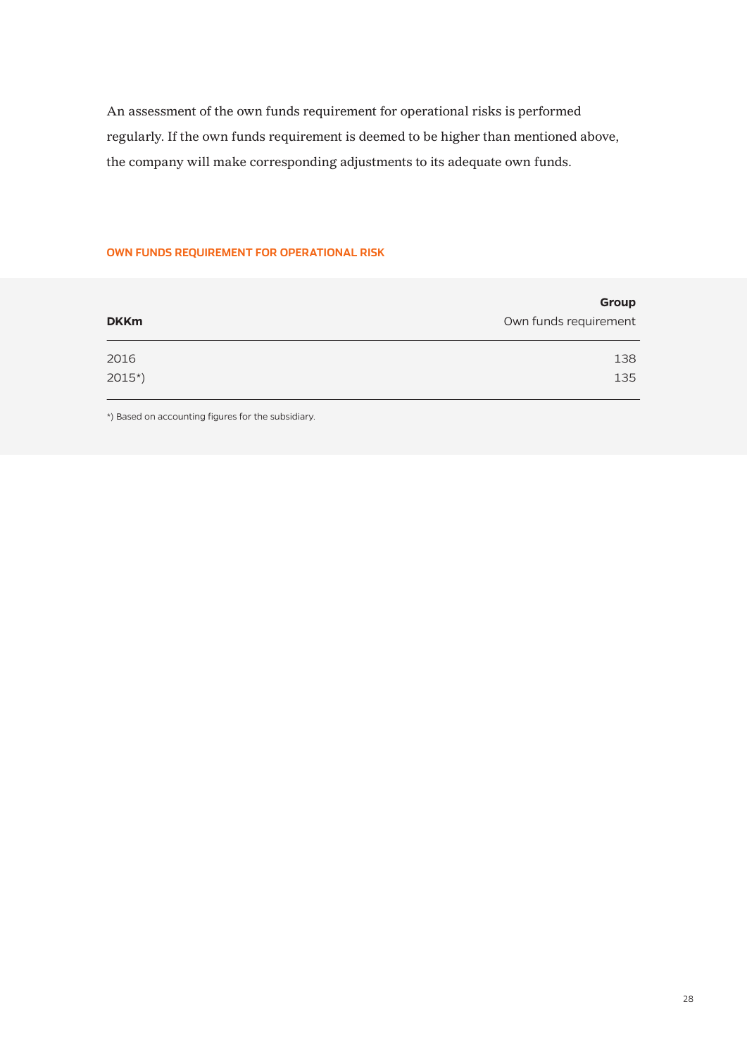An assessment of the own funds requirement for operational risks is performed regularly. If the own funds requirement is deemed to be higher than mentioned above, the company will make corresponding adjustments to its adequate own funds.

### OWN FUNDS REQUIREMENT FOR OPERATIONAL RISK

| | **Group** |
|---|---|
| **DKKm** | Own funds requirement |
| 2016 | 138 |
| 2015*) | 135 |

*) Based on accounting figures for the subsidiary.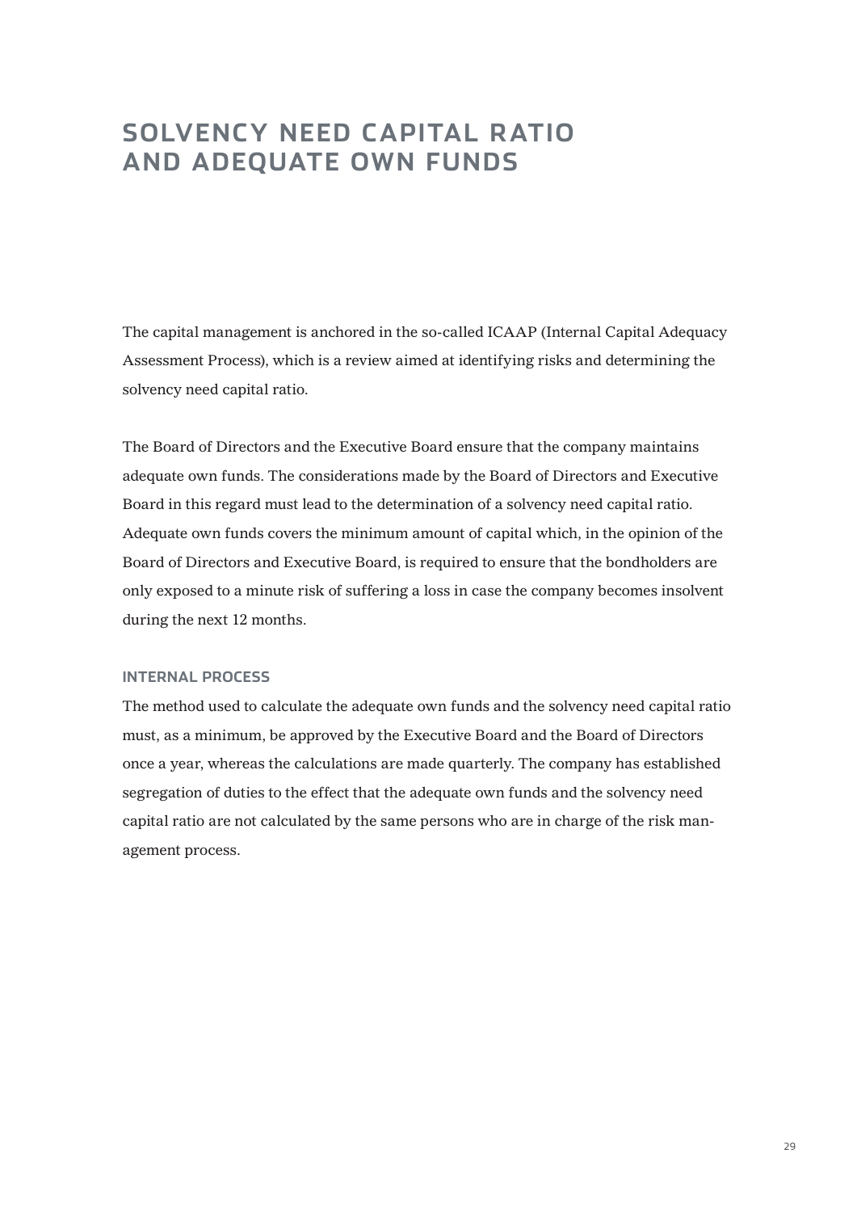# SOLVENCY NEED CAPITAL RATIO AND ADEQUATE OWN FUNDS

The capital management is anchored in the so-called ICAAP (Internal Capital Adequacy Assessment Process), which is a review aimed at identifying risks and determining the solvency need capital ratio.

The Board of Directors and the Executive Board ensure that the company maintains adequate own funds. The considerations made by the Board of Directors and Executive Board in this regard must lead to the determination of a solvency need capital ratio. Adequate own funds covers the minimum amount of capital which, in the opinion of the Board of Directors and Executive Board, is required to ensure that the bondholders are only exposed to a minute risk of suffering a loss in case the company becomes insolvent during the next 12 months.

### INTERNAL PROCESS

The method used to calculate the adequate own funds and the solvency need capital ratio must, as a minimum, be approved by the Executive Board and the Board of Directors once a year, whereas the calculations are made quarterly. The company has established segregation of duties to the effect that the adequate own funds and the solvency need capital ratio are not calculated by the same persons who are in charge of the risk management process.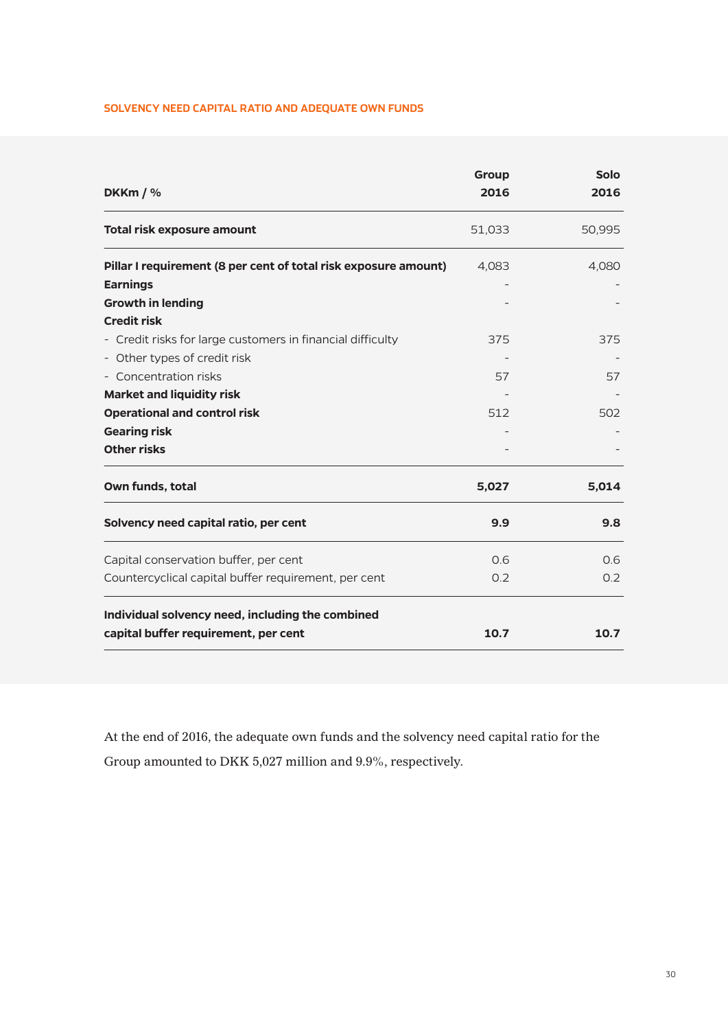## SOLVENCY NEED CAPITAL RATIO AND ADEQUATE OWN FUNDS

| DKKm / % | Group 2016 | Solo 2016 |
|---|---|---|
| **Total risk exposure amount** | 51,033 | 50,995 |
| **Pillar I requirement (8 per cent of total risk exposure amount)** | 4,083 | 4,080 |
| **Earnings** | - | - |
| **Growth in lending** | - | - |
| **Credit risk** | | |
| - Credit risks for large customers in financial difficulty | 375 | 375 |
| - Other types of credit risk | - | - |
| - Concentration risks | 57 | 57 |
| **Market and liquidity risk** | - | - |
| **Operational and control risk** | 512 | 502 |
| **Gearing risk** | - | - |
| **Other risks** | - | - |
| **Own funds, total** | **5,027** | **5,014** |
| **Solvency need capital ratio, per cent** | **9.9** | **9.8** |
| Capital conservation buffer, per cent | 0.6 | 0.6 |
| Countercyclical capital buffer requirement, per cent | 0.2 | 0.2 |
| **Individual solvency need, including the combined capital buffer requirement, per cent** | **10.7** | **10.7** |

At the end of 2016, the adequate own funds and the solvency need capital ratio for the Group amounted to DKK 5,027 million and 9.9%, respectively.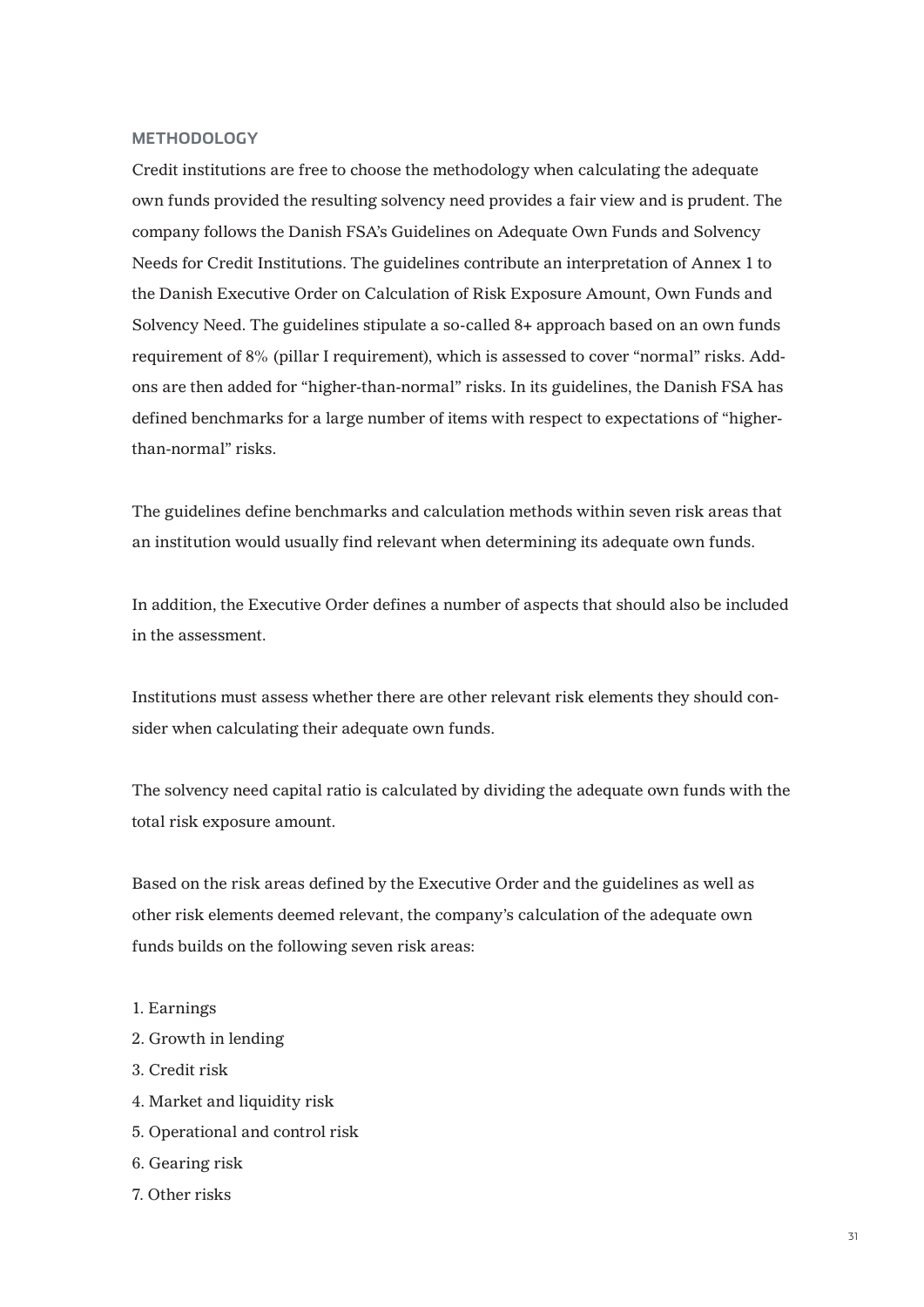## METHODOLOGY

Credit institutions are free to choose the methodology when calculating the adequate own funds provided the resulting solvency need provides a fair view and is prudent. The company follows the Danish FSA's Guidelines on Adequate Own Funds and Solvency Needs for Credit Institutions. The guidelines contribute an interpretation of Annex 1 to the Danish Executive Order on Calculation of Risk Exposure Amount, Own Funds and Solvency Need. The guidelines stipulate a so-called 8+ approach based on an own funds requirement of 8% (pillar I requirement), which is assessed to cover "normal" risks. Add-ons are then added for "higher-than-normal" risks. In its guidelines, the Danish FSA has defined benchmarks for a large number of items with respect to expectations of "higher-than-normal" risks.

The guidelines define benchmarks and calculation methods within seven risk areas that an institution would usually find relevant when determining its adequate own funds.

In addition, the Executive Order defines a number of aspects that should also be included in the assessment.

Institutions must assess whether there are other relevant risk elements they should consider when calculating their adequate own funds.

The solvency need capital ratio is calculated by dividing the adequate own funds with the total risk exposure amount.

Based on the risk areas defined by the Executive Order and the guidelines as well as other risk elements deemed relevant, the company's calculation of the adequate own funds builds on the following seven risk areas:

1. Earnings
2. Growth in lending
3. Credit risk
4. Market and liquidity risk
5. Operational and control risk
6. Gearing risk
7. Other risks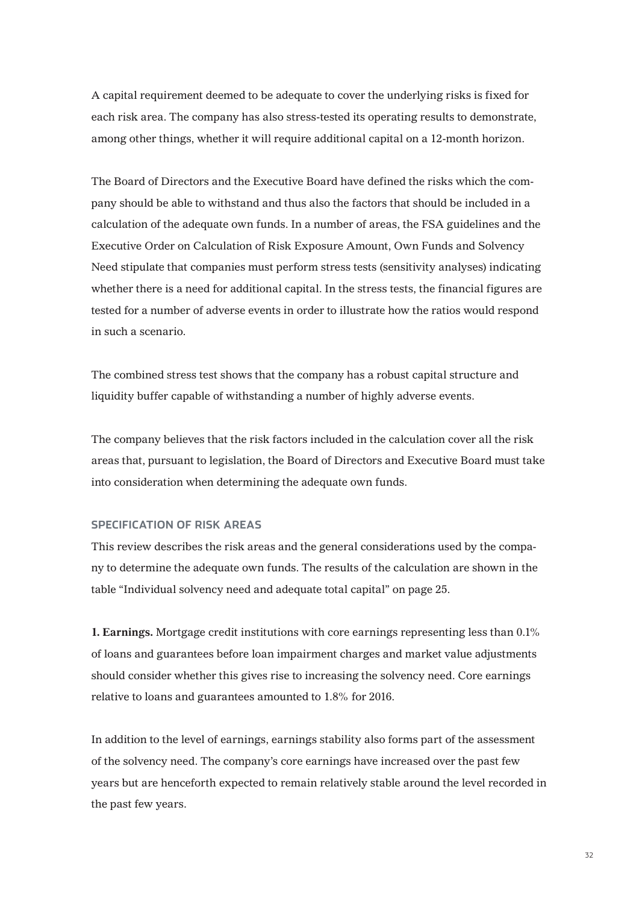A capital requirement deemed to be adequate to cover the underlying risks is fixed for each risk area. The company has also stress-tested its operating results to demonstrate, among other things, whether it will require additional capital on a 12-month horizon.

The Board of Directors and the Executive Board have defined the risks which the company should be able to withstand and thus also the factors that should be included in a calculation of the adequate own funds. In a number of areas, the FSA guidelines and the Executive Order on Calculation of Risk Exposure Amount, Own Funds and Solvency Need stipulate that companies must perform stress tests (sensitivity analyses) indicating whether there is a need for additional capital. In the stress tests, the financial figures are tested for a number of adverse events in order to illustrate how the ratios would respond in such a scenario.

The combined stress test shows that the company has a robust capital structure and liquidity buffer capable of withstanding a number of highly adverse events.

The company believes that the risk factors included in the calculation cover all the risk areas that, pursuant to legislation, the Board of Directors and Executive Board must take into consideration when determining the adequate own funds.

### SPECIFICATION OF RISK AREAS

This review describes the risk areas and the general considerations used by the company to determine the adequate own funds. The results of the calculation are shown in the table "Individual solvency need and adequate total capital" on page 25.

**1. Earnings.** Mortgage credit institutions with core earnings representing less than 0.1% of loans and guarantees before loan impairment charges and market value adjustments should consider whether this gives rise to increasing the solvency need. Core earnings relative to loans and guarantees amounted to 1.8% for 2016.

In addition to the level of earnings, earnings stability also forms part of the assessment of the solvency need. The company's core earnings have increased over the past few years but are henceforth expected to remain relatively stable around the level recorded in the past few years.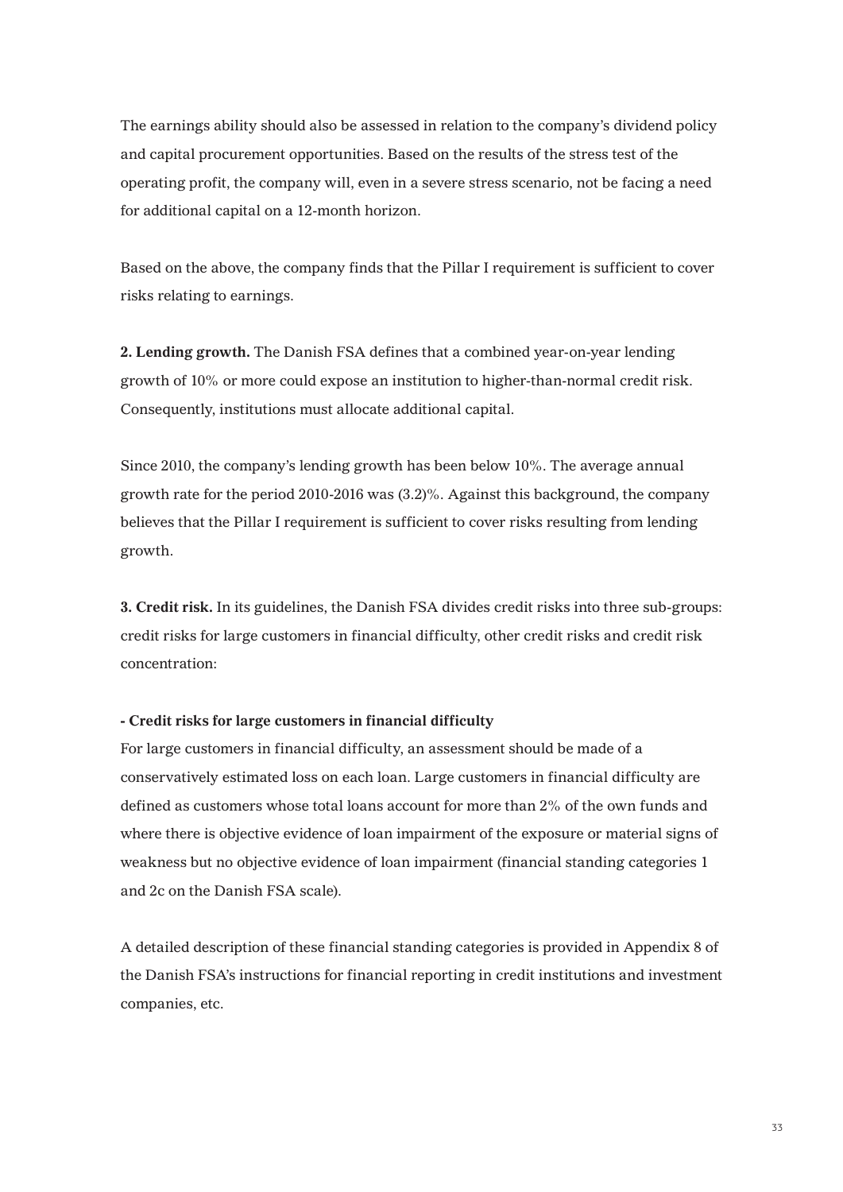The earnings ability should also be assessed in relation to the company's dividend policy and capital procurement opportunities. Based on the results of the stress test of the operating profit, the company will, even in a severe stress scenario, not be facing a need for additional capital on a 12-month horizon.

Based on the above, the company finds that the Pillar I requirement is sufficient to cover risks relating to earnings.

**2. Lending growth.** The Danish FSA defines that a combined year-on-year lending growth of 10% or more could expose an institution to higher-than-normal credit risk. Consequently, institutions must allocate additional capital.

Since 2010, the company's lending growth has been below 10%. The average annual growth rate for the period 2010-2016 was (3.2)%. Against this background, the company believes that the Pillar I requirement is sufficient to cover risks resulting from lending growth.

**3. Credit risk.** In its guidelines, the Danish FSA divides credit risks into three sub-groups: credit risks for large customers in financial difficulty, other credit risks and credit risk concentration:

**- Credit risks for large customers in financial difficulty**

For large customers in financial difficulty, an assessment should be made of a conservatively estimated loss on each loan. Large customers in financial difficulty are defined as customers whose total loans account for more than 2% of the own funds and where there is objective evidence of loan impairment of the exposure or material signs of weakness but no objective evidence of loan impairment (financial standing categories 1 and 2c on the Danish FSA scale).

A detailed description of these financial standing categories is provided in Appendix 8 of the Danish FSA's instructions for financial reporting in credit institutions and investment companies, etc.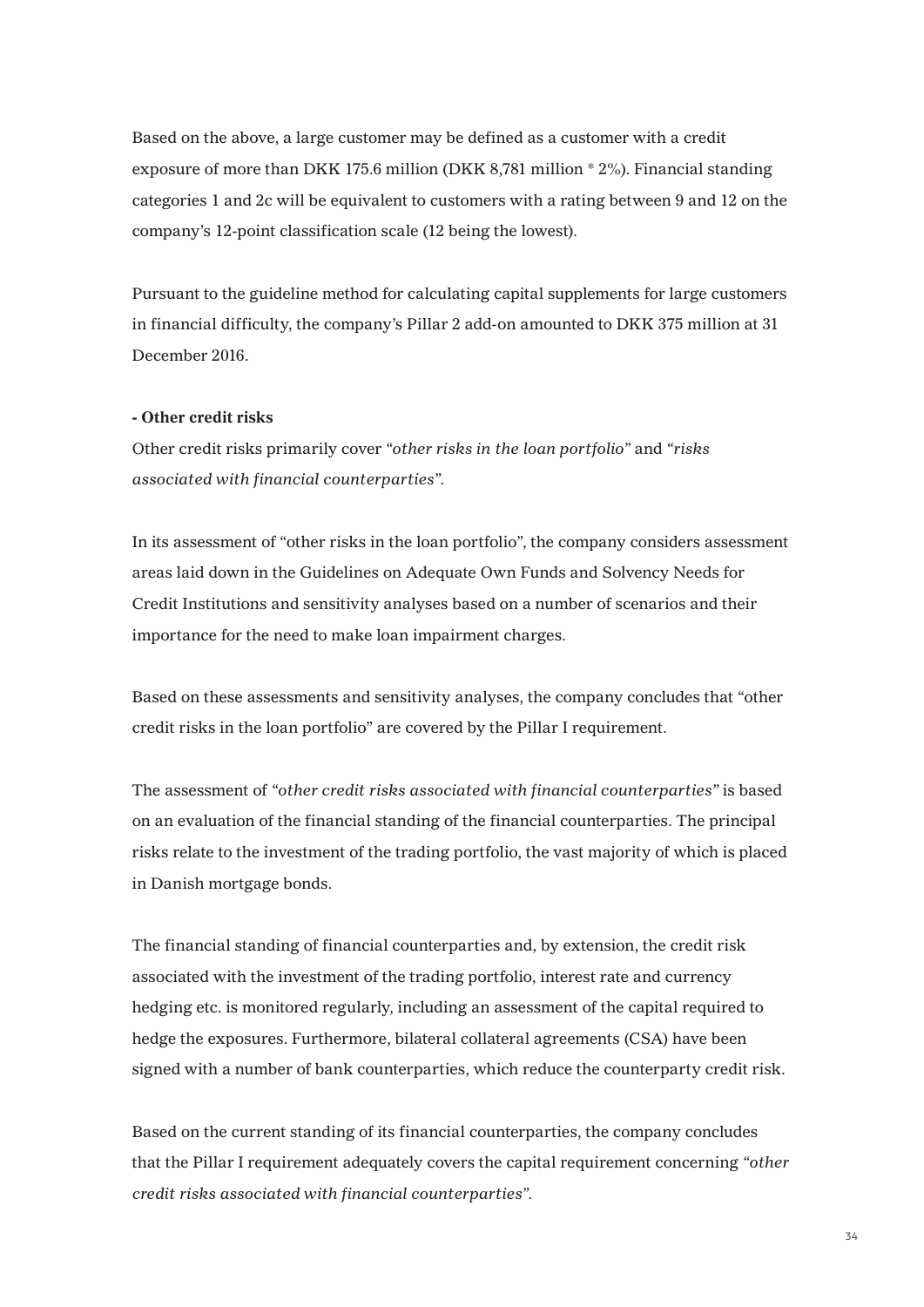Based on the above, a large customer may be defined as a customer with a credit exposure of more than DKK 175.6 million (DKK 8,781 million * 2%). Financial standing categories 1 and 2c will be equivalent to customers with a rating between 9 and 12 on the company's 12-point classification scale (12 being the lowest).

Pursuant to the guideline method for calculating capital supplements for large customers in financial difficulty, the company's Pillar 2 add-on amounted to DKK 375 million at 31 December 2016.

**- Other credit risks**

Other credit risks primarily cover *"other risks in the loan portfolio"* and *"risks associated with financial counterparties"*.

In its assessment of "other risks in the loan portfolio", the company considers assessment areas laid down in the Guidelines on Adequate Own Funds and Solvency Needs for Credit Institutions and sensitivity analyses based on a number of scenarios and their importance for the need to make loan impairment charges.

Based on these assessments and sensitivity analyses, the company concludes that "other credit risks in the loan portfolio" are covered by the Pillar I requirement.

The assessment of *"other credit risks associated with financial counterparties"* is based on an evaluation of the financial standing of the financial counterparties. The principal risks relate to the investment of the trading portfolio, the vast majority of which is placed in Danish mortgage bonds.

The financial standing of financial counterparties and, by extension, the credit risk associated with the investment of the trading portfolio, interest rate and currency hedging etc. is monitored regularly, including an assessment of the capital required to hedge the exposures. Furthermore, bilateral collateral agreements (CSA) have been signed with a number of bank counterparties, which reduce the counterparty credit risk.

Based on the current standing of its financial counterparties, the company concludes that the Pillar I requirement adequately covers the capital requirement concerning *"other credit risks associated with financial counterparties"*.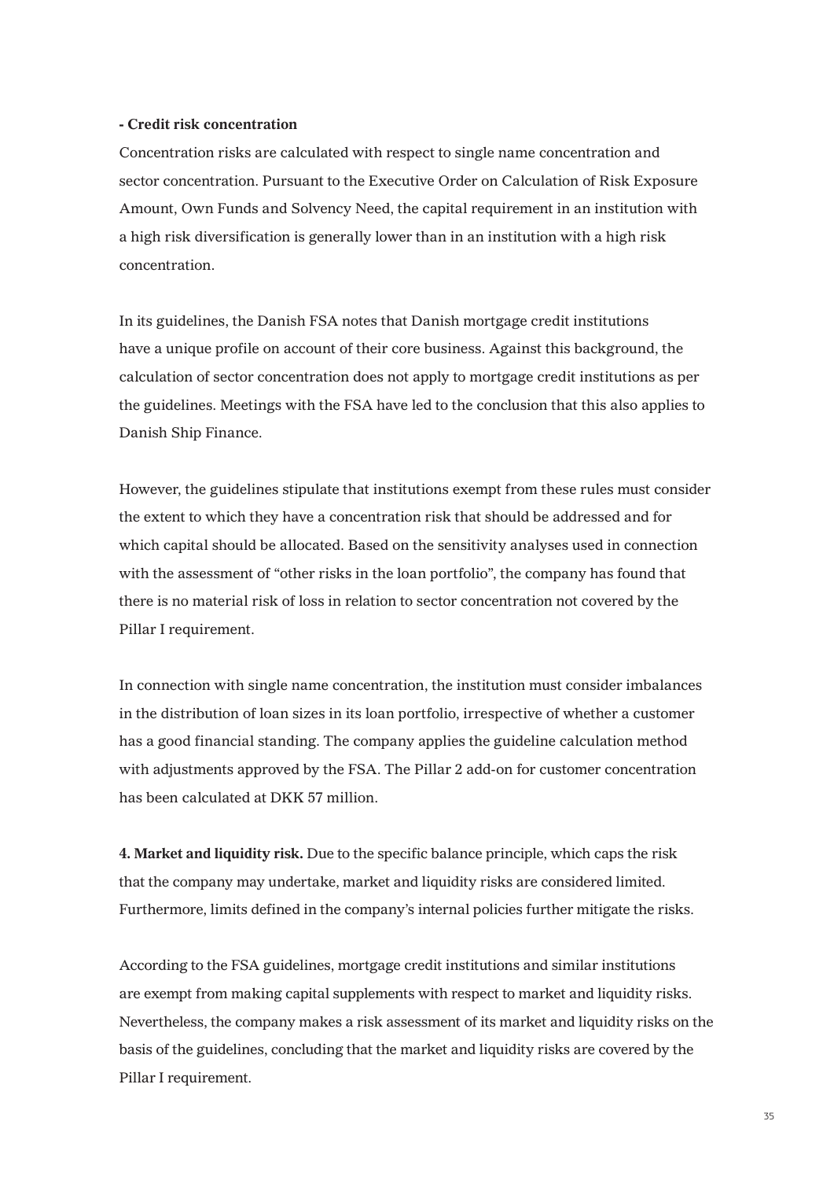**- Credit risk concentration**

Concentration risks are calculated with respect to single name concentration and sector concentration. Pursuant to the Executive Order on Calculation of Risk Exposure Amount, Own Funds and Solvency Need, the capital requirement in an institution with a high risk diversification is generally lower than in an institution with a high risk concentration.

In its guidelines, the Danish FSA notes that Danish mortgage credit institutions have a unique profile on account of their core business. Against this background, the calculation of sector concentration does not apply to mortgage credit institutions as per the guidelines. Meetings with the FSA have led to the conclusion that this also applies to Danish Ship Finance.

However, the guidelines stipulate that institutions exempt from these rules must consider the extent to which they have a concentration risk that should be addressed and for which capital should be allocated. Based on the sensitivity analyses used in connection with the assessment of “other risks in the loan portfolio”, the company has found that there is no material risk of loss in relation to sector concentration not covered by the Pillar I requirement.

In connection with single name concentration, the institution must consider imbalances in the distribution of loan sizes in its loan portfolio, irrespective of whether a customer has a good financial standing. The company applies the guideline calculation method with adjustments approved by the FSA. The Pillar 2 add-on for customer concentration has been calculated at DKK 57 million.

**4. Market and liquidity risk.** Due to the specific balance principle, which caps the risk that the company may undertake, market and liquidity risks are considered limited. Furthermore, limits defined in the company’s internal policies further mitigate the risks.

According to the FSA guidelines, mortgage credit institutions and similar institutions are exempt from making capital supplements with respect to market and liquidity risks. Nevertheless, the company makes a risk assessment of its market and liquidity risks on the basis of the guidelines, concluding that the market and liquidity risks are covered by the Pillar I requirement.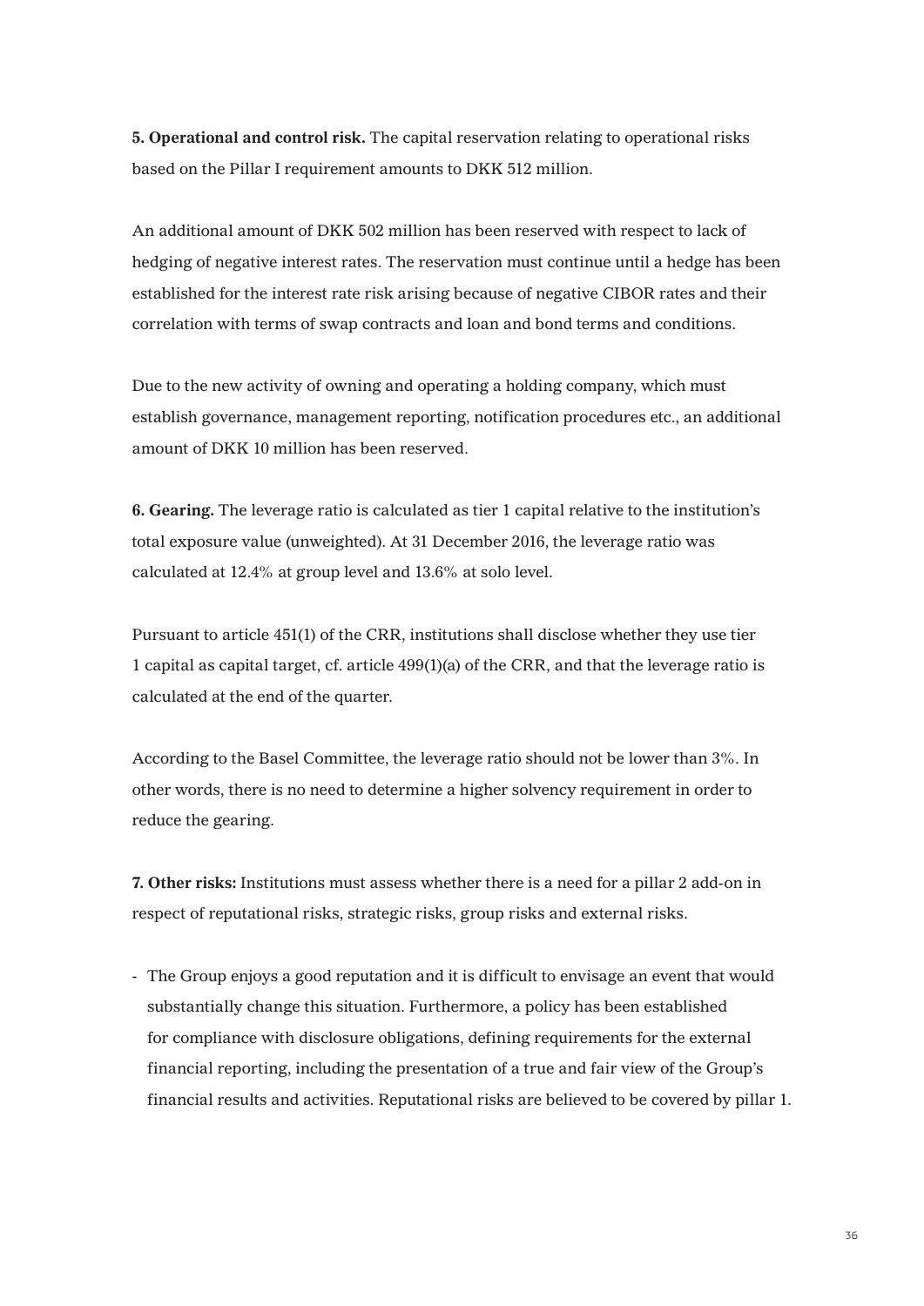**5. Operational and control risk.** The capital reservation relating to operational risks based on the Pillar I requirement amounts to DKK 512 million.

An additional amount of DKK 502 million has been reserved with respect to lack of hedging of negative interest rates. The reservation must continue until a hedge has been established for the interest rate risk arising because of negative CIBOR rates and their correlation with terms of swap contracts and loan and bond terms and conditions.

Due to the new activity of owning and operating a holding company, which must establish governance, management reporting, notification procedures etc., an additional amount of DKK 10 million has been reserved.

**6. Gearing.** The leverage ratio is calculated as tier 1 capital relative to the institution's total exposure value (unweighted). At 31 December 2016, the leverage ratio was calculated at 12.4% at group level and 13.6% at solo level.

Pursuant to article 451(1) of the CRR, institutions shall disclose whether they use tier 1 capital as capital target, cf. article 499(1)(a) of the CRR, and that the leverage ratio is calculated at the end of the quarter.

According to the Basel Committee, the leverage ratio should not be lower than 3%. In other words, there is no need to determine a higher solvency requirement in order to reduce the gearing.

**7. Other risks:** Institutions must assess whether there is a need for a pillar 2 add-on in respect of reputational risks, strategic risks, group risks and external risks.

- The Group enjoys a good reputation and it is difficult to envisage an event that would substantially change this situation. Furthermore, a policy has been established for compliance with disclosure obligations, defining requirements for the external financial reporting, including the presentation of a true and fair view of the Group's financial results and activities. Reputational risks are believed to be covered by pillar 1.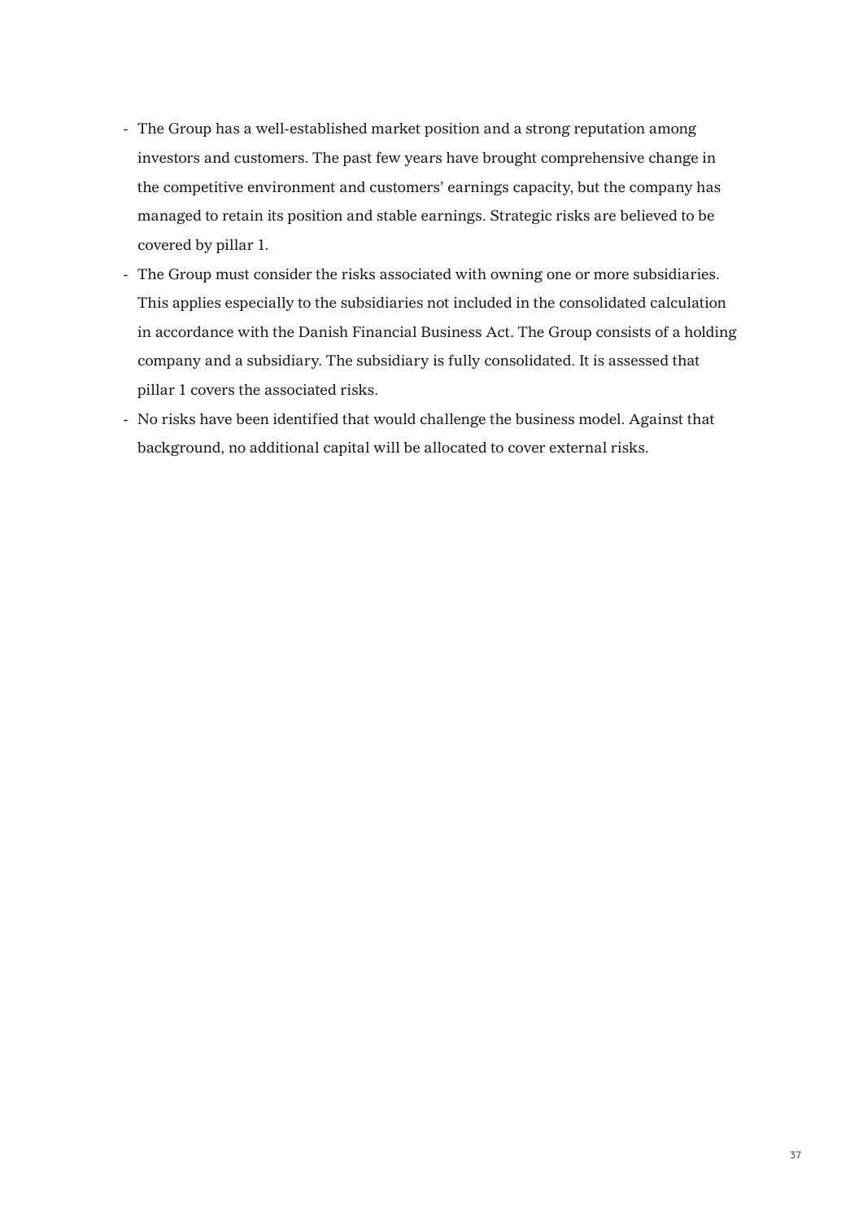- The Group has a well-established market position and a strong reputation among investors and customers. The past few years have brought comprehensive change in the competitive environment and customers' earnings capacity, but the company has managed to retain its position and stable earnings. Strategic risks are believed to be covered by pillar 1.
- The Group must consider the risks associated with owning one or more subsidiaries. This applies especially to the subsidiaries not included in the consolidated calculation in accordance with the Danish Financial Business Act. The Group consists of a holding company and a subsidiary. The subsidiary is fully consolidated. It is assessed that pillar 1 covers the associated risks.
- No risks have been identified that would challenge the business model. Against that background, no additional capital will be allocated to cover external risks.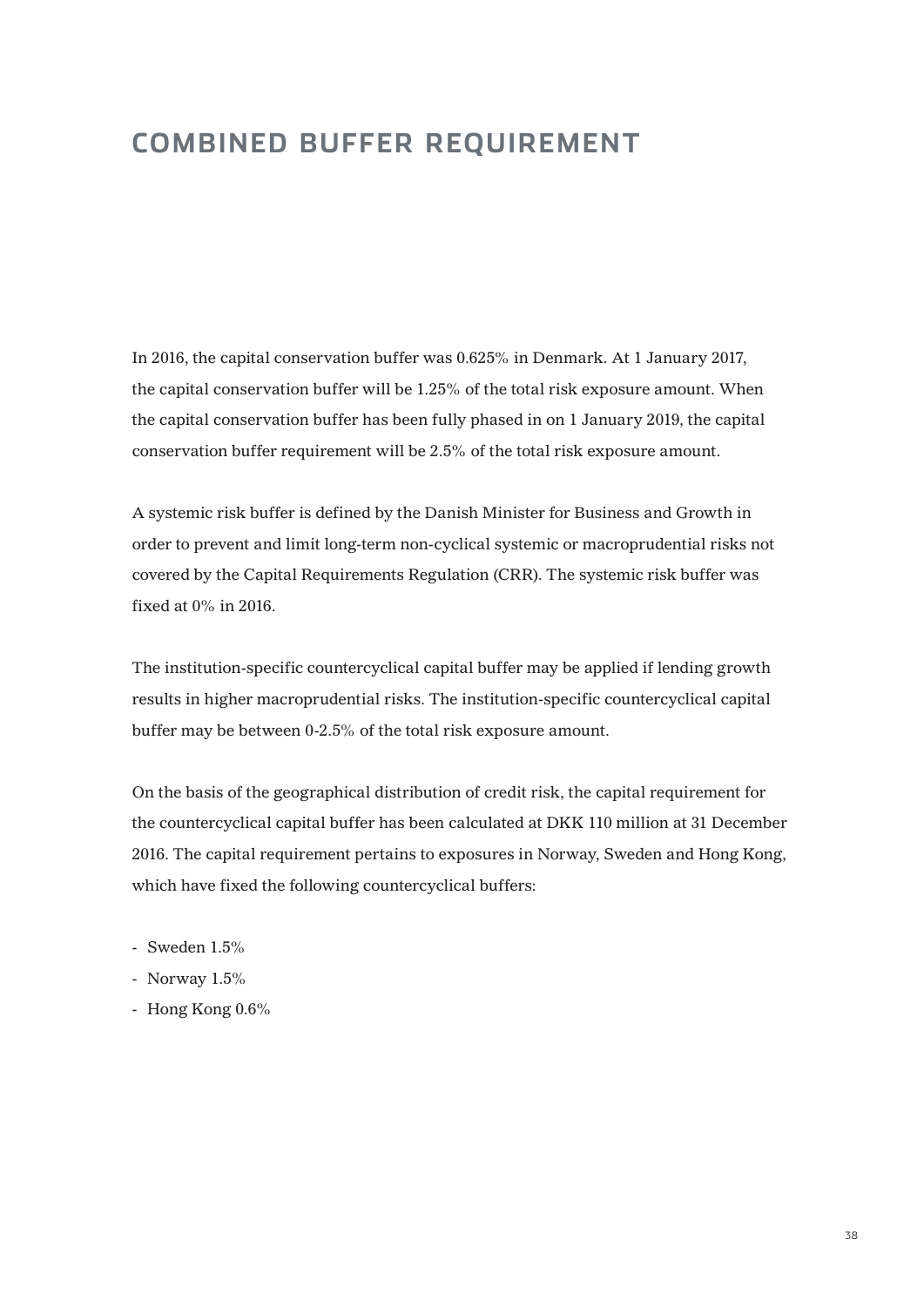# COMBINED BUFFER REQUIREMENT

In 2016, the capital conservation buffer was 0.625% in Denmark. At 1 January 2017, the capital conservation buffer will be 1.25% of the total risk exposure amount. When the capital conservation buffer has been fully phased in on 1 January 2019, the capital conservation buffer requirement will be 2.5% of the total risk exposure amount.

A systemic risk buffer is defined by the Danish Minister for Business and Growth in order to prevent and limit long-term non-cyclical systemic or macroprudential risks not covered by the Capital Requirements Regulation (CRR). The systemic risk buffer was fixed at 0% in 2016.

The institution-specific countercyclical capital buffer may be applied if lending growth results in higher macroprudential risks. The institution-specific countercyclical capital buffer may be between 0-2.5% of the total risk exposure amount.

On the basis of the geographical distribution of credit risk, the capital requirement for the countercyclical capital buffer has been calculated at DKK 110 million at 31 December 2016. The capital requirement pertains to exposures in Norway, Sweden and Hong Kong, which have fixed the following countercyclical buffers:

- Sweden 1.5%
- Norway 1.5%
- Hong Kong 0.6%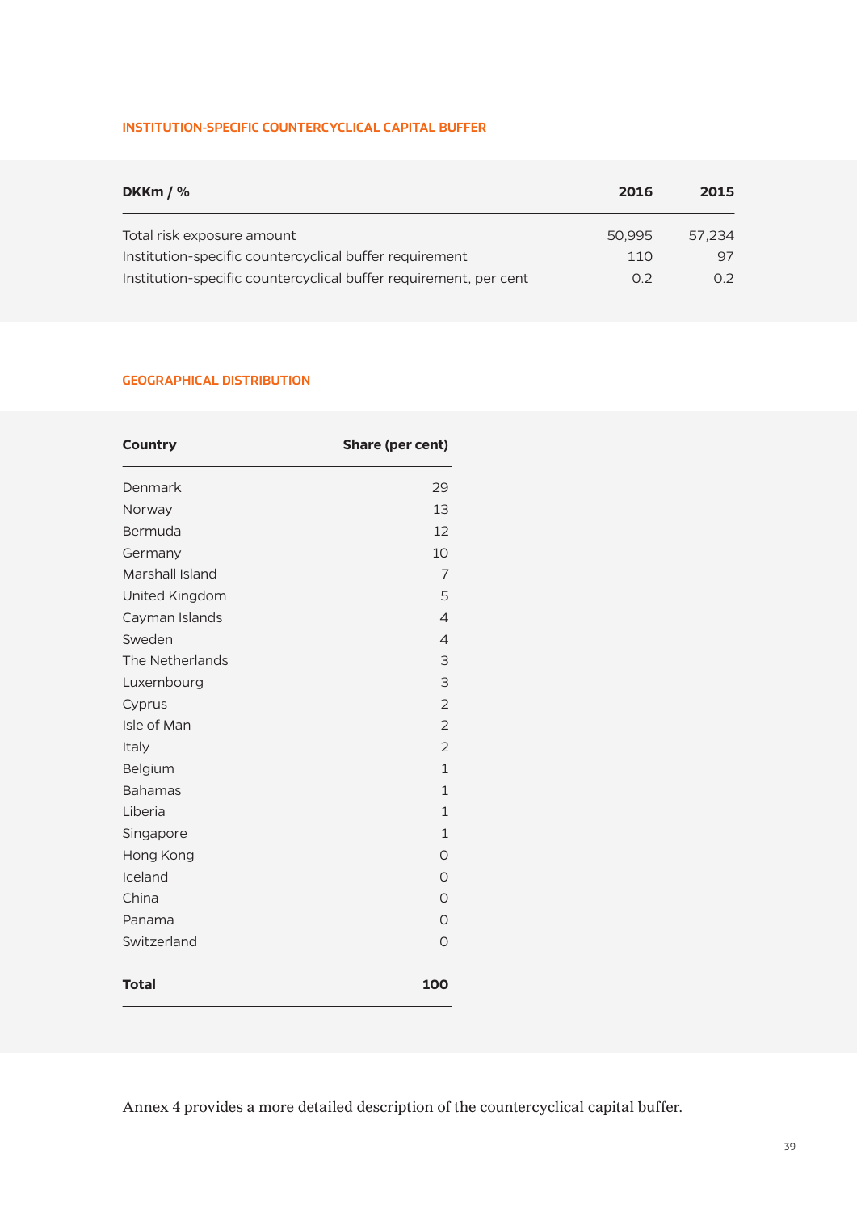## INSTITUTION-SPECIFIC COUNTERCYCLICAL CAPITAL BUFFER

| DKKm / % | 2016 | 2015 |
|---|---|---|
| Total risk exposure amount | 50,995 | 57,234 |
| Institution-specific countercyclical buffer requirement | 110 | 97 |
| Institution-specific countercyclical buffer requirement, per cent | 0.2 | 0.2 |

## GEOGRAPHICAL DISTRIBUTION

| Country | Share (per cent) |
|---|---|
| Denmark | 29 |
| Norway | 13 |
| Bermuda | 12 |
| Germany | 10 |
| Marshall Island | 7 |
| United Kingdom | 5 |
| Cayman Islands | 4 |
| Sweden | 4 |
| The Netherlands | 3 |
| Luxembourg | 3 |
| Cyprus | 2 |
| Isle of Man | 2 |
| Italy | 2 |
| Belgium | 1 |
| Bahamas | 1 |
| Liberia | 1 |
| Singapore | 1 |
| Hong Kong | 0 |
| Iceland | 0 |
| China | 0 |
| Panama | 0 |
| Switzerland | 0 |
| **Total** | **100** |

Annex 4 provides a more detailed description of the countercyclical capital buffer.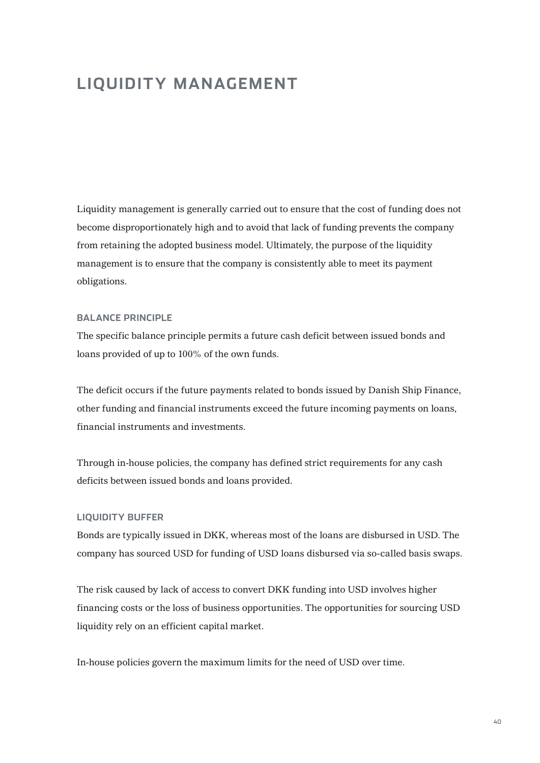# LIQUIDITY MANAGEMENT

Liquidity management is generally carried out to ensure that the cost of funding does not become disproportionately high and to avoid that lack of funding prevents the company from retaining the adopted business model. Ultimately, the purpose of the liquidity management is to ensure that the company is consistently able to meet its payment obligations.

## BALANCE PRINCIPLE

The specific balance principle permits a future cash deficit between issued bonds and loans provided of up to 100% of the own funds.

The deficit occurs if the future payments related to bonds issued by Danish Ship Finance, other funding and financial instruments exceed the future incoming payments on loans, financial instruments and investments.

Through in-house policies, the company has defined strict requirements for any cash deficits between issued bonds and loans provided.

## LIQUIDITY BUFFER

Bonds are typically issued in DKK, whereas most of the loans are disbursed in USD. The company has sourced USD for funding of USD loans disbursed via so-called basis swaps.

The risk caused by lack of access to convert DKK funding into USD involves higher financing costs or the loss of business opportunities. The opportunities for sourcing USD liquidity rely on an efficient capital market.

In-house policies govern the maximum limits for the need of USD over time.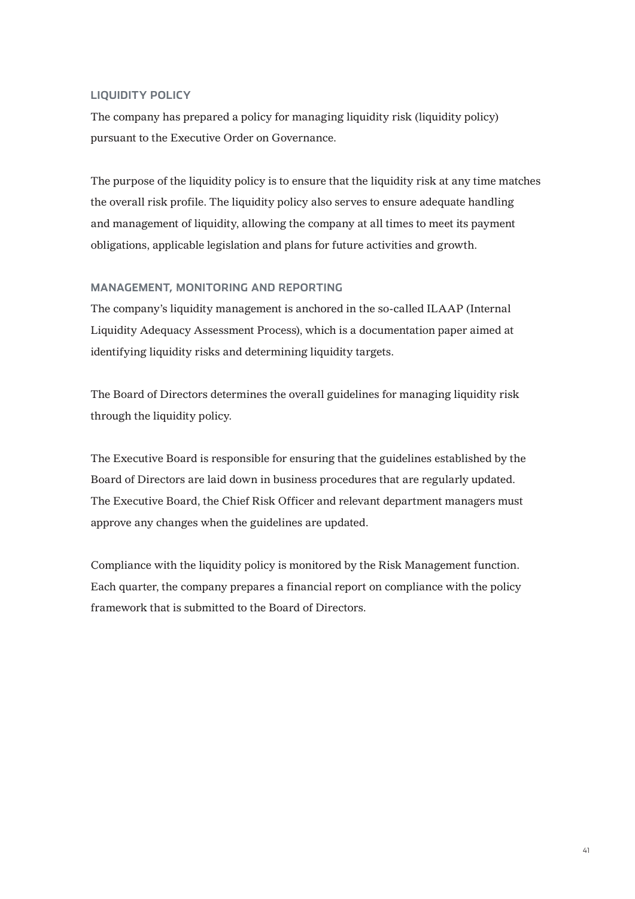## LIQUIDITY POLICY

The company has prepared a policy for managing liquidity risk (liquidity policy) pursuant to the Executive Order on Governance.

The purpose of the liquidity policy is to ensure that the liquidity risk at any time matches the overall risk profile. The liquidity policy also serves to ensure adequate handling and management of liquidity, allowing the company at all times to meet its payment obligations, applicable legislation and plans for future activities and growth.

## MANAGEMENT, MONITORING AND REPORTING

The company's liquidity management is anchored in the so-called ILAAP (Internal Liquidity Adequacy Assessment Process), which is a documentation paper aimed at identifying liquidity risks and determining liquidity targets.

The Board of Directors determines the overall guidelines for managing liquidity risk through the liquidity policy.

The Executive Board is responsible for ensuring that the guidelines established by the Board of Directors are laid down in business procedures that are regularly updated. The Executive Board, the Chief Risk Officer and relevant department managers must approve any changes when the guidelines are updated.

Compliance with the liquidity policy is monitored by the Risk Management function. Each quarter, the company prepares a financial report on compliance with the policy framework that is submitted to the Board of Directors.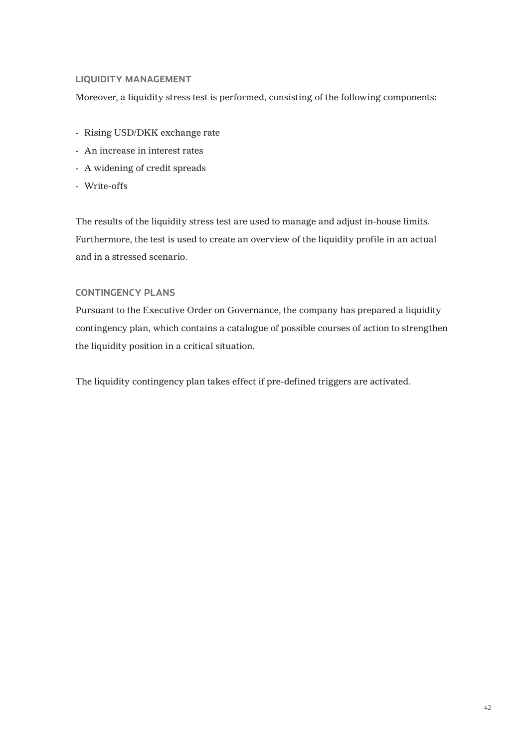## LIQUIDITY MANAGEMENT

Moreover, a liquidity stress test is performed, consisting of the following components:

- Rising USD/DKK exchange rate
- An increase in interest rates
- A widening of credit spreads
- Write-offs

The results of the liquidity stress test are used to manage and adjust in-house limits. Furthermore, the test is used to create an overview of the liquidity profile in an actual and in a stressed scenario.

## CONTINGENCY PLANS

Pursuant to the Executive Order on Governance, the company has prepared a liquidity contingency plan, which contains a catalogue of possible courses of action to strengthen the liquidity position in a critical situation.

The liquidity contingency plan takes effect if pre-defined triggers are activated.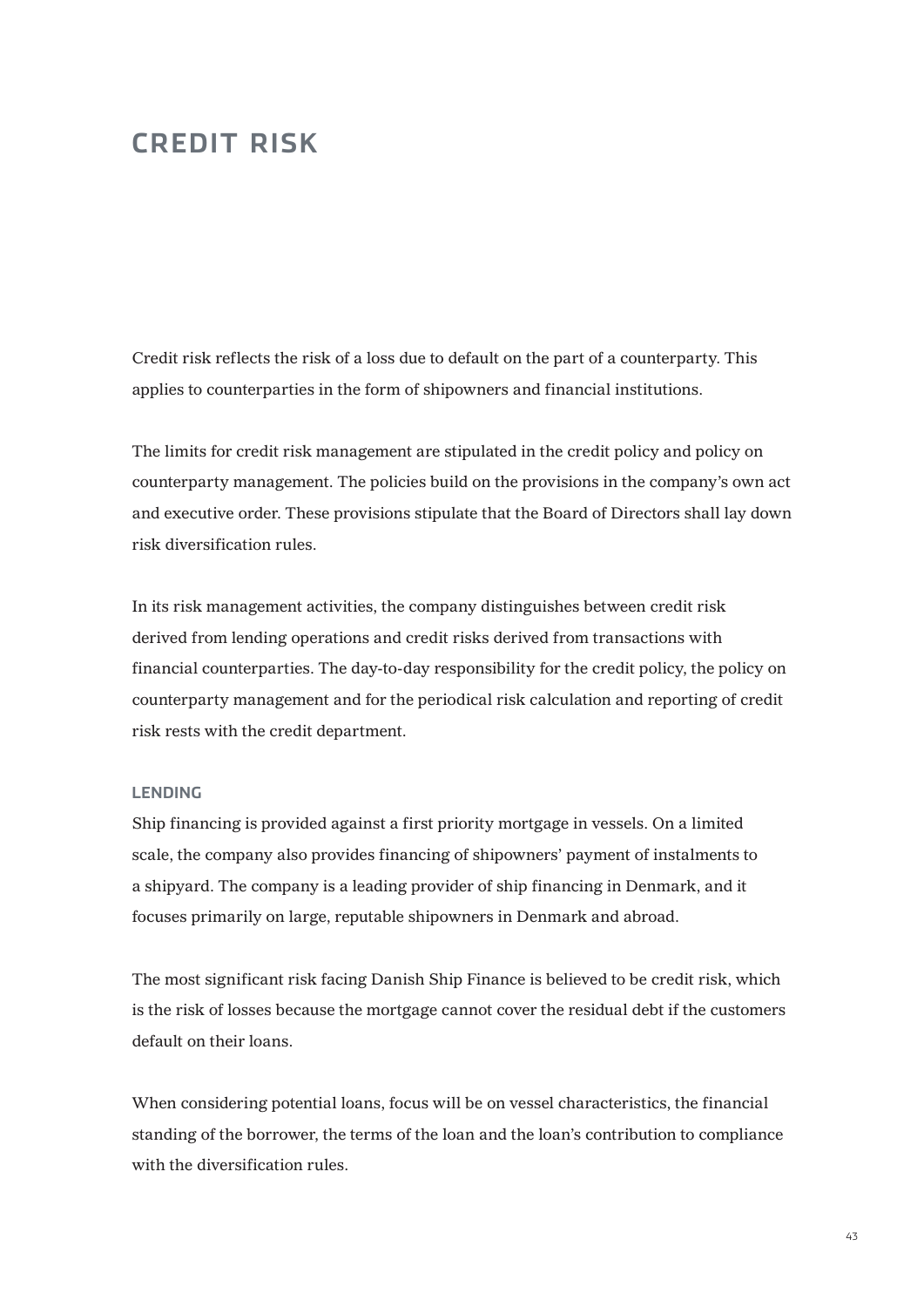# CREDIT RISK

Credit risk reflects the risk of a loss due to default on the part of a counterparty. This applies to counterparties in the form of shipowners and financial institutions.

The limits for credit risk management are stipulated in the credit policy and policy on counterparty management. The policies build on the provisions in the company's own act and executive order. These provisions stipulate that the Board of Directors shall lay down risk diversification rules.

In its risk management activities, the company distinguishes between credit risk derived from lending operations and credit risks derived from transactions with financial counterparties. The day-to-day responsibility for the credit policy, the policy on counterparty management and for the periodical risk calculation and reporting of credit risk rests with the credit department.

### LENDING

Ship financing is provided against a first priority mortgage in vessels. On a limited scale, the company also provides financing of shipowners' payment of instalments to a shipyard. The company is a leading provider of ship financing in Denmark, and it focuses primarily on large, reputable shipowners in Denmark and abroad.

The most significant risk facing Danish Ship Finance is believed to be credit risk, which is the risk of losses because the mortgage cannot cover the residual debt if the customers default on their loans.

When considering potential loans, focus will be on vessel characteristics, the financial standing of the borrower, the terms of the loan and the loan's contribution to compliance with the diversification rules.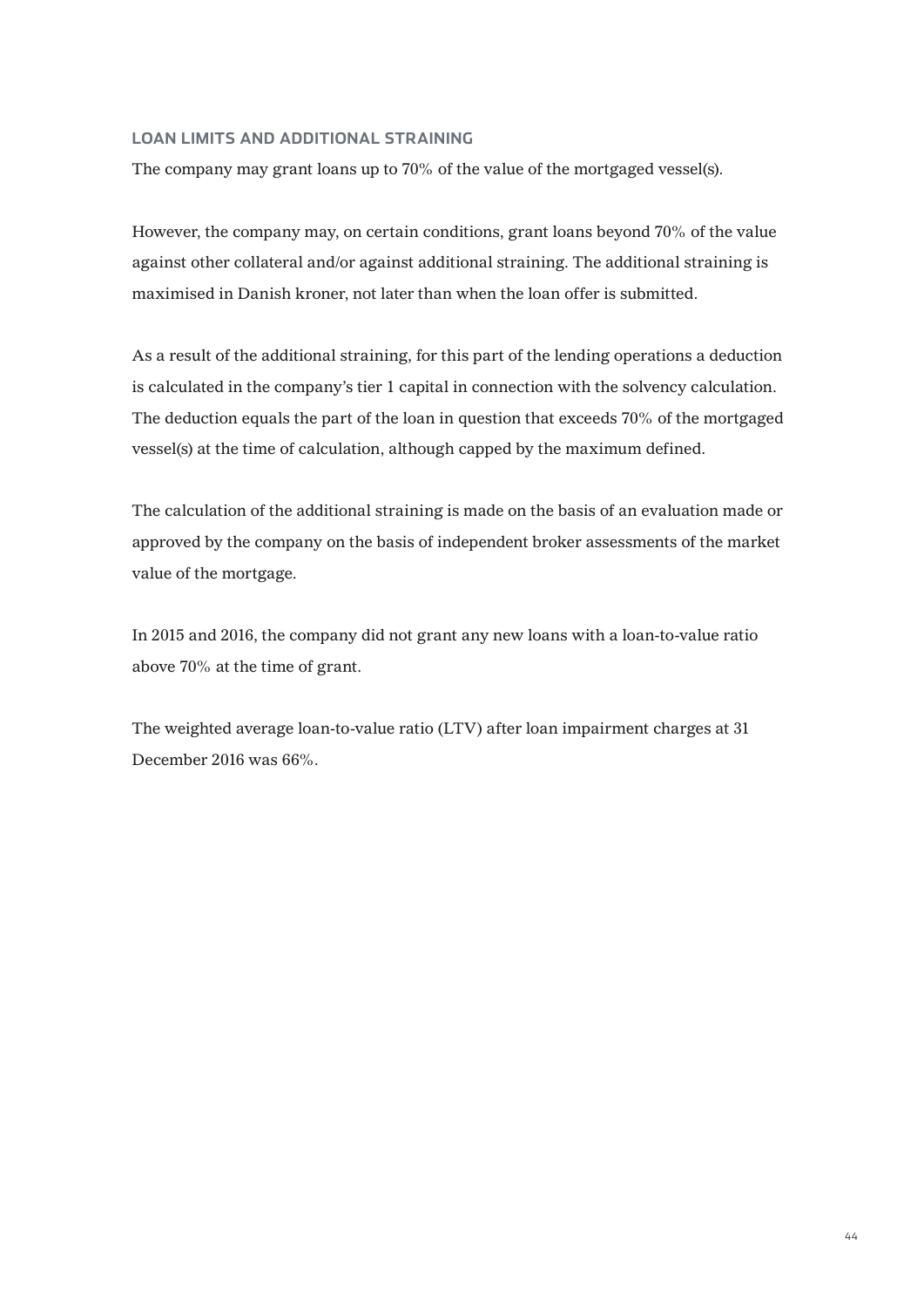### LOAN LIMITS AND ADDITIONAL STRAINING

The company may grant loans up to 70% of the value of the mortgaged vessel(s).

However, the company may, on certain conditions, grant loans beyond 70% of the value against other collateral and/or against additional straining. The additional straining is maximised in Danish kroner, not later than when the loan offer is submitted.

As a result of the additional straining, for this part of the lending operations a deduction is calculated in the company's tier 1 capital in connection with the solvency calculation. The deduction equals the part of the loan in question that exceeds 70% of the mortgaged vessel(s) at the time of calculation, although capped by the maximum defined.

The calculation of the additional straining is made on the basis of an evaluation made or approved by the company on the basis of independent broker assessments of the market value of the mortgage.

In 2015 and 2016, the company did not grant any new loans with a loan-to-value ratio above 70% at the time of grant.

The weighted average loan-to-value ratio (LTV) after loan impairment charges at 31 December 2016 was 66%.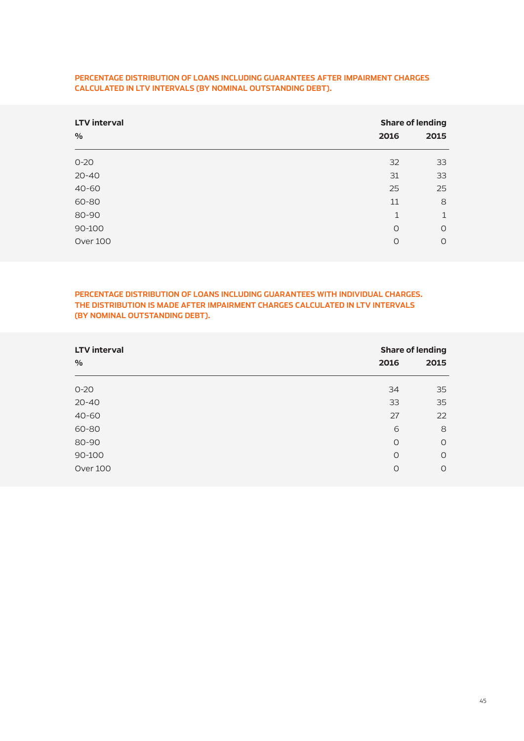**PERCENTAGE DISTRIBUTION OF LOANS INCLUDING GUARANTEES AFTER IMPAIRMENT CHARGES CALCULATED IN LTV INTERVALS (BY NOMINAL OUTSTANDING DEBT).**

| LTV interval | Share of lending | |
|---|---|---|
| % | 2016 | 2015 |
| 0-20 | 32 | 33 |
| 20-40 | 31 | 33 |
| 40-60 | 25 | 25 |
| 60-80 | 11 | 8 |
| 80-90 | 1 | 1 |
| 90-100 | 0 | 0 |
| Over 100 | 0 | 0 |

**PERCENTAGE DISTRIBUTION OF LOANS INCLUDING GUARANTEES WITH INDIVIDUAL CHARGES. THE DISTRIBUTION IS MADE AFTER IMPAIRMENT CHARGES CALCULATED IN LTV INTERVALS (BY NOMINAL OUTSTANDING DEBT).**

| LTV interval | Share of lending | |
|---|---|---|
| % | 2016 | 2015 |
| 0-20 | 34 | 35 |
| 20-40 | 33 | 35 |
| 40-60 | 27 | 22 |
| 60-80 | 6 | 8 |
| 80-90 | 0 | 0 |
| 90-100 | 0 | 0 |
| Over 100 | 0 | 0 |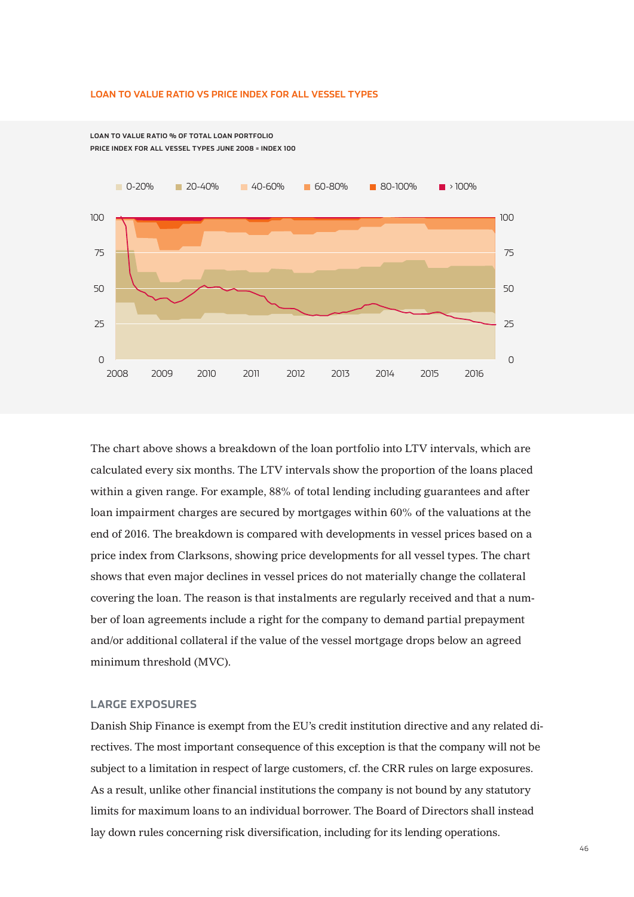## LOAN TO VALUE RATIO VS PRICE INDEX FOR ALL VESSEL TYPES

LOAN TO VALUE RATIO % OF TOTAL LOAN PORTFOLIO
PRICE INDEX FOR ALL VESSEL TYPES JUNE 2008 = INDEX 100

0-20% 20-40% 40-60% 60-80% 80-100% > 100%

The chart above shows a breakdown of the loan portfolio into LTV intervals, which are calculated every six months. The LTV intervals show the proportion of the loans placed within a given range. For example, 88% of total lending including guarantees and after loan impairment charges are secured by mortgages within 60% of the valuations at the end of 2016. The breakdown is compared with developments in vessel prices based on a price index from Clarksons, showing price developments for all vessel types. The chart shows that even major declines in vessel prices do not materially change the collateral covering the loan. The reason is that instalments are regularly received and that a number of loan agreements include a right for the company to demand partial prepayment and/or additional collateral if the value of the vessel mortgage drops below an agreed minimum threshold (MVC).

### LARGE EXPOSURES

Danish Ship Finance is exempt from the EU's credit institution directive and any related directives. The most important consequence of this exception is that the company will not be subject to a limitation in respect of large customers, cf. the CRR rules on large exposures. As a result, unlike other financial institutions the company is not bound by any statutory limits for maximum loans to an individual borrower. The Board of Directors shall instead lay down rules concerning risk diversification, including for its lending operations.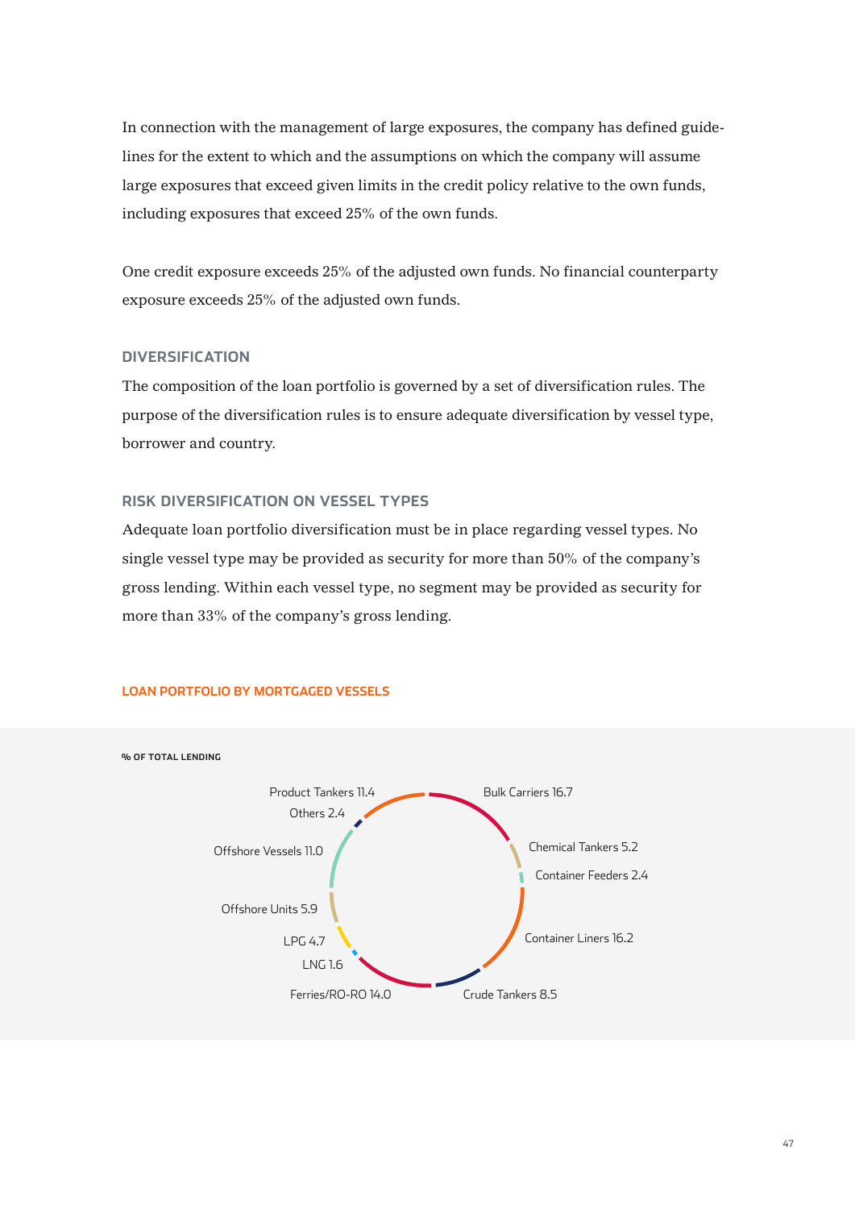In connection with the management of large exposures, the company has defined guidelines for the extent to which and the assumptions on which the company will assume large exposures that exceed given limits in the credit policy relative to the own funds, including exposures that exceed 25% of the own funds.

One credit exposure exceeds 25% of the adjusted own funds. No financial counterparty exposure exceeds 25% of the adjusted own funds.

### DIVERSIFICATION

The composition of the loan portfolio is governed by a set of diversification rules. The purpose of the diversification rules is to ensure adequate diversification by vessel type, borrower and country.

### RISK DIVERSIFICATION ON VESSEL TYPES

Adequate loan portfolio diversification must be in place regarding vessel types. No single vessel type may be provided as security for more than 50% of the company's gross lending. Within each vessel type, no segment may be provided as security for more than 33% of the company's gross lending.

**LOAN PORTFOLIO BY MORTGAGED VESSELS**

**% OF TOTAL LENDING**

| Vessel type | % |
|---|---|
| Bulk Carriers | 16.7 |
| Chemical Tankers | 5.2 |
| Container Feeders | 2.4 |
| Container Liners | 16.2 |
| Crude Tankers | 8.5 |
| Ferries/RO-RO | 14.0 |
| LNG | 1.6 |
| LPG | 4.7 |
| Offshore Units | 5.9 |
| Offshore Vessels | 11.0 |
| Others | 2.4 |
| Product Tankers | 11.4 |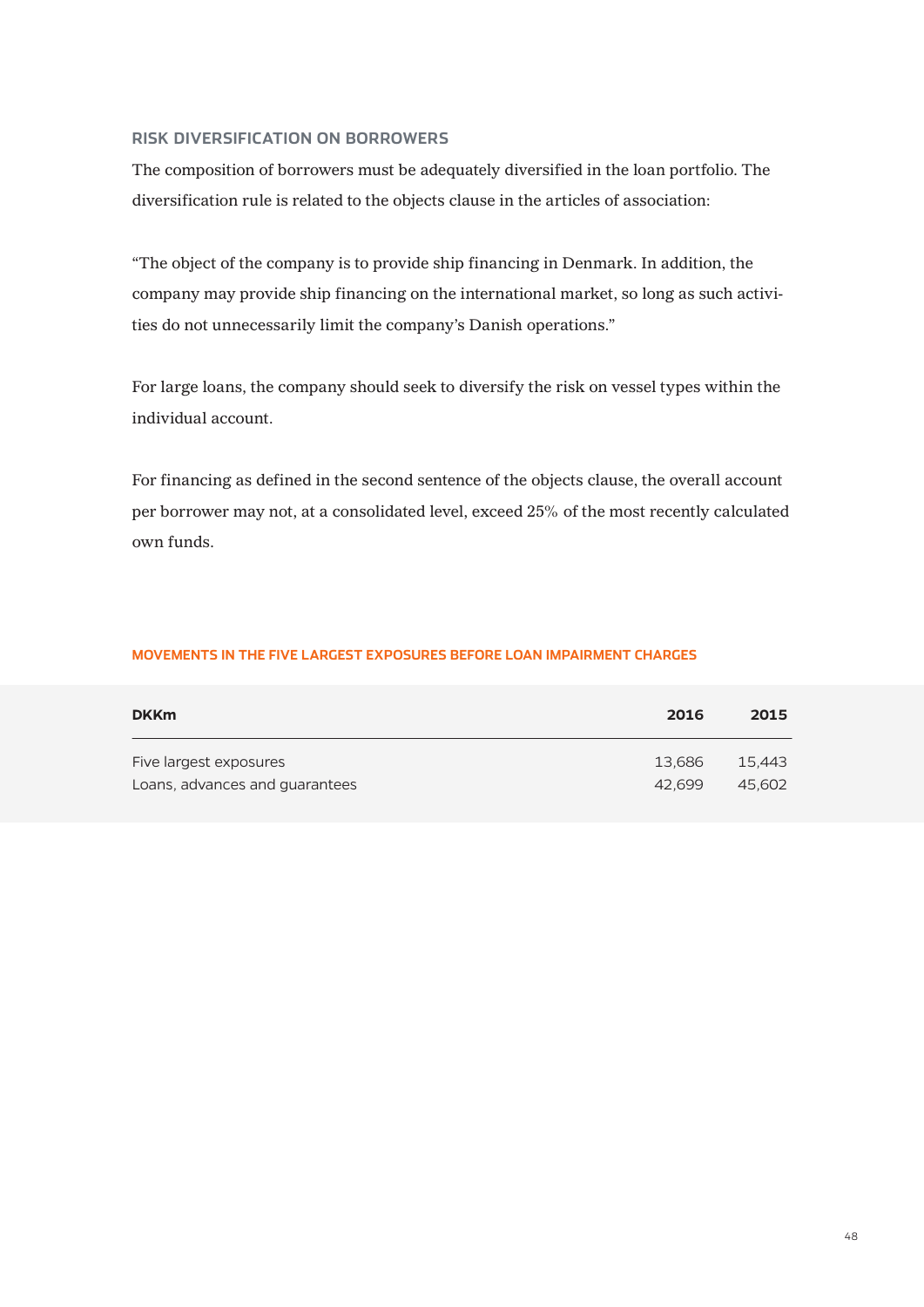## RISK DIVERSIFICATION ON BORROWERS

The composition of borrowers must be adequately diversified in the loan portfolio. The diversification rule is related to the objects clause in the articles of association:

“The object of the company is to provide ship financing in Denmark. In addition, the company may provide ship financing on the international market, so long as such activities do not unnecessarily limit the company’s Danish operations.”

For large loans, the company should seek to diversify the risk on vessel types within the individual account.

For financing as defined in the second sentence of the objects clause, the overall account per borrower may not, at a consolidated level, exceed 25% of the most recently calculated own funds.

### MOVEMENTS IN THE FIVE LARGEST EXPOSURES BEFORE LOAN IMPAIRMENT CHARGES

| DKKm | 2016 | 2015 |
|---|---|---|
| Five largest exposures | 13,686 | 15,443 |
| Loans, advances and guarantees | 42,699 | 45,602 |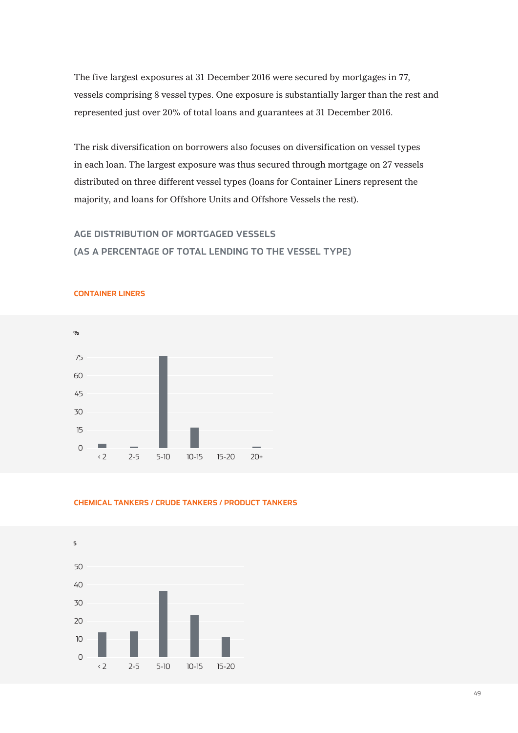The five largest exposures at 31 December 2016 were secured by mortgages in 77, vessels comprising 8 vessel types. One exposure is substantially larger than the rest and represented just over 20% of total loans and guarantees at 31 December 2016.

The risk diversification on borrowers also focuses on diversification on vessel types in each loan. The largest exposure was thus secured through mortgage on 27 vessels distributed on three different vessel types (loans for Container Liners represent the majority, and loans for Offshore Units and Offshore Vessels the rest).

## AGE DISTRIBUTION OF MORTGAGED VESSELS (AS A PERCENTAGE OF TOTAL LENDING TO THE VESSEL TYPE)

### CONTAINER LINERS

%

75
60
45
30
15
0

‹ 2 | 2-5 | 5-10 | 10-15 | 15-20 | 20+

### CHEMICAL TANKERS / CRUDE TANKERS / PRODUCT TANKERS

5

50
40
30
20
10
0

‹ 2 | 2-5 | 5-10 | 10-15 | 15-20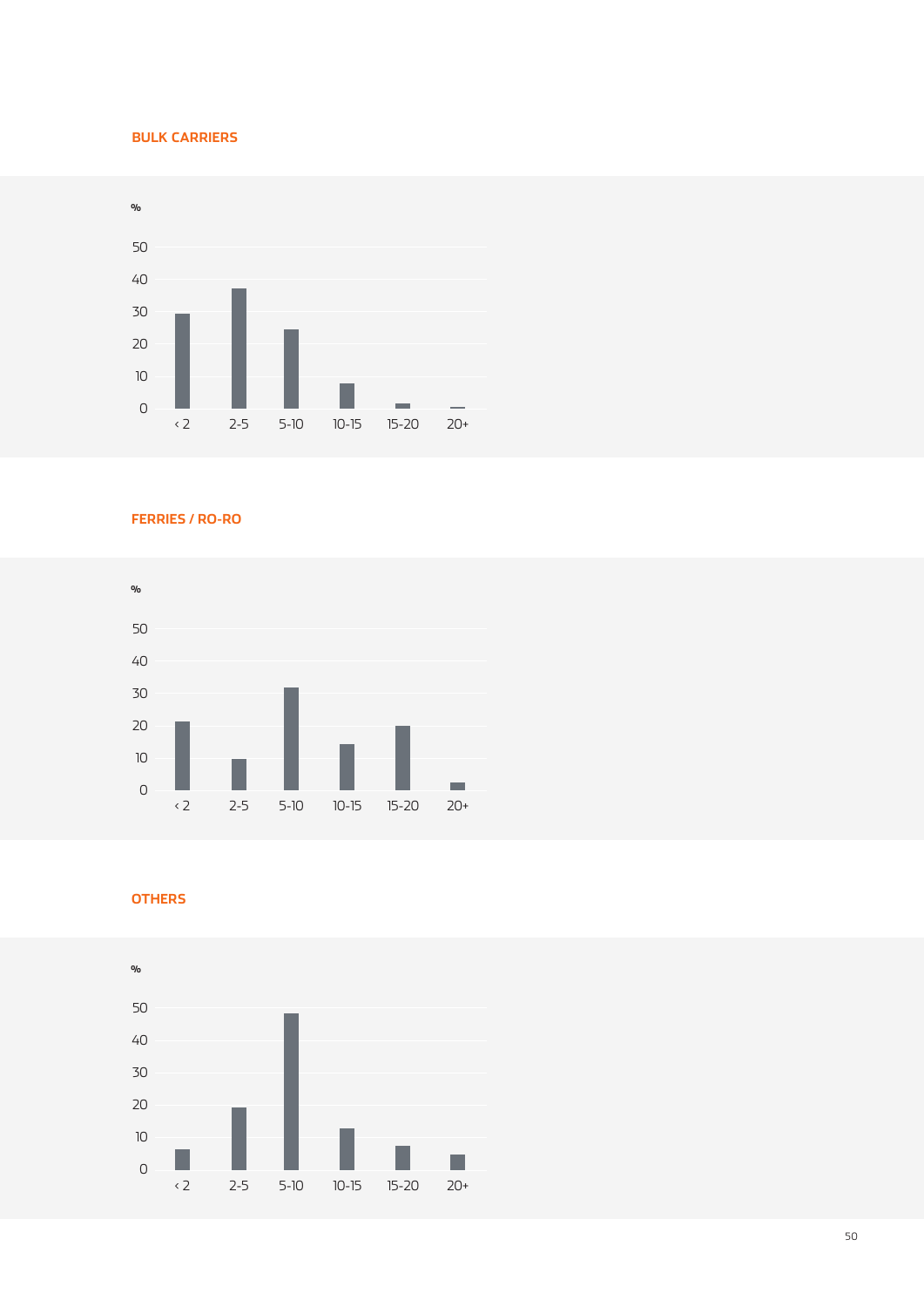### BULK CARRIERS

%

50
40
30
20
10
0

‹ 2 | 2-5 | 5-10 | 10-15 | 15-20 | 20+

### FERRIES / RO-RO

%

50
40
30
20
10
0

‹ 2 | 2-5 | 5-10 | 10-15 | 15-20 | 20+

### OTHERS

%

50
40
30
20
10
0

‹ 2 | 2-5 | 5-10 | 10-15 | 15-20 | 20+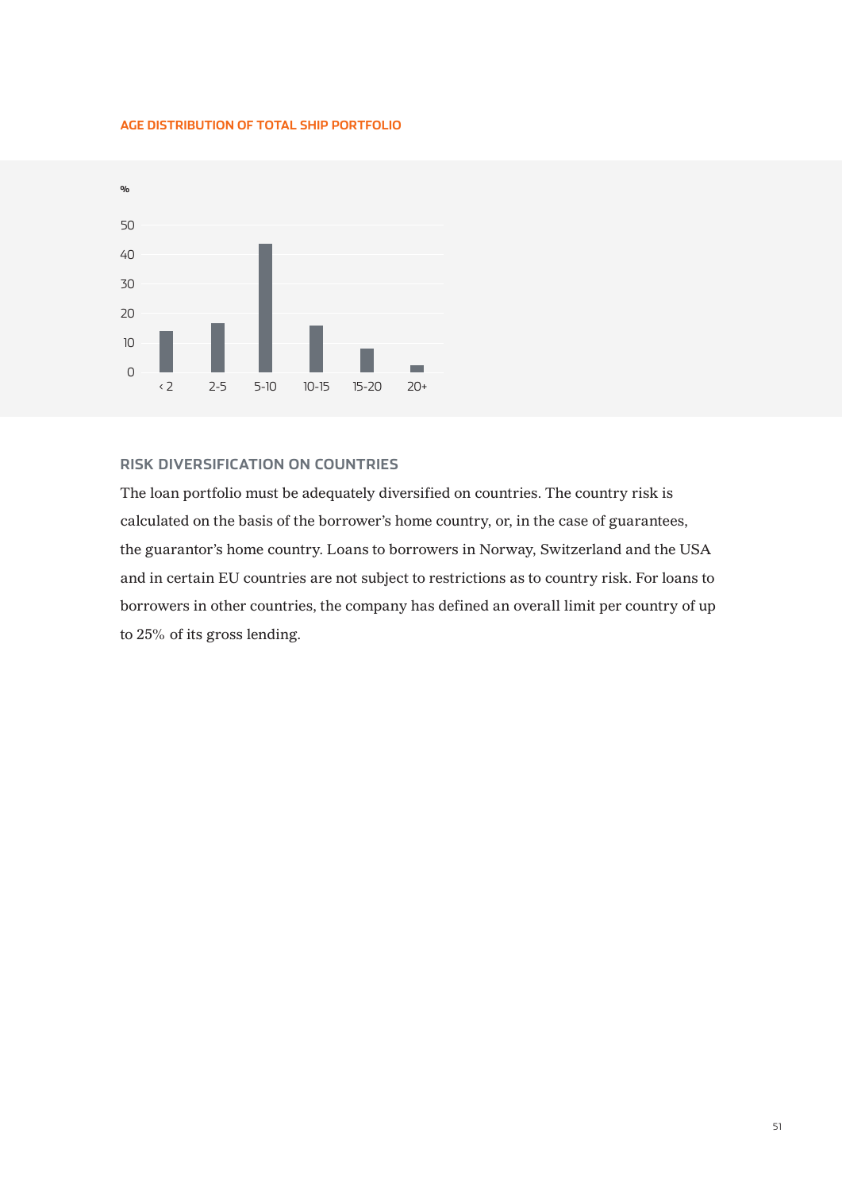### AGE DISTRIBUTION OF TOTAL SHIP PORTFOLIO

%

50
40
30
20
10
0

‹ 2 | 2-5 | 5-10 | 10-15 | 15-20 | 20+

### RISK DIVERSIFICATION ON COUNTRIES

The loan portfolio must be adequately diversified on countries. The country risk is calculated on the basis of the borrower's home country, or, in the case of guarantees, the guarantor's home country. Loans to borrowers in Norway, Switzerland and the USA and in certain EU countries are not subject to restrictions as to country risk. For loans to borrowers in other countries, the company has defined an overall limit per country of up to 25% of its gross lending.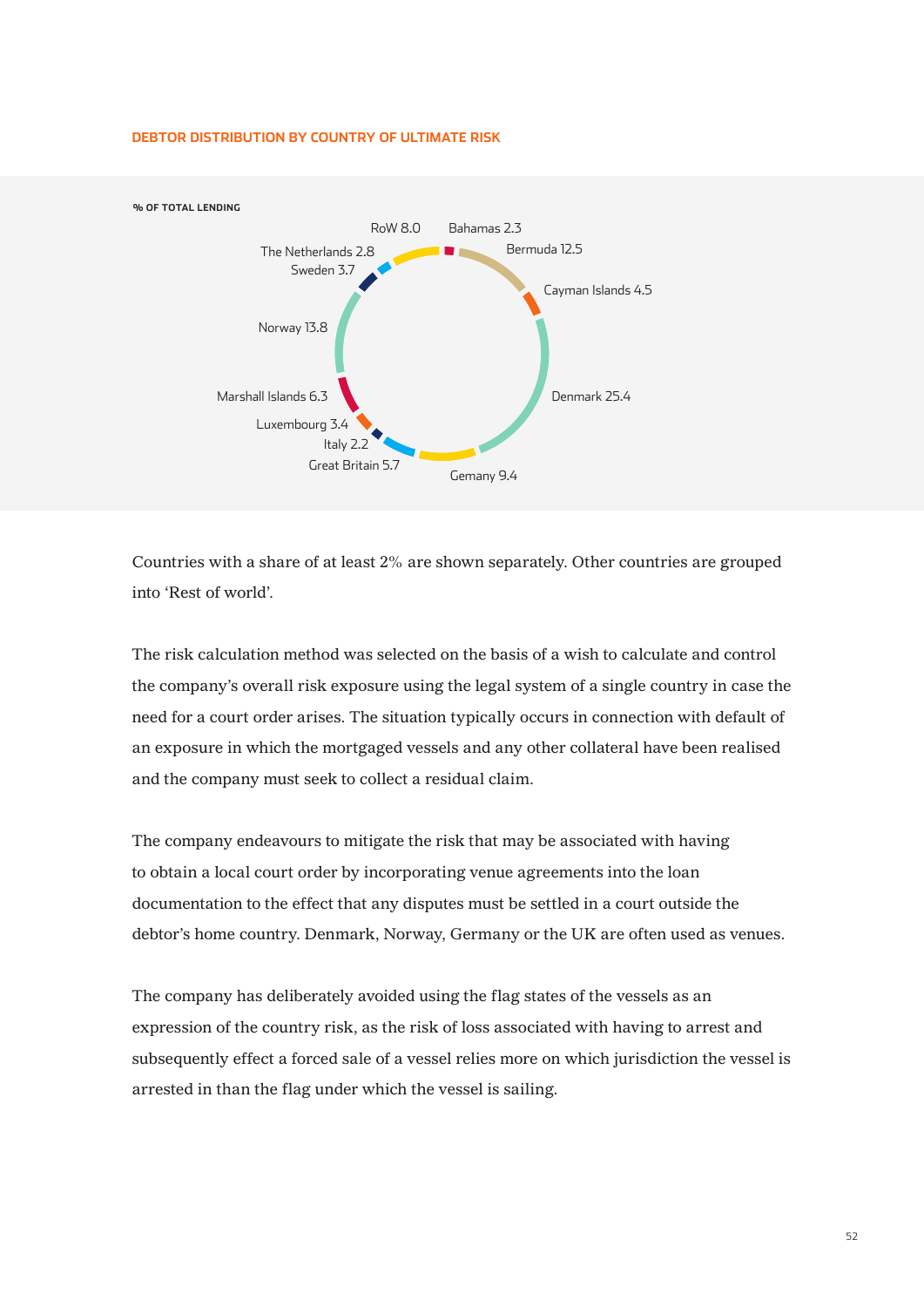## DEBTOR DISTRIBUTION BY COUNTRY OF ULTIMATE RISK

% OF TOTAL LENDING

| Country | % |
|---|---|
| Denmark | 25.4 |
| Norway | 13.8 |
| Bermuda | 12.5 |
| Gemany | 9.4 |
| RoW | 8.0 |
| Marshall Islands | 6.3 |
| Great Britain | 5.7 |
| Cayman Islands | 4.5 |
| Sweden | 3.7 |
| Luxembourg | 3.4 |
| The Netherlands | 2.8 |
| Bahamas | 2.3 |
| Italy | 2.2 |

Countries with a share of at least 2% are shown separately. Other countries are grouped into 'Rest of world'.

The risk calculation method was selected on the basis of a wish to calculate and control the company's overall risk exposure using the legal system of a single country in case the need for a court order arises. The situation typically occurs in connection with default of an exposure in which the mortgaged vessels and any other collateral have been realised and the company must seek to collect a residual claim.

The company endeavours to mitigate the risk that may be associated with having to obtain a local court order by incorporating venue agreements into the loan documentation to the effect that any disputes must be settled in a court outside the debtor's home country. Denmark, Norway, Germany or the UK are often used as venues.

The company has deliberately avoided using the flag states of the vessels as an expression of the country risk, as the risk of loss associated with having to arrest and subsequently effect a forced sale of a vessel relies more on which jurisdiction the vessel is arrested in than the flag under which the vessel is sailing.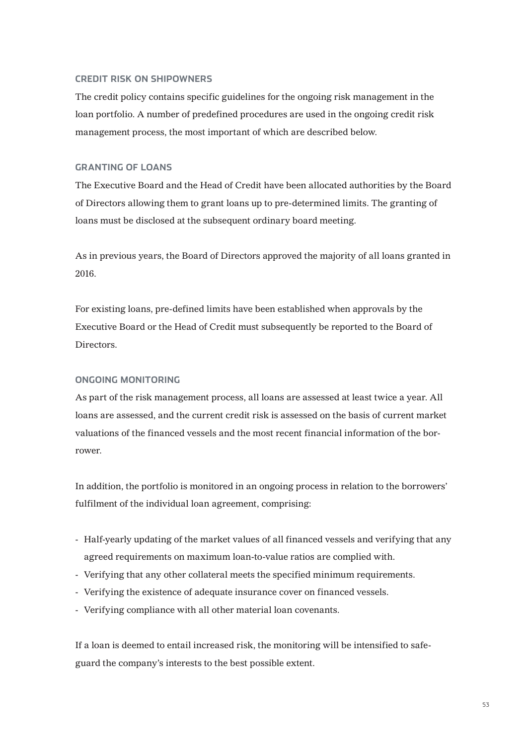### CREDIT RISK ON SHIPOWNERS

The credit policy contains specific guidelines for the ongoing risk management in the loan portfolio. A number of predefined procedures are used in the ongoing credit risk management process, the most important of which are described below.

### GRANTING OF LOANS

The Executive Board and the Head of Credit have been allocated authorities by the Board of Directors allowing them to grant loans up to pre-determined limits. The granting of loans must be disclosed at the subsequent ordinary board meeting.

As in previous years, the Board of Directors approved the majority of all loans granted in 2016.

For existing loans, pre-defined limits have been established when approvals by the Executive Board or the Head of Credit must subsequently be reported to the Board of Directors.

### ONGOING MONITORING

As part of the risk management process, all loans are assessed at least twice a year. All loans are assessed, and the current credit risk is assessed on the basis of current market valuations of the financed vessels and the most recent financial information of the borrower.

In addition, the portfolio is monitored in an ongoing process in relation to the borrowers' fulfilment of the individual loan agreement, comprising:

- Half-yearly updating of the market values of all financed vessels and verifying that any agreed requirements on maximum loan-to-value ratios are complied with.
- Verifying that any other collateral meets the specified minimum requirements.
- Verifying the existence of adequate insurance cover on financed vessels.
- Verifying compliance with all other material loan covenants.

If a loan is deemed to entail increased risk, the monitoring will be intensified to safeguard the company's interests to the best possible extent.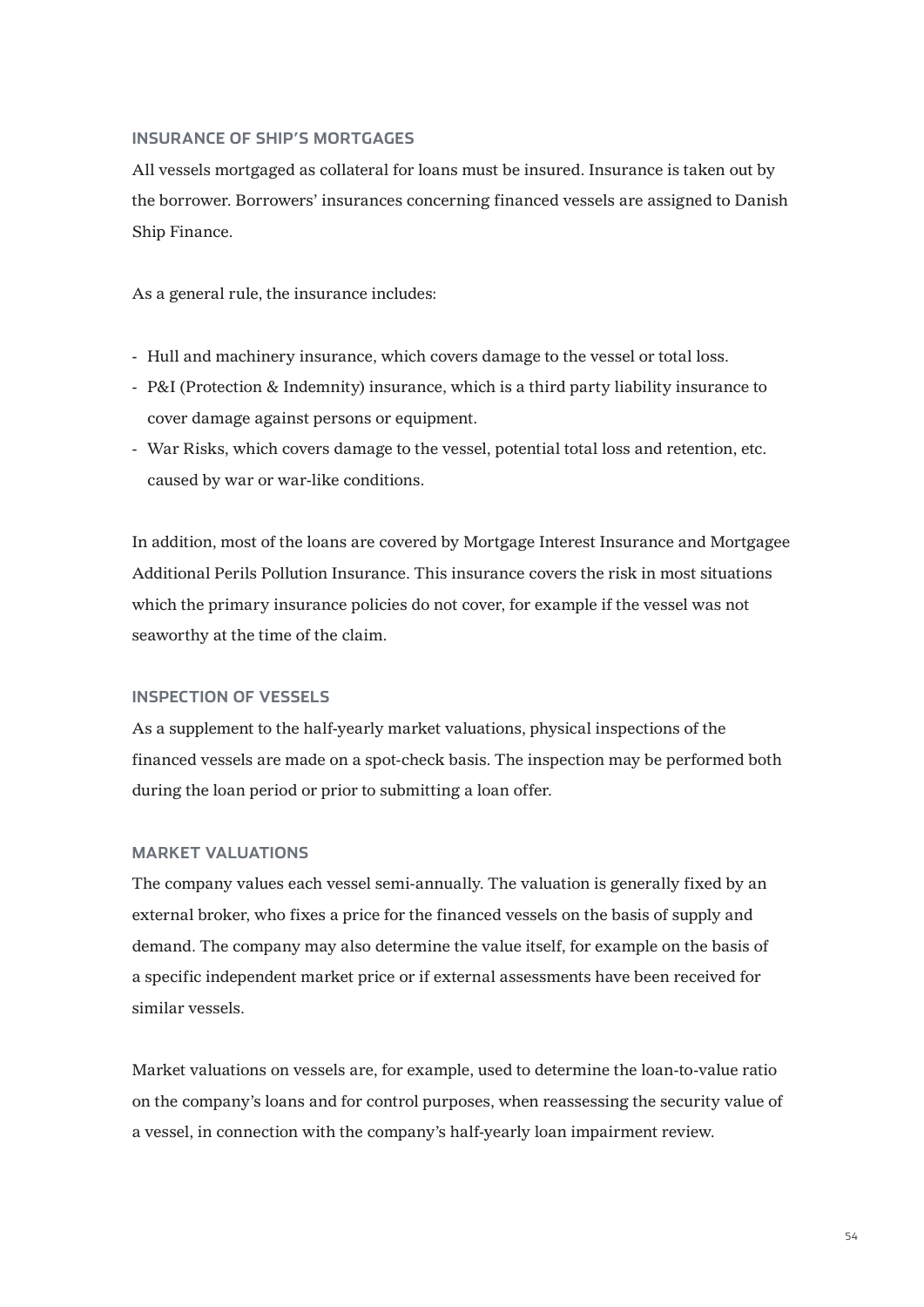## INSURANCE OF SHIP'S MORTGAGES

All vessels mortgaged as collateral for loans must be insured. Insurance is taken out by the borrower. Borrowers' insurances concerning financed vessels are assigned to Danish Ship Finance.

As a general rule, the insurance includes:

- Hull and machinery insurance, which covers damage to the vessel or total loss.
- P&I (Protection & Indemnity) insurance, which is a third party liability insurance to cover damage against persons or equipment.
- War Risks, which covers damage to the vessel, potential total loss and retention, etc. caused by war or war-like conditions.

In addition, most of the loans are covered by Mortgage Interest Insurance and Mortgagee Additional Perils Pollution Insurance. This insurance covers the risk in most situations which the primary insurance policies do not cover, for example if the vessel was not seaworthy at the time of the claim.

## INSPECTION OF VESSELS

As a supplement to the half-yearly market valuations, physical inspections of the financed vessels are made on a spot-check basis. The inspection may be performed both during the loan period or prior to submitting a loan offer.

## MARKET VALUATIONS

The company values each vessel semi-annually. The valuation is generally fixed by an external broker, who fixes a price for the financed vessels on the basis of supply and demand. The company may also determine the value itself, for example on the basis of a specific independent market price or if external assessments have been received for similar vessels.

Market valuations on vessels are, for example, used to determine the loan-to-value ratio on the company's loans and for control purposes, when reassessing the security value of a vessel, in connection with the company's half-yearly loan impairment review.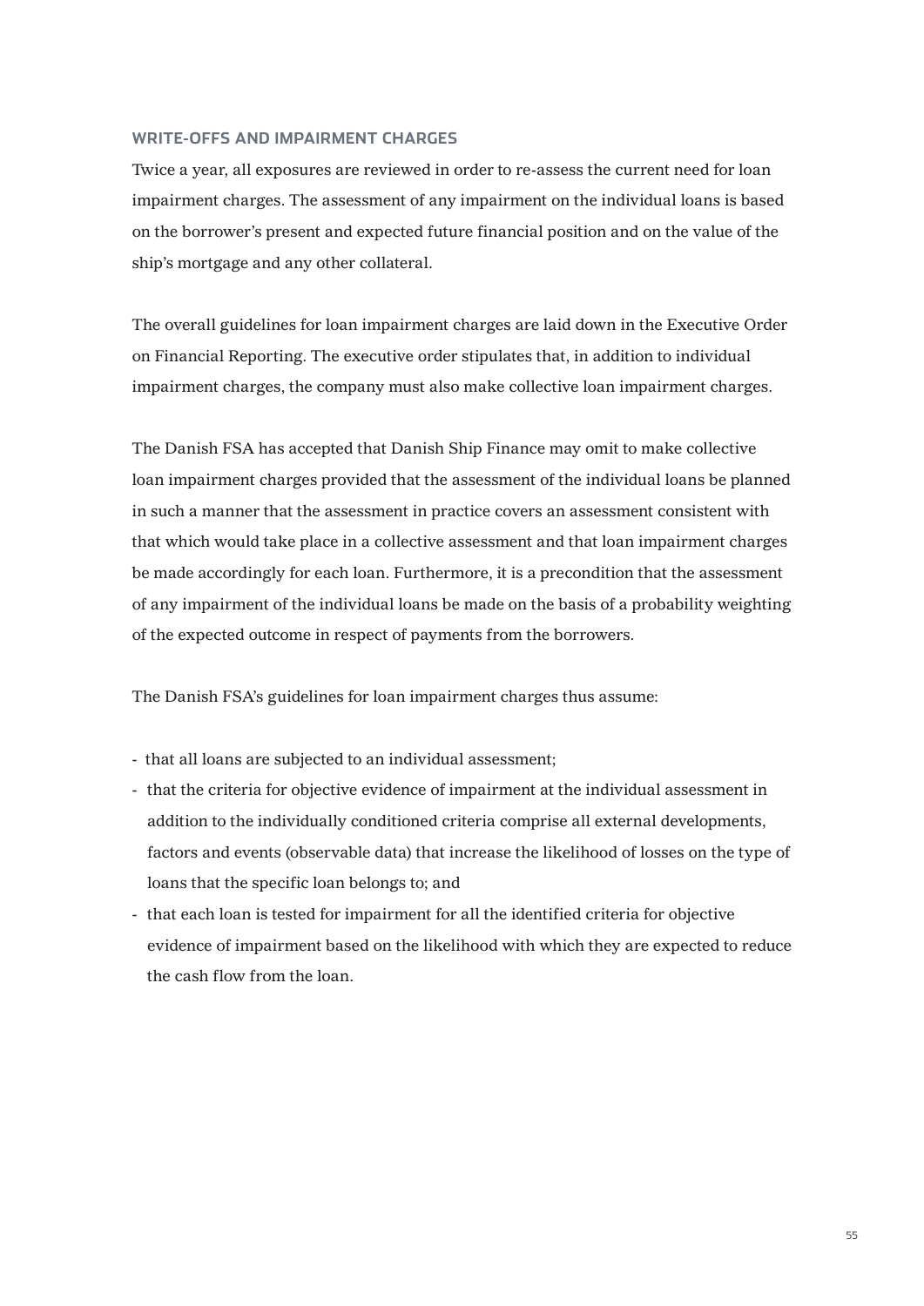## WRITE-OFFS AND IMPAIRMENT CHARGES

Twice a year, all exposures are reviewed in order to re-assess the current need for loan impairment charges. The assessment of any impairment on the individual loans is based on the borrower's present and expected future financial position and on the value of the ship's mortgage and any other collateral.

The overall guidelines for loan impairment charges are laid down in the Executive Order on Financial Reporting. The executive order stipulates that, in addition to individual impairment charges, the company must also make collective loan impairment charges.

The Danish FSA has accepted that Danish Ship Finance may omit to make collective loan impairment charges provided that the assessment of the individual loans be planned in such a manner that the assessment in practice covers an assessment consistent with that which would take place in a collective assessment and that loan impairment charges be made accordingly for each loan. Furthermore, it is a precondition that the assessment of any impairment of the individual loans be made on the basis of a probability weighting of the expected outcome in respect of payments from the borrowers.

The Danish FSA's guidelines for loan impairment charges thus assume:

- that all loans are subjected to an individual assessment;
- that the criteria for objective evidence of impairment at the individual assessment in addition to the individually conditioned criteria comprise all external developments, factors and events (observable data) that increase the likelihood of losses on the type of loans that the specific loan belongs to; and
- that each loan is tested for impairment for all the identified criteria for objective evidence of impairment based on the likelihood with which they are expected to reduce the cash flow from the loan.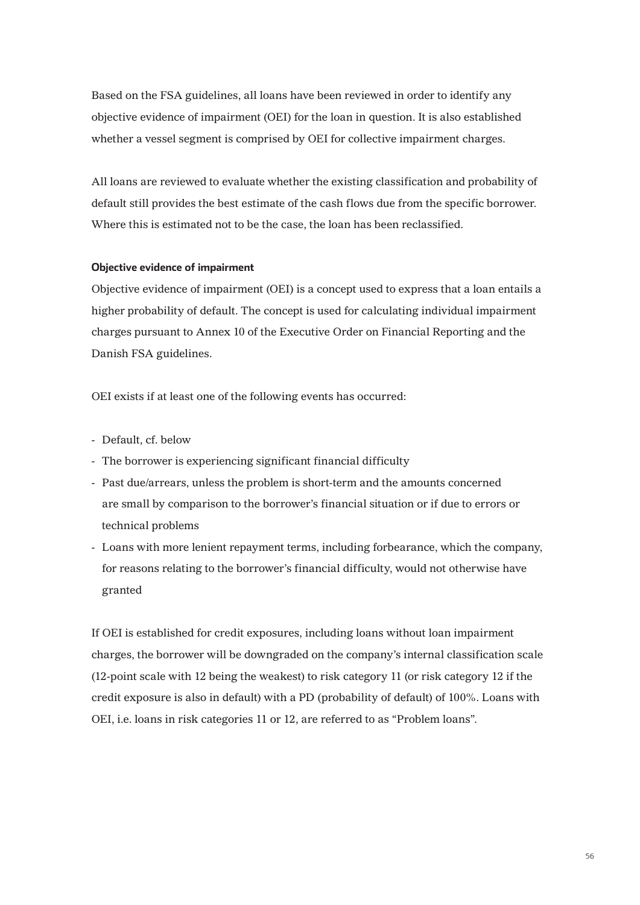Based on the FSA guidelines, all loans have been reviewed in order to identify any objective evidence of impairment (OEI) for the loan in question. It is also established whether a vessel segment is comprised by OEI for collective impairment charges.

All loans are reviewed to evaluate whether the existing classification and probability of default still provides the best estimate of the cash flows due from the specific borrower. Where this is estimated not to be the case, the loan has been reclassified.

**Objective evidence of impairment**

Objective evidence of impairment (OEI) is a concept used to express that a loan entails a higher probability of default. The concept is used for calculating individual impairment charges pursuant to Annex 10 of the Executive Order on Financial Reporting and the Danish FSA guidelines.

OEI exists if at least one of the following events has occurred:

- Default, cf. below
- The borrower is experiencing significant financial difficulty
- Past due/arrears, unless the problem is short-term and the amounts concerned are small by comparison to the borrower's financial situation or if due to errors or technical problems
- Loans with more lenient repayment terms, including forbearance, which the company, for reasons relating to the borrower's financial difficulty, would not otherwise have granted

If OEI is established for credit exposures, including loans without loan impairment charges, the borrower will be downgraded on the company's internal classification scale (12-point scale with 12 being the weakest) to risk category 11 (or risk category 12 if the credit exposure is also in default) with a PD (probability of default) of 100%. Loans with OEI, i.e. loans in risk categories 11 or 12, are referred to as "Problem loans".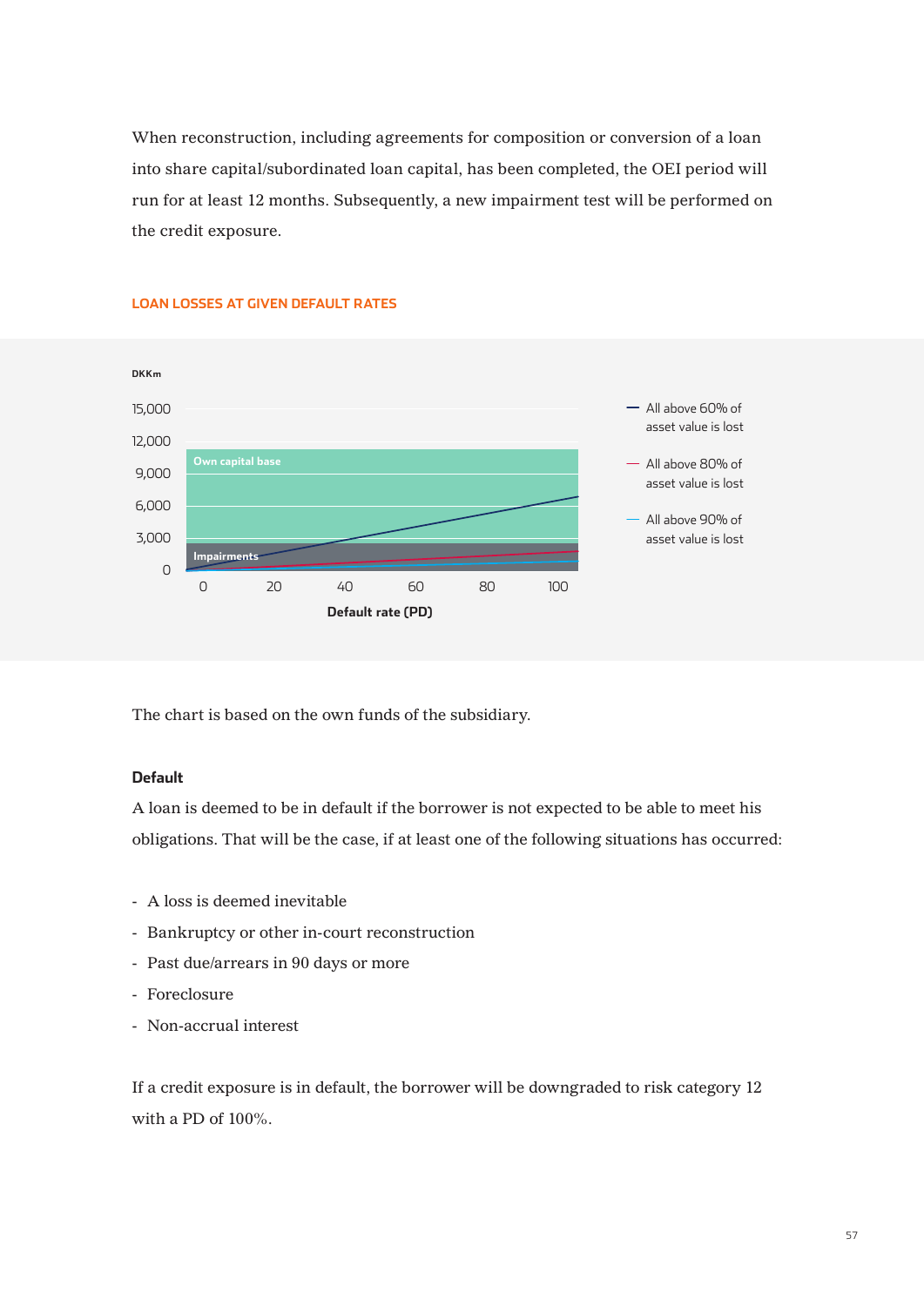When reconstruction, including agreements for composition or conversion of a loan into share capital/subordinated loan capital, has been completed, the OEI period will run for at least 12 months. Subsequently, a new impairment test will be performed on the credit exposure.

### LOAN LOSSES AT GIVEN DEFAULT RATES

DKKm

15,000
12,000
9,000
6,000
3,000
0

Own capital base

Impairments

0 20 40 60 80 100

Default rate (PD)

— All above 60% of asset value is lost

— All above 80% of asset value is lost

— All above 90% of asset value is lost

The chart is based on the own funds of the subsidiary.

### Default

A loan is deemed to be in default if the borrower is not expected to be able to meet his obligations. That will be the case, if at least one of the following situations has occurred:

- A loss is deemed inevitable
- Bankruptcy or other in-court reconstruction
- Past due/arrears in 90 days or more
- Foreclosure
- Non-accrual interest

If a credit exposure is in default, the borrower will be downgraded to risk category 12 with a PD of 100%.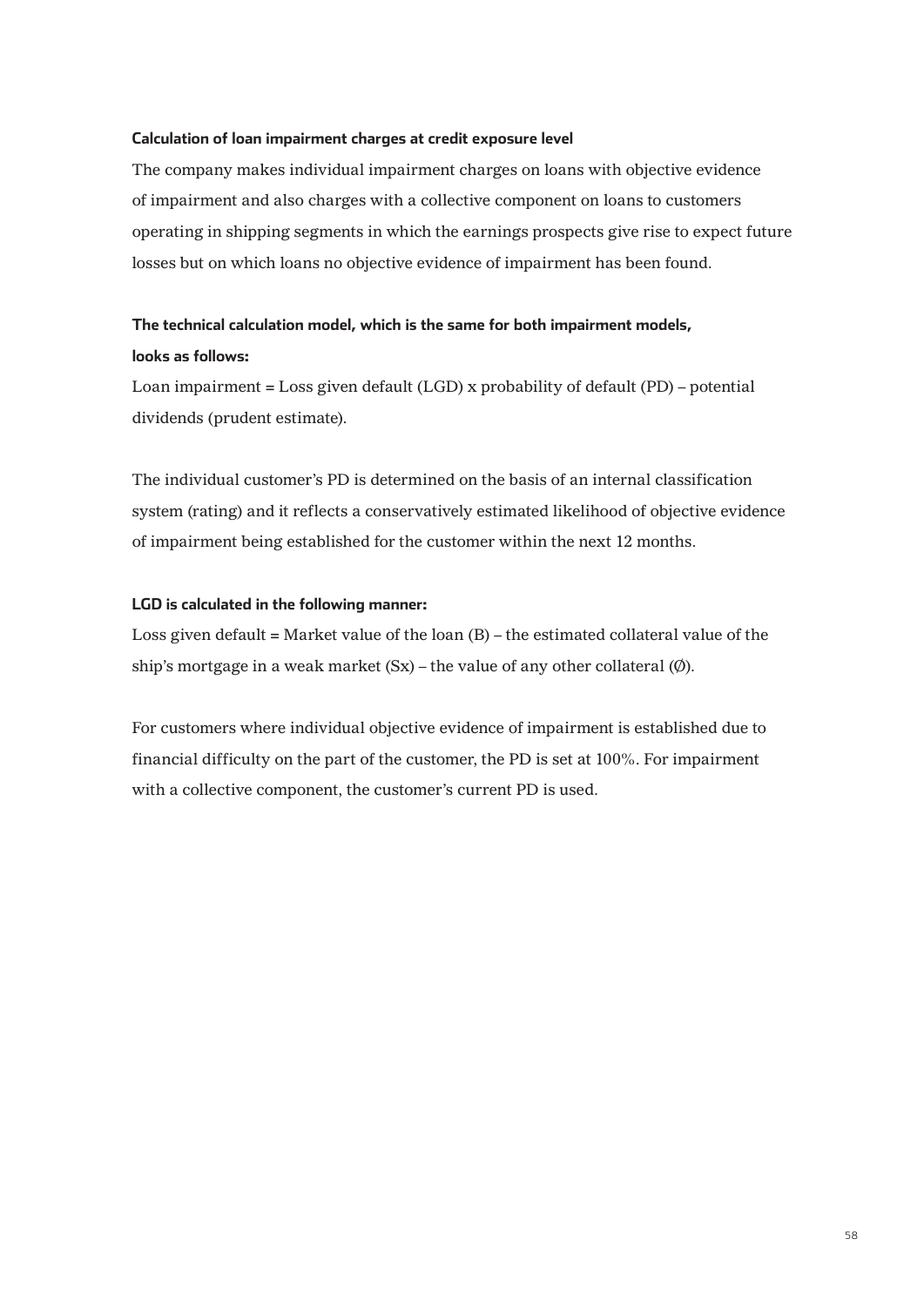**Calculation of loan impairment charges at credit exposure level**

The company makes individual impairment charges on loans with objective evidence of impairment and also charges with a collective component on loans to customers operating in shipping segments in which the earnings prospects give rise to expect future losses but on which loans no objective evidence of impairment has been found.

**The technical calculation model, which is the same for both impairment models, looks as follows:**

Loan impairment = Loss given default (LGD) x probability of default (PD) – potential dividends (prudent estimate).

The individual customer's PD is determined on the basis of an internal classification system (rating) and it reflects a conservatively estimated likelihood of objective evidence of impairment being established for the customer within the next 12 months.

**LGD is calculated in the following manner:**

Loss given default = Market value of the loan (B) – the estimated collateral value of the ship's mortgage in a weak market (Sx) – the value of any other collateral (Ø).

For customers where individual objective evidence of impairment is established due to financial difficulty on the part of the customer, the PD is set at 100%. For impairment with a collective component, the customer's current PD is used.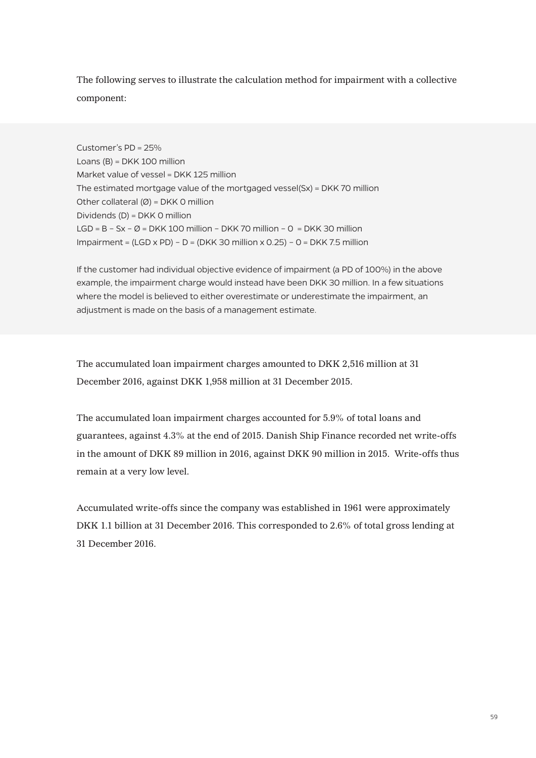The following serves to illustrate the calculation method for impairment with a collective component:

Customer's PD = 25%
Loans (B) = DKK 100 million
Market value of vessel = DKK 125 million
The estimated mortgage value of the mortgaged vessel(Sx) = DKK 70 million
Other collateral (Ø) = DKK 0 million
Dividends (D) = DKK 0 million
LGD = B – Sx – Ø = DKK 100 million – DKK 70 million – 0 = DKK 30 million
Impairment = (LGD x PD) – D = (DKK 30 million x 0.25) – 0 = DKK 7.5 million

If the customer had individual objective evidence of impairment (a PD of 100%) in the above example, the impairment charge would instead have been DKK 30 million. In a few situations where the model is believed to either overestimate or underestimate the impairment, an adjustment is made on the basis of a management estimate.

The accumulated loan impairment charges amounted to DKK 2,516 million at 31 December 2016, against DKK 1,958 million at 31 December 2015.

The accumulated loan impairment charges accounted for 5.9% of total loans and guarantees, against 4.3% at the end of 2015. Danish Ship Finance recorded net write-offs in the amount of DKK 89 million in 2016, against DKK 90 million in 2015. Write-offs thus remain at a very low level.

Accumulated write-offs since the company was established in 1961 were approximately DKK 1.1 billion at 31 December 2016. This corresponded to 2.6% of total gross lending at 31 December 2016.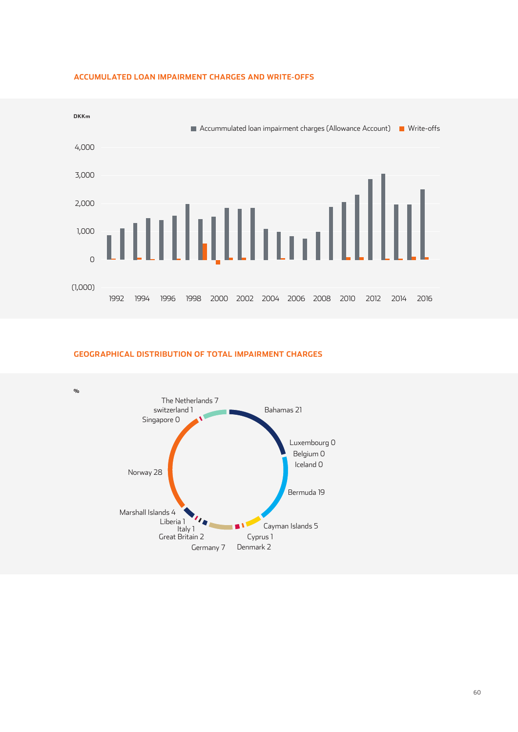## ACCUMULATED LOAN IMPAIRMENT CHARGES AND WRITE-OFFS

DKKm

Accummulated loan impairment charges (Allowance Account) | Write-offs

4,000
3,000
2,000
1,000
0
(1,000)

1992 1994 1996 1998 2000 2002 2004 2006 2008 2010 2012 2014 2016

## GEOGRAPHICAL DISTRIBUTION OF TOTAL IMPAIRMENT CHARGES

%

| Country | % |
|---|---|
| Bahamas | 21 |
| Luxembourg | 0 |
| Belgium | 0 |
| Iceland | 0 |
| Bermuda | 19 |
| Cayman Islands | 5 |
| Cyprus | 1 |
| Denmark | 2 |
| Germany | 7 |
| Great Britain | 2 |
| Italy | 1 |
| Liberia | 1 |
| Marshall Islands | 4 |
| Norway | 28 |
| Singapore | 0 |
| switzerland | 1 |
| The Netherlands | 7 |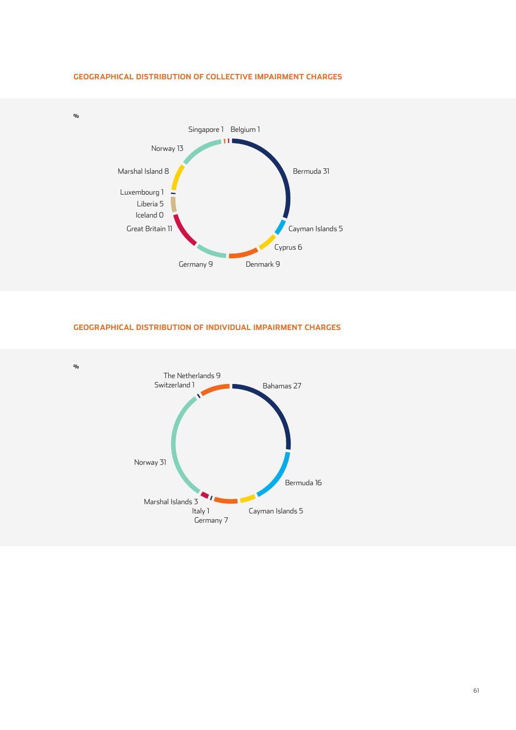## GEOGRAPHICAL DISTRIBUTION OF COLLECTIVE IMPAIRMENT CHARGES

%

Singapore 1
Belgium 1
Norway 13
Bermuda 31
Marshal Island 8
Luxembourg 1
Liberia 5
Iceland 0
Great Britain 11
Cayman Islands 5
Cyprus 6
Germany 9
Denmark 9

## GEOGRAPHICAL DISTRIBUTION OF INDIVIDUAL IMPAIRMENT CHARGES

%

The Netherlands 9
Switzerland 1
Bahamas 27
Norway 31
Bermuda 16
Marshal Islands 3
Italy 1
Germany 7
Cayman Islands 5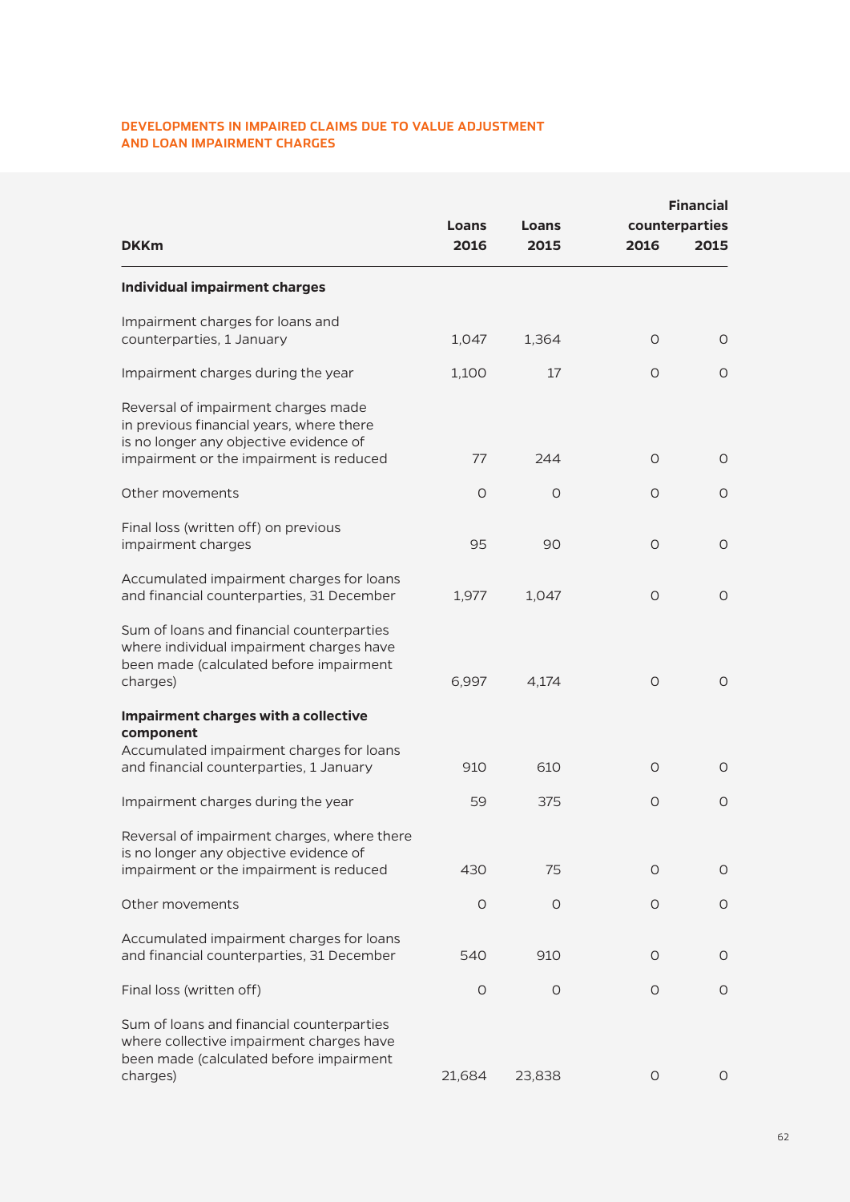## DEVELOPMENTS IN IMPAIRED CLAIMS DUE TO VALUE ADJUSTMENT AND LOAN IMPAIRMENT CHARGES

| DKKm | Loans 2016 | Loans 2015 | Financial counterparties 2016 | Financial counterparties 2015 |
|---|---|---|---|---|
| **Individual impairment charges** | | | | |
| Impairment charges for loans and counterparties, 1 January | 1,047 | 1,364 | 0 | 0 |
| Impairment charges during the year | 1,100 | 17 | 0 | 0 |
| Reversal of impairment charges made in previous financial years, where there is no longer any objective evidence of impairment or the impairment is reduced | 77 | 244 | 0 | 0 |
| Other movements | 0 | 0 | 0 | 0 |
| Final loss (written off) on previous impairment charges | 95 | 90 | 0 | 0 |
| Accumulated impairment charges for loans and financial counterparties, 31 December | 1,977 | 1,047 | 0 | 0 |
| Sum of loans and financial counterparties where individual impairment charges have been made (calculated before impairment charges) | 6,997 | 4,174 | 0 | 0 |
| **Impairment charges with a collective component** | | | | |
| Accumulated impairment charges for loans and financial counterparties, 1 January | 910 | 610 | 0 | 0 |
| Impairment charges during the year | 59 | 375 | 0 | 0 |
| Reversal of impairment charges, where there is no longer any objective evidence of impairment or the impairment is reduced | 430 | 75 | 0 | 0 |
| Other movements | 0 | 0 | 0 | 0 |
| Accumulated impairment charges for loans and financial counterparties, 31 December | 540 | 910 | 0 | 0 |
| Final loss (written off) | 0 | 0 | 0 | 0 |
| Sum of loans and financial counterparties where collective impairment charges have been made (calculated before impairment charges) | 21,684 | 23,838 | 0 | 0 |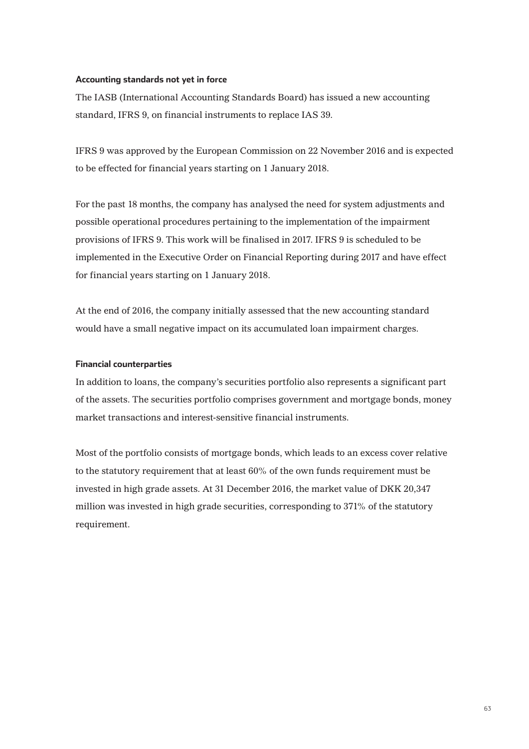### Accounting standards not yet in force

The IASB (International Accounting Standards Board) has issued a new accounting standard, IFRS 9, on financial instruments to replace IAS 39.

IFRS 9 was approved by the European Commission on 22 November 2016 and is expected to be effected for financial years starting on 1 January 2018.

For the past 18 months, the company has analysed the need for system adjustments and possible operational procedures pertaining to the implementation of the impairment provisions of IFRS 9. This work will be finalised in 2017. IFRS 9 is scheduled to be implemented in the Executive Order on Financial Reporting during 2017 and have effect for financial years starting on 1 January 2018.

At the end of 2016, the company initially assessed that the new accounting standard would have a small negative impact on its accumulated loan impairment charges.

### Financial counterparties

In addition to loans, the company's securities portfolio also represents a significant part of the assets. The securities portfolio comprises government and mortgage bonds, money market transactions and interest-sensitive financial instruments.

Most of the portfolio consists of mortgage bonds, which leads to an excess cover relative to the statutory requirement that at least 60% of the own funds requirement must be invested in high grade assets. At 31 December 2016, the market value of DKK 20,347 million was invested in high grade securities, corresponding to 371% of the statutory requirement.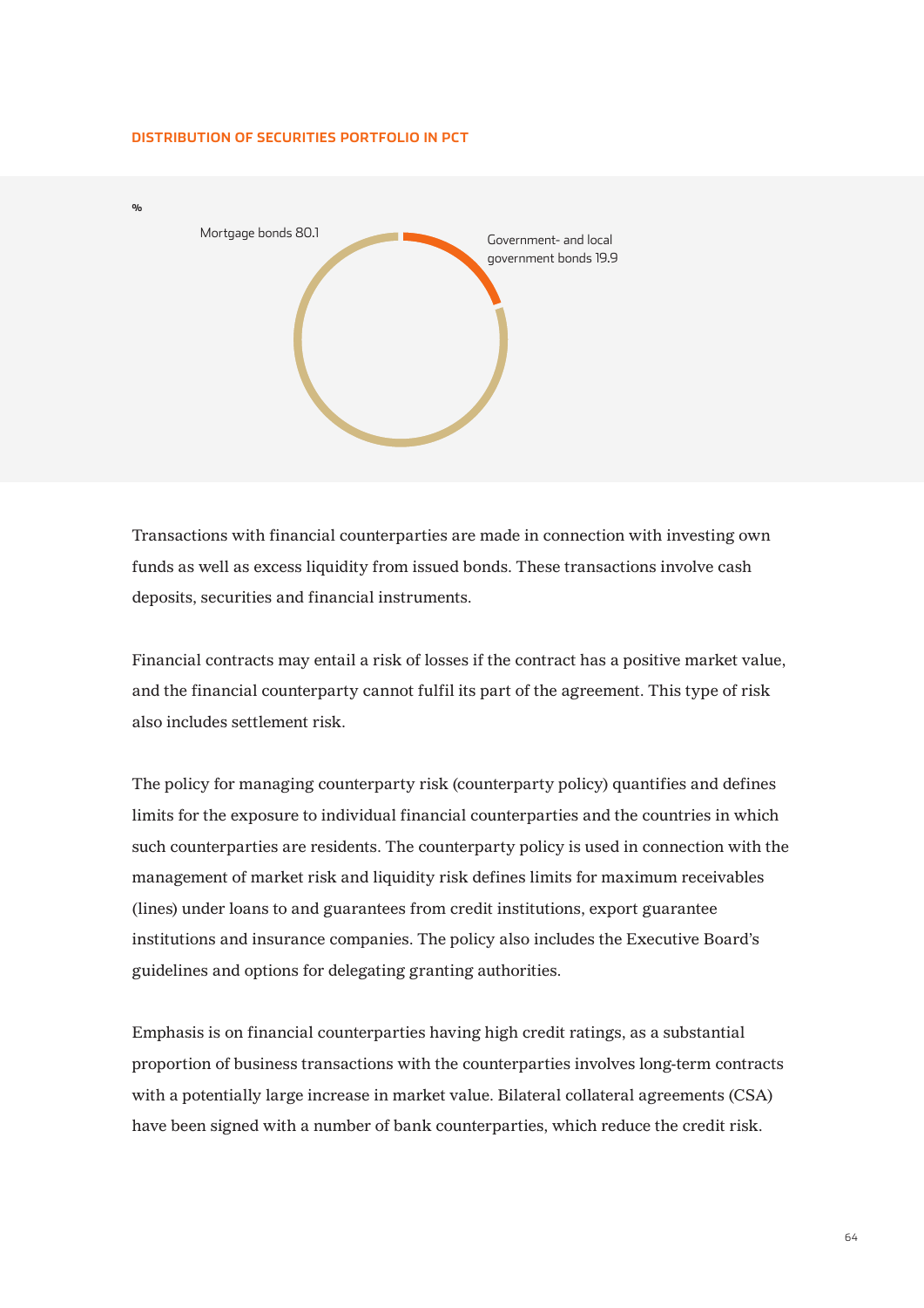**DISTRIBUTION OF SECURITIES PORTFOLIO IN PCT**

%

Mortgage bonds 80.1

Government- and local government bonds 19.9

Transactions with financial counterparties are made in connection with investing own funds as well as excess liquidity from issued bonds. These transactions involve cash deposits, securities and financial instruments.

Financial contracts may entail a risk of losses if the contract has a positive market value, and the financial counterparty cannot fulfil its part of the agreement. This type of risk also includes settlement risk.

The policy for managing counterparty risk (counterparty policy) quantifies and defines limits for the exposure to individual financial counterparties and the countries in which such counterparties are residents. The counterparty policy is used in connection with the management of market risk and liquidity risk defines limits for maximum receivables (lines) under loans to and guarantees from credit institutions, export guarantee institutions and insurance companies. The policy also includes the Executive Board's guidelines and options for delegating granting authorities.

Emphasis is on financial counterparties having high credit ratings, as a substantial proportion of business transactions with the counterparties involves long-term contracts with a potentially large increase in market value. Bilateral collateral agreements (CSA) have been signed with a number of bank counterparties, which reduce the credit risk.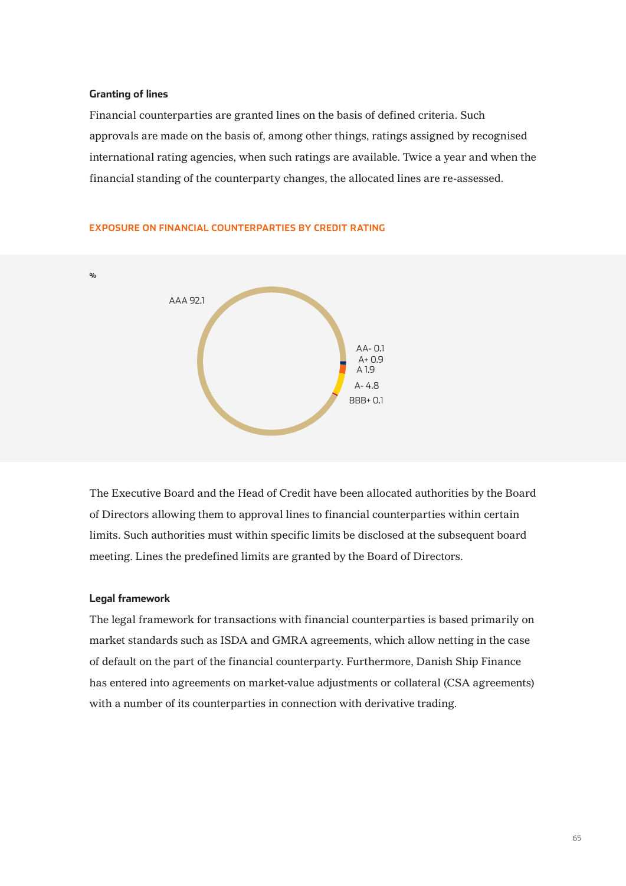### Granting of lines

Financial counterparties are granted lines on the basis of defined criteria. Such approvals are made on the basis of, among other things, ratings assigned by recognised international rating agencies, when such ratings are available. Twice a year and when the financial standing of the counterparty changes, the allocated lines are re-assessed.

**EXPOSURE ON FINANCIAL COUNTERPARTIES BY CREDIT RATING**

%

| Rating | % |
|---|---|
| AAA | 92.1 |
| AA- | 0.1 |
| A+ | 0.9 |
| A | 1.9 |
| A- | 4.8 |
| BBB+ | 0.1 |

The Executive Board and the Head of Credit have been allocated authorities by the Board of Directors allowing them to approval lines to financial counterparties within certain limits. Such authorities must within specific limits be disclosed at the subsequent board meeting. Lines the predefined limits are granted by the Board of Directors.

### Legal framework

The legal framework for transactions with financial counterparties is based primarily on market standards such as ISDA and GMRA agreements, which allow netting in the case of default on the part of the financial counterparty. Furthermore, Danish Ship Finance has entered into agreements on market-value adjustments or collateral (CSA agreements) with a number of its counterparties in connection with derivative trading.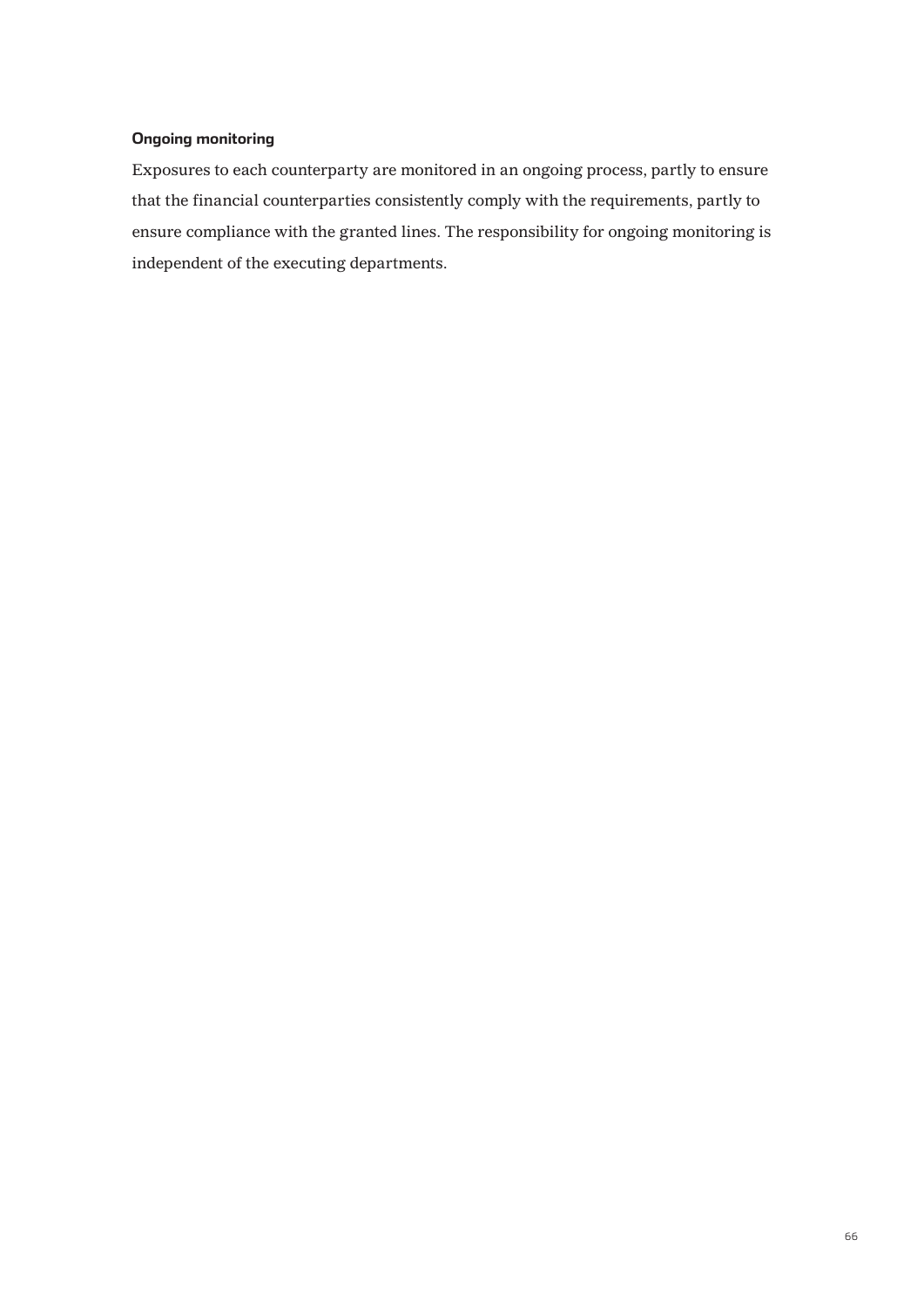**Ongoing monitoring**

Exposures to each counterparty are monitored in an ongoing process, partly to ensure that the financial counterparties consistently comply with the requirements, partly to ensure compliance with the granted lines. The responsibility for ongoing monitoring is independent of the executing departments.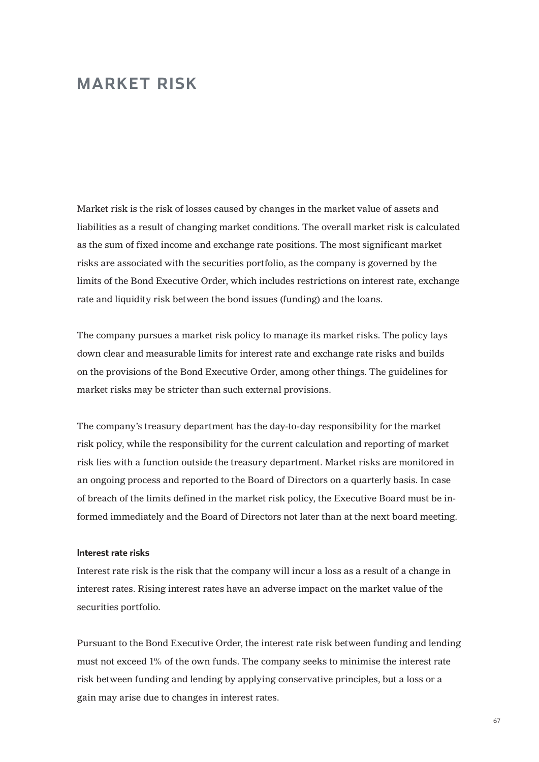# MARKET RISK

Market risk is the risk of losses caused by changes in the market value of assets and liabilities as a result of changing market conditions. The overall market risk is calculated as the sum of fixed income and exchange rate positions. The most significant market risks are associated with the securities portfolio, as the company is governed by the limits of the Bond Executive Order, which includes restrictions on interest rate, exchange rate and liquidity risk between the bond issues (funding) and the loans.

The company pursues a market risk policy to manage its market risks. The policy lays down clear and measurable limits for interest rate and exchange rate risks and builds on the provisions of the Bond Executive Order, among other things. The guidelines for market risks may be stricter than such external provisions.

The company's treasury department has the day-to-day responsibility for the market risk policy, while the responsibility for the current calculation and reporting of market risk lies with a function outside the treasury department. Market risks are monitored in an ongoing process and reported to the Board of Directors on a quarterly basis. In case of breach of the limits defined in the market risk policy, the Executive Board must be informed immediately and the Board of Directors not later than at the next board meeting.

#### Interest rate risks

Interest rate risk is the risk that the company will incur a loss as a result of a change in interest rates. Rising interest rates have an adverse impact on the market value of the securities portfolio.

Pursuant to the Bond Executive Order, the interest rate risk between funding and lending must not exceed 1% of the own funds. The company seeks to minimise the interest rate risk between funding and lending by applying conservative principles, but a loss or a gain may arise due to changes in interest rates.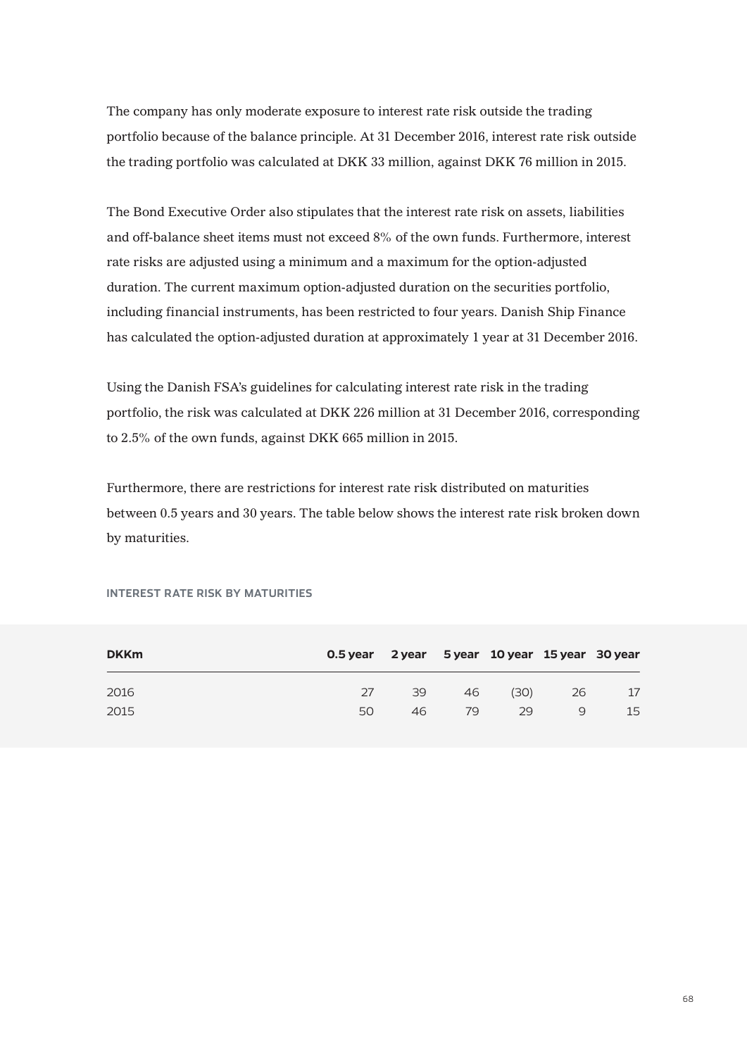The company has only moderate exposure to interest rate risk outside the trading portfolio because of the balance principle. At 31 December 2016, interest rate risk outside the trading portfolio was calculated at DKK 33 million, against DKK 76 million in 2015.

The Bond Executive Order also stipulates that the interest rate risk on assets, liabilities and off-balance sheet items must not exceed 8% of the own funds. Furthermore, interest rate risks are adjusted using a minimum and a maximum for the option-adjusted duration. The current maximum option-adjusted duration on the securities portfolio, including financial instruments, has been restricted to four years. Danish Ship Finance has calculated the option-adjusted duration at approximately 1 year at 31 December 2016.

Using the Danish FSA's guidelines for calculating interest rate risk in the trading portfolio, the risk was calculated at DKK 226 million at 31 December 2016, corresponding to 2.5% of the own funds, against DKK 665 million in 2015.

Furthermore, there are restrictions for interest rate risk distributed on maturities between 0.5 years and 30 years. The table below shows the interest rate risk broken down by maturities.

**INTEREST RATE RISK BY MATURITIES**

| DKKm | 0.5 year | 2 year | 5 year | 10 year | 15 year | 30 year |
|---|---|---|---|---|---|---|
| 2016 | 27 | 39 | 46 | (30) | 26 | 17 |
| 2015 | 50 | 46 | 79 | 29 | 9 | 15 |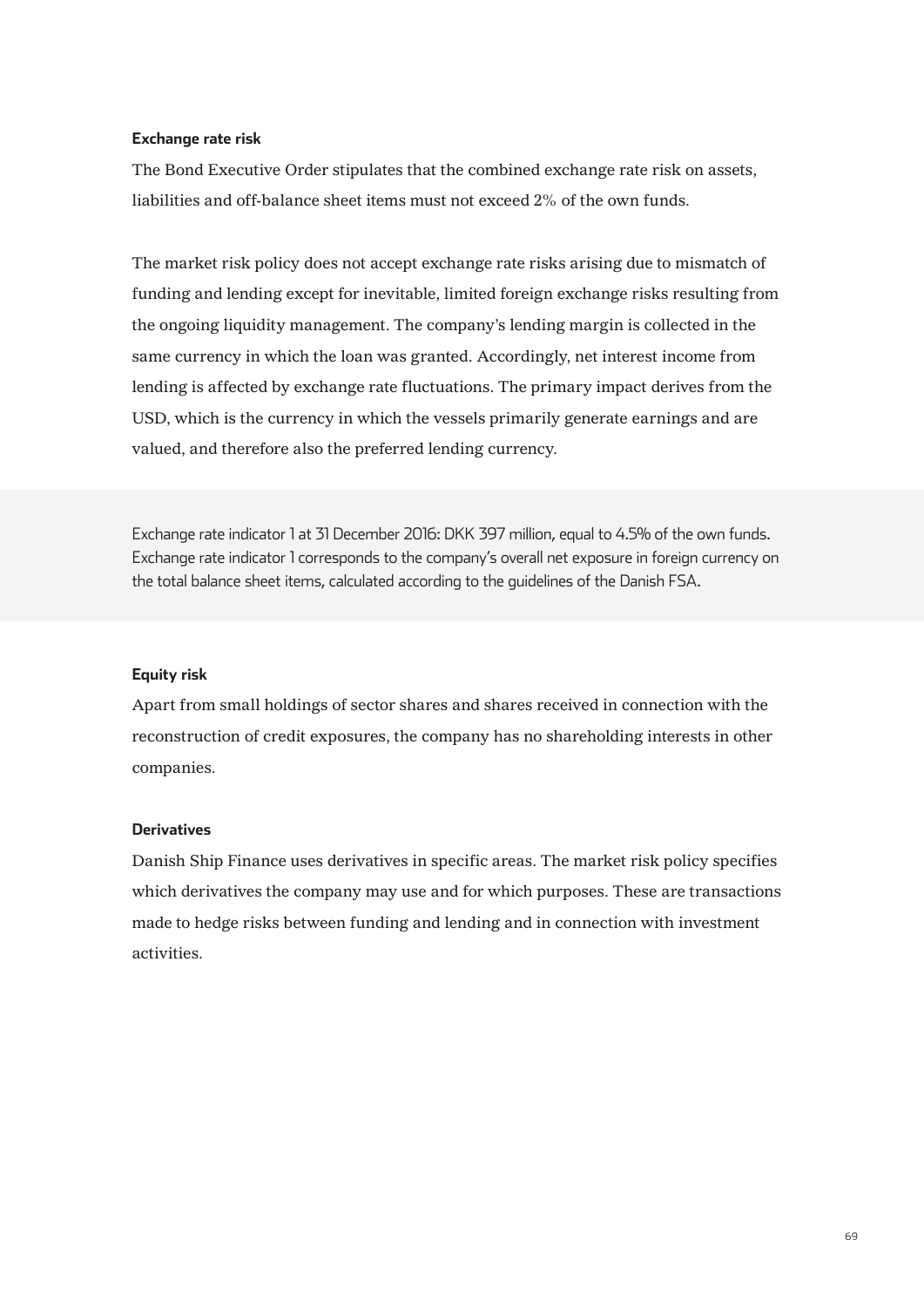### Exchange rate risk

The Bond Executive Order stipulates that the combined exchange rate risk on assets, liabilities and off-balance sheet items must not exceed 2% of the own funds.

The market risk policy does not accept exchange rate risks arising due to mismatch of funding and lending except for inevitable, limited foreign exchange risks resulting from the ongoing liquidity management. The company's lending margin is collected in the same currency in which the loan was granted. Accordingly, net interest income from lending is affected by exchange rate fluctuations. The primary impact derives from the USD, which is the currency in which the vessels primarily generate earnings and are valued, and therefore also the preferred lending currency.

Exchange rate indicator 1 at 31 December 2016: DKK 397 million, equal to 4.5% of the own funds. Exchange rate indicator 1 corresponds to the company's overall net exposure in foreign currency on the total balance sheet items, calculated according to the guidelines of the Danish FSA.

### Equity risk

Apart from small holdings of sector shares and shares received in connection with the reconstruction of credit exposures, the company has no shareholding interests in other companies.

### Derivatives

Danish Ship Finance uses derivatives in specific areas. The market risk policy specifies which derivatives the company may use and for which purposes. These are transactions made to hedge risks between funding and lending and in connection with investment activities.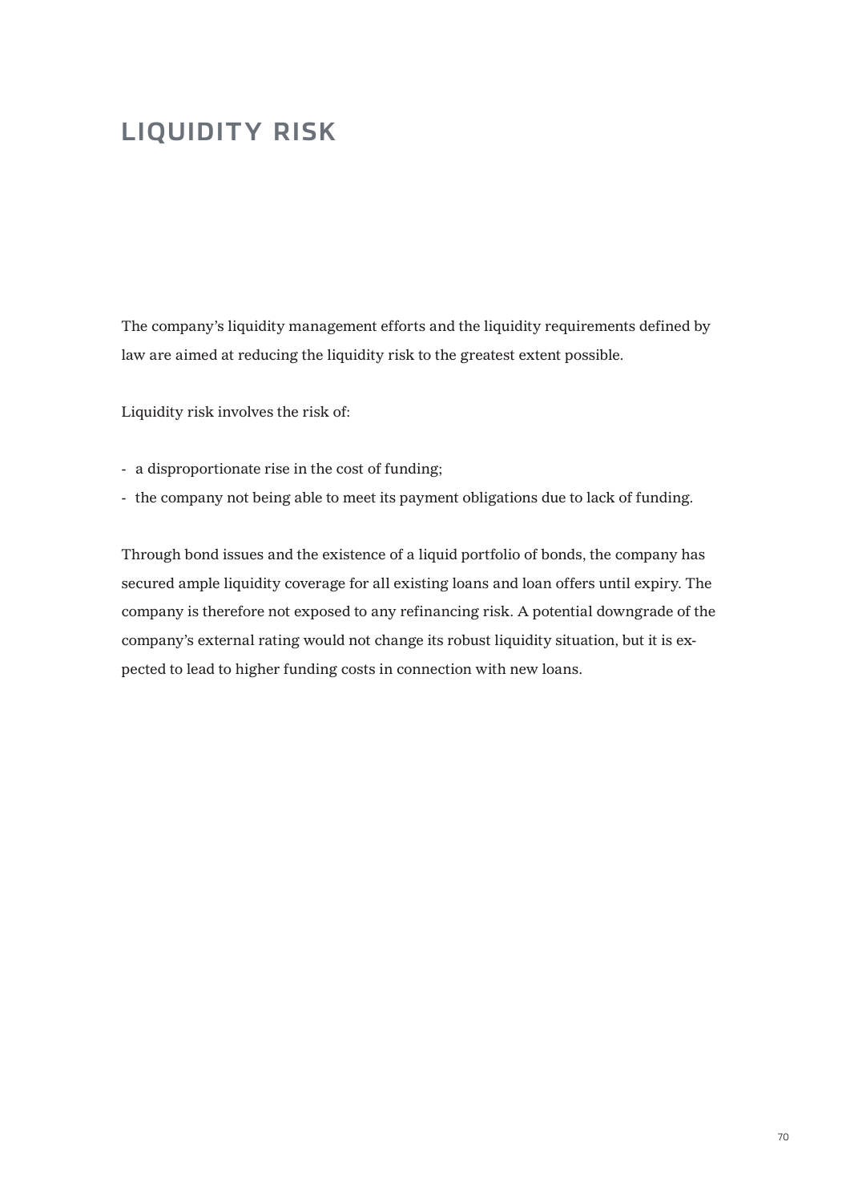# LIQUIDITY RISK

The company's liquidity management efforts and the liquidity requirements defined by law are aimed at reducing the liquidity risk to the greatest extent possible.

Liquidity risk involves the risk of:

- a disproportionate rise in the cost of funding;
- the company not being able to meet its payment obligations due to lack of funding.

Through bond issues and the existence of a liquid portfolio of bonds, the company has secured ample liquidity coverage for all existing loans and loan offers until expiry. The company is therefore not exposed to any refinancing risk. A potential downgrade of the company's external rating would not change its robust liquidity situation, but it is expected to lead to higher funding costs in connection with new loans.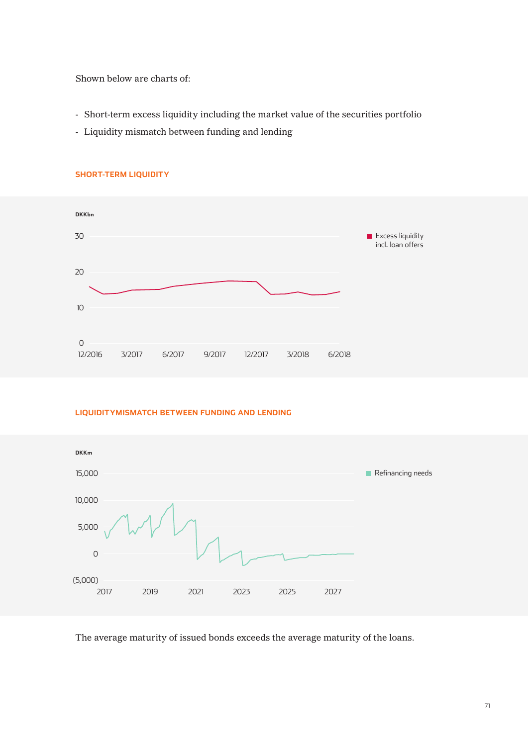Shown below are charts of:

- Short-term excess liquidity including the market value of the securities portfolio
- Liquidity mismatch between funding and lending

## SHORT-TERM LIQUIDITY

DKKbn

30

20

10

0

12/2016 3/2017 6/2017 9/2017 12/2017 3/2018 6/2018

Excess liquidity incl. loan offers

## LIQUIDITYMISMATCH BETWEEN FUNDING AND LENDING

DKKm

15,000

10,000

5,000

0

(5,000)

2017 2019 2021 2023 2025 2027

Refinancing needs

The average maturity of issued bonds exceeds the average maturity of the loans.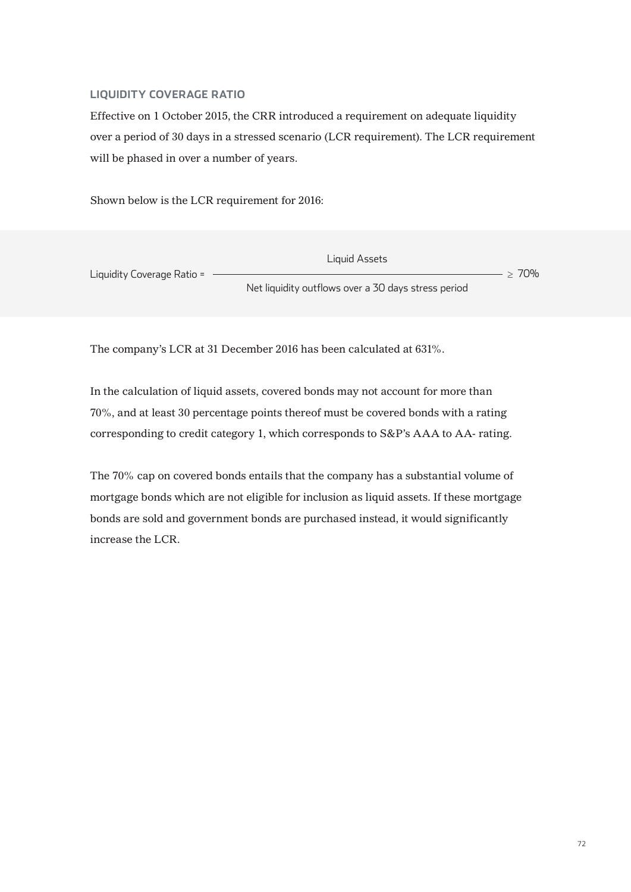## LIQUIDITY COVERAGE RATIO

Effective on 1 October 2015, the CRR introduced a requirement on adequate liquidity over a period of 30 days in a stressed scenario (LCR requirement). The LCR requirement will be phased in over a number of years.

Shown below is the LCR requirement for 2016:

$$\text{Liquidity Coverage Ratio} = \frac{\text{Liquid Assets}}{\text{Net liquidity outflows over a 30 days stress period}} \geq 70\%$$

The company's LCR at 31 December 2016 has been calculated at 631%.

In the calculation of liquid assets, covered bonds may not account for more than 70%, and at least 30 percentage points thereof must be covered bonds with a rating corresponding to credit category 1, which corresponds to S&P's AAA to AA- rating.

The 70% cap on covered bonds entails that the company has a substantial volume of mortgage bonds which are not eligible for inclusion as liquid assets. If these mortgage bonds are sold and government bonds are purchased instead, it would significantly increase the LCR.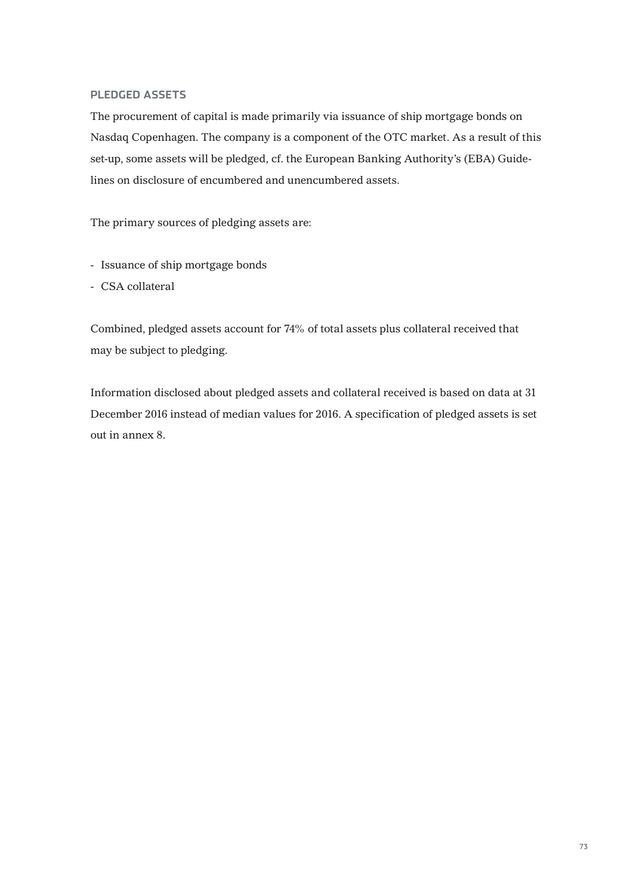## PLEDGED ASSETS

The procurement of capital is made primarily via issuance of ship mortgage bonds on Nasdaq Copenhagen. The company is a component of the OTC market. As a result of this set-up, some assets will be pledged, cf. the European Banking Authority's (EBA) Guidelines on disclosure of encumbered and unencumbered assets.

The primary sources of pledging assets are:

- Issuance of ship mortgage bonds
- CSA collateral

Combined, pledged assets account for 74% of total assets plus collateral received that may be subject to pledging.

Information disclosed about pledged assets and collateral received is based on data at 31 December 2016 instead of median values for 2016. A specification of pledged assets is set out in annex 8.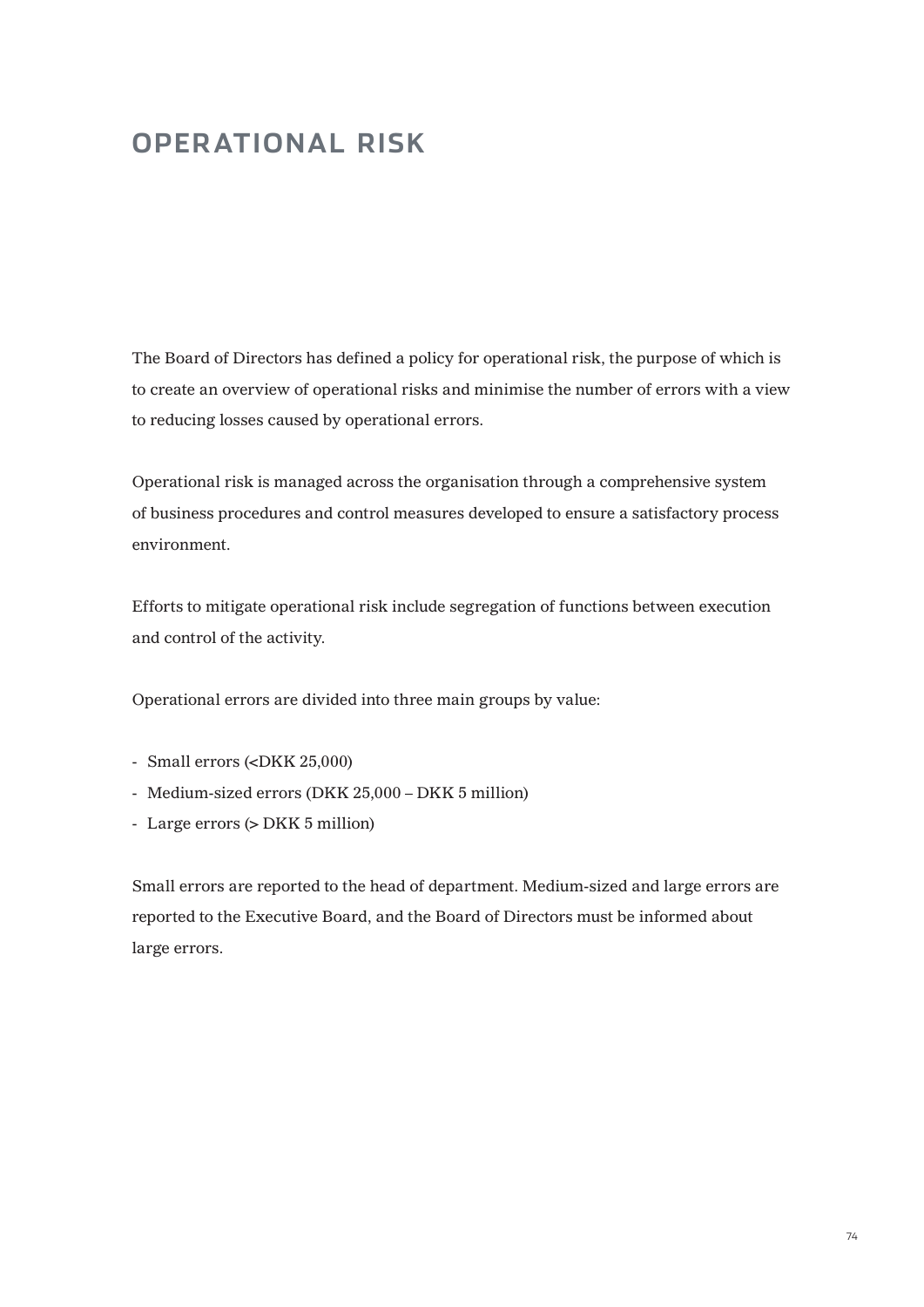# OPERATIONAL RISK

The Board of Directors has defined a policy for operational risk, the purpose of which is to create an overview of operational risks and minimise the number of errors with a view to reducing losses caused by operational errors.

Operational risk is managed across the organisation through a comprehensive system of business procedures and control measures developed to ensure a satisfactory process environment.

Efforts to mitigate operational risk include segregation of functions between execution and control of the activity.

Operational errors are divided into three main groups by value:

- Small errors (<DKK 25,000)
- Medium-sized errors (DKK 25,000 – DKK 5 million)
- Large errors (> DKK 5 million)

Small errors are reported to the head of department. Medium-sized and large errors are reported to the Executive Board, and the Board of Directors must be informed about large errors.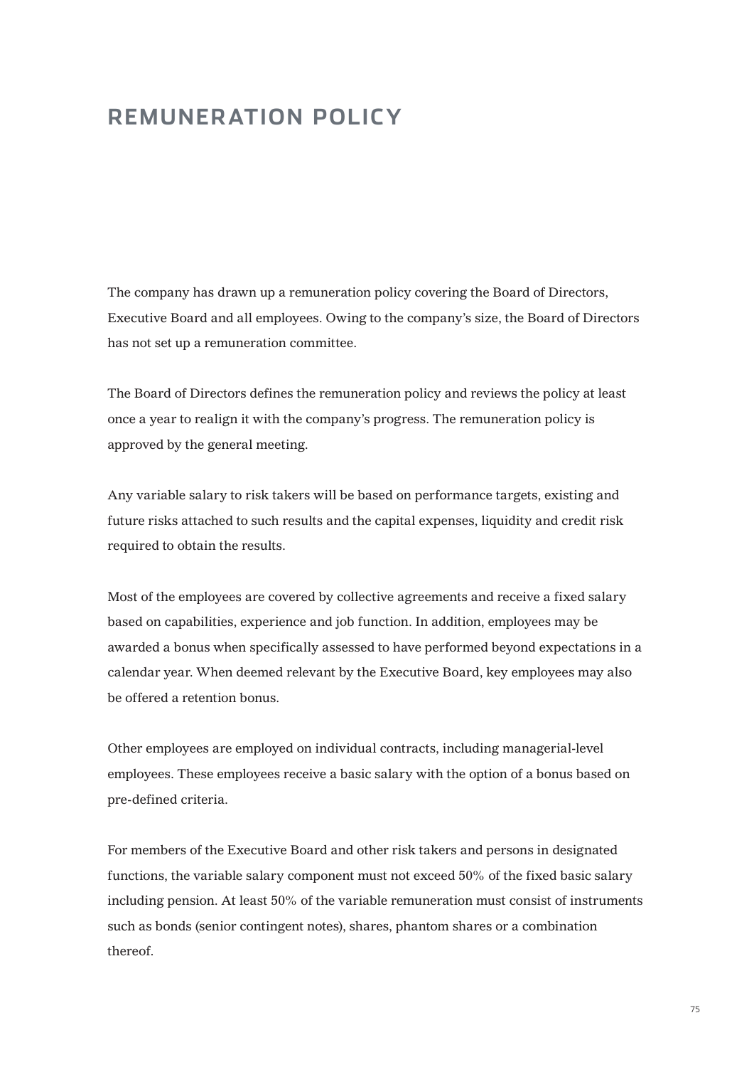# REMUNERATION POLICY

The company has drawn up a remuneration policy covering the Board of Directors, Executive Board and all employees. Owing to the company's size, the Board of Directors has not set up a remuneration committee.

The Board of Directors defines the remuneration policy and reviews the policy at least once a year to realign it with the company's progress. The remuneration policy is approved by the general meeting.

Any variable salary to risk takers will be based on performance targets, existing and future risks attached to such results and the capital expenses, liquidity and credit risk required to obtain the results.

Most of the employees are covered by collective agreements and receive a fixed salary based on capabilities, experience and job function. In addition, employees may be awarded a bonus when specifically assessed to have performed beyond expectations in a calendar year. When deemed relevant by the Executive Board, key employees may also be offered a retention bonus.

Other employees are employed on individual contracts, including managerial-level employees. These employees receive a basic salary with the option of a bonus based on pre-defined criteria.

For members of the Executive Board and other risk takers and persons in designated functions, the variable salary component must not exceed 50% of the fixed basic salary including pension. At least 50% of the variable remuneration must consist of instruments such as bonds (senior contingent notes), shares, phantom shares or a combination thereof.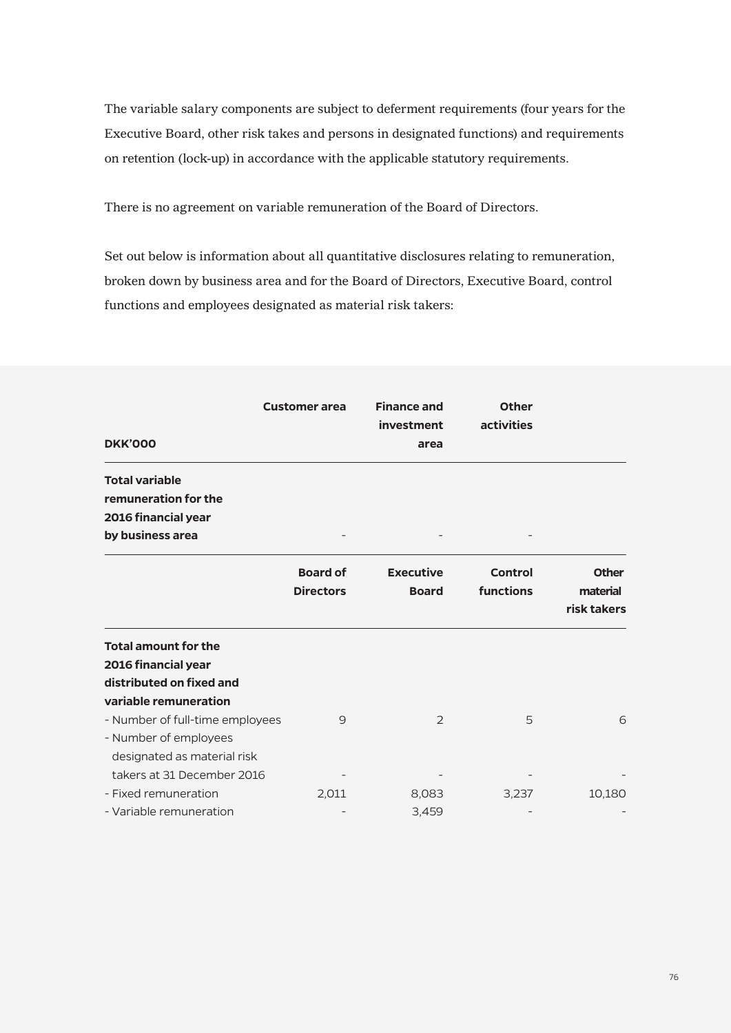The variable salary components are subject to deferment requirements (four years for the Executive Board, other risk takes and persons in designated functions) and requirements on retention (lock-up) in accordance with the applicable statutory requirements.

There is no agreement on variable remuneration of the Board of Directors.

Set out below is information about all quantitative disclosures relating to remuneration, broken down by business area and for the Board of Directors, Executive Board, control functions and employees designated as material risk takers:

| DKK'000 | Customer area | Finance and investment area | Other activities | |
|---|---|---|---|---|
| **Total variable remuneration for the 2016 financial year by business area** | - | - | - | |
| | **Board of Directors** | **Executive Board** | **Control functions** | **Other material risk takers** |
| **Total amount for the 2016 financial year distributed on fixed and variable remuneration** | | | | |
| - Number of full-time employees | 9 | 2 | 5 | 6 |
| - Number of employees designated as material risk takers at 31 December 2016 | - | - | - | - |
| - Fixed remuneration | 2,011 | 8,083 | 3,237 | 10,180 |
| - Variable remuneration | - | 3,459 | - | - |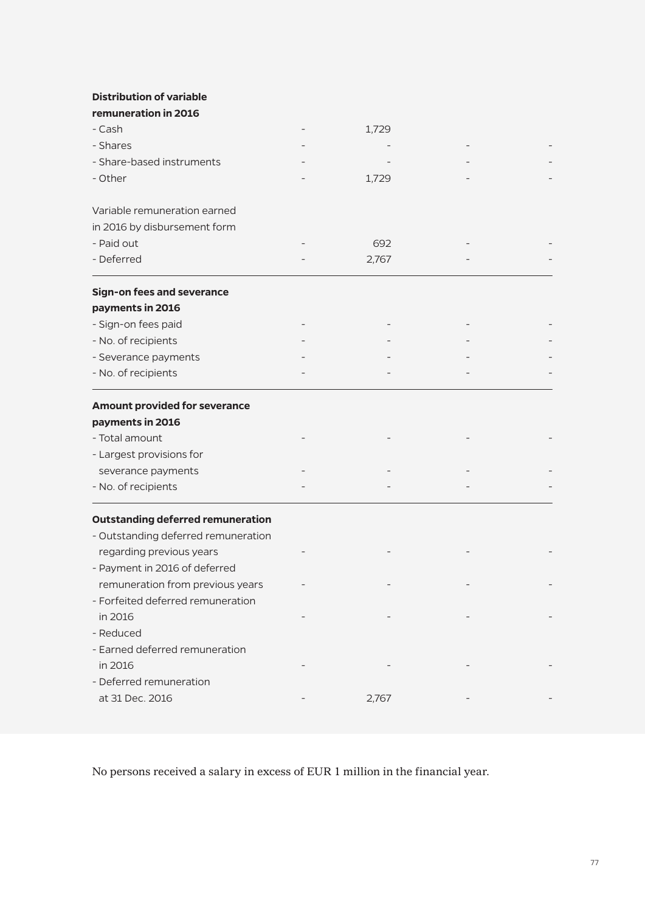| | | | | |
|---|---|---|---|---|
| **Distribution of variable remuneration in 2016** | | | | |
| - Cash | - | 1,729 | | |
| - Shares | - | - | - | - |
| - Share-based instruments | - | - | - | - |
| - Other | - | 1,729 | - | - |
| | | | | |
| Variable remuneration earned in 2016 by disbursement form | | | | |
| - Paid out | - | 692 | - | - |
| - Deferred | - | 2,767 | - | - |
| **Sign-on fees and severance payments in 2016** | | | | |
| - Sign-on fees paid | - | - | - | - |
| - No. of recipients | - | - | - | - |
| - Severance payments | - | - | - | - |
| - No. of recipients | - | - | - | - |
| **Amount provided for severance payments in 2016** | | | | |
| - Total amount | - | - | - | - |
| - Largest provisions for severance payments | - | - | - | - |
| - No. of recipients | - | - | - | - |
| **Outstanding deferred remuneration** | | | | |
| - Outstanding deferred remuneration regarding previous years | - | - | - | - |
| - Payment in 2016 of deferred remuneration from previous years | - | - | - | - |
| - Forfeited deferred remuneration in 2016 | - | - | - | - |
| - Reduced | | | | |
| - Earned deferred remuneration in 2016 | - | - | - | - |
| - Deferred remuneration at 31 Dec. 2016 | - | 2,767 | - | - |

No persons received a salary in excess of EUR 1 million in the financial year.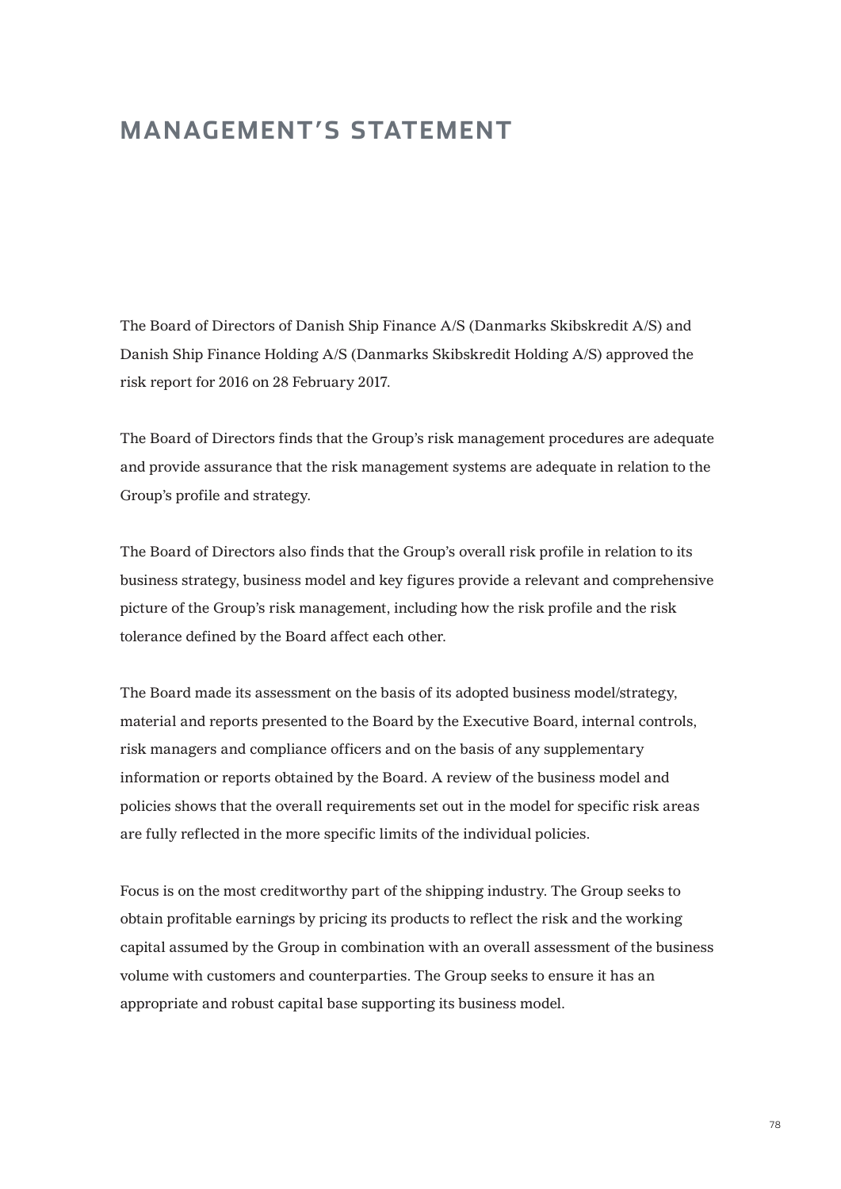# MANAGEMENT'S STATEMENT

The Board of Directors of Danish Ship Finance A/S (Danmarks Skibskredit A/S) and Danish Ship Finance Holding A/S (Danmarks Skibskredit Holding A/S) approved the risk report for 2016 on 28 February 2017.

The Board of Directors finds that the Group's risk management procedures are adequate and provide assurance that the risk management systems are adequate in relation to the Group's profile and strategy.

The Board of Directors also finds that the Group's overall risk profile in relation to its business strategy, business model and key figures provide a relevant and comprehensive picture of the Group's risk management, including how the risk profile and the risk tolerance defined by the Board affect each other.

The Board made its assessment on the basis of its adopted business model/strategy, material and reports presented to the Board by the Executive Board, internal controls, risk managers and compliance officers and on the basis of any supplementary information or reports obtained by the Board. A review of the business model and policies shows that the overall requirements set out in the model for specific risk areas are fully reflected in the more specific limits of the individual policies.

Focus is on the most creditworthy part of the shipping industry. The Group seeks to obtain profitable earnings by pricing its products to reflect the risk and the working capital assumed by the Group in combination with an overall assessment of the business volume with customers and counterparties. The Group seeks to ensure it has an appropriate and robust capital base supporting its business model.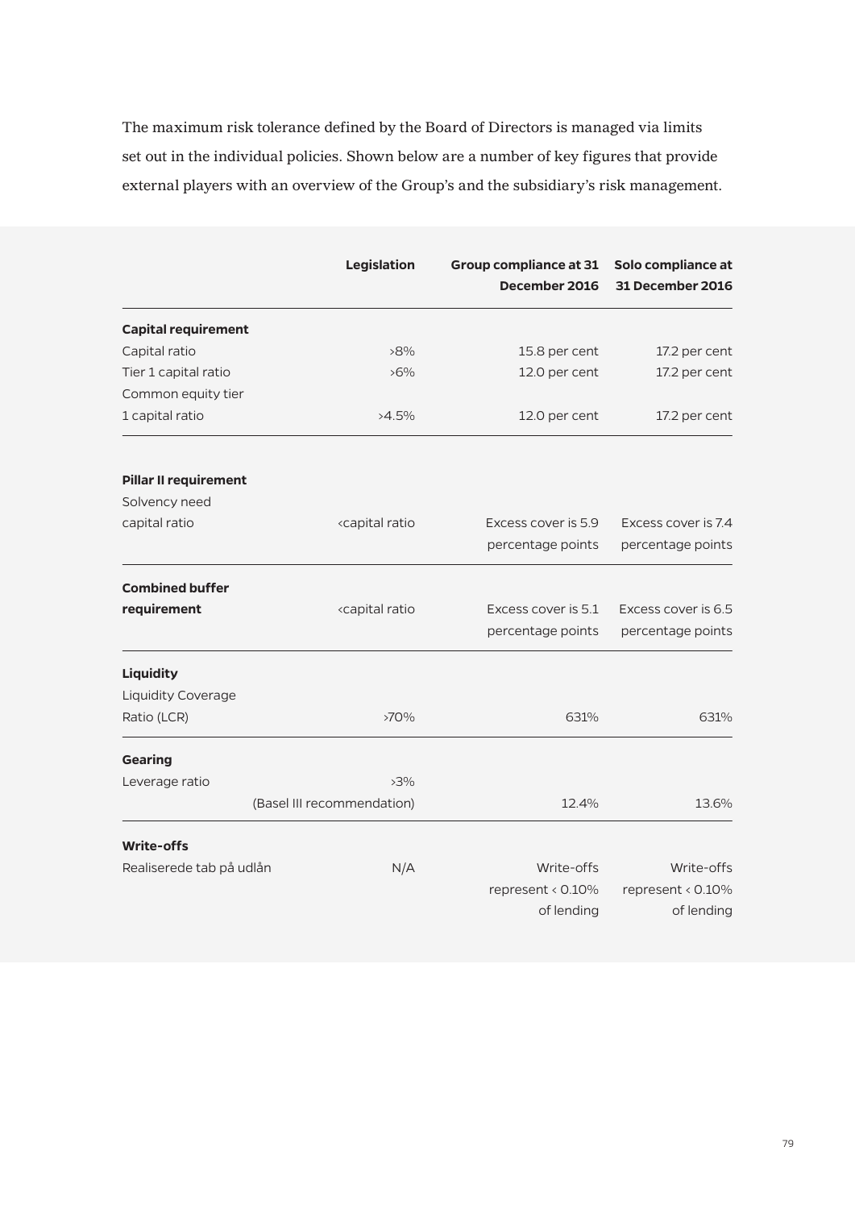The maximum risk tolerance defined by the Board of Directors is managed via limits set out in the individual policies. Shown below are a number of key figures that provide external players with an overview of the Group's and the subsidiary's risk management.

| | Legislation | Group compliance at 31 December 2016 | Solo compliance at 31 December 2016 |
|---|---|---|---|
| **Capital requirement** | | | |
| Capital ratio | >8% | 15.8 per cent | 17.2 per cent |
| Tier 1 capital ratio | >6% | 12.0 per cent | 17.2 per cent |
| Common equity tier 1 capital ratio | >4.5% | 12.0 per cent | 17.2 per cent |
| **Pillar II requirement** | | | |
| Solvency need capital ratio | <capital ratio | Excess cover is 5.9 percentage points | Excess cover is 7.4 percentage points |
| **Combined buffer requirement** | <capital ratio | Excess cover is 5.1 percentage points | Excess cover is 6.5 percentage points |
| **Liquidity** | | | |
| Liquidity Coverage Ratio (LCR) | >70% | 631% | 631% |
| **Gearing** | | | |
| Leverage ratio | >3% (Basel III recommendation) | 12.4% | 13.6% |
| **Write-offs** | | | |
| Realiserede tab på udlån | N/A | Write-offs represent < 0.10% of lending | Write-offs represent < 0.10% of lending |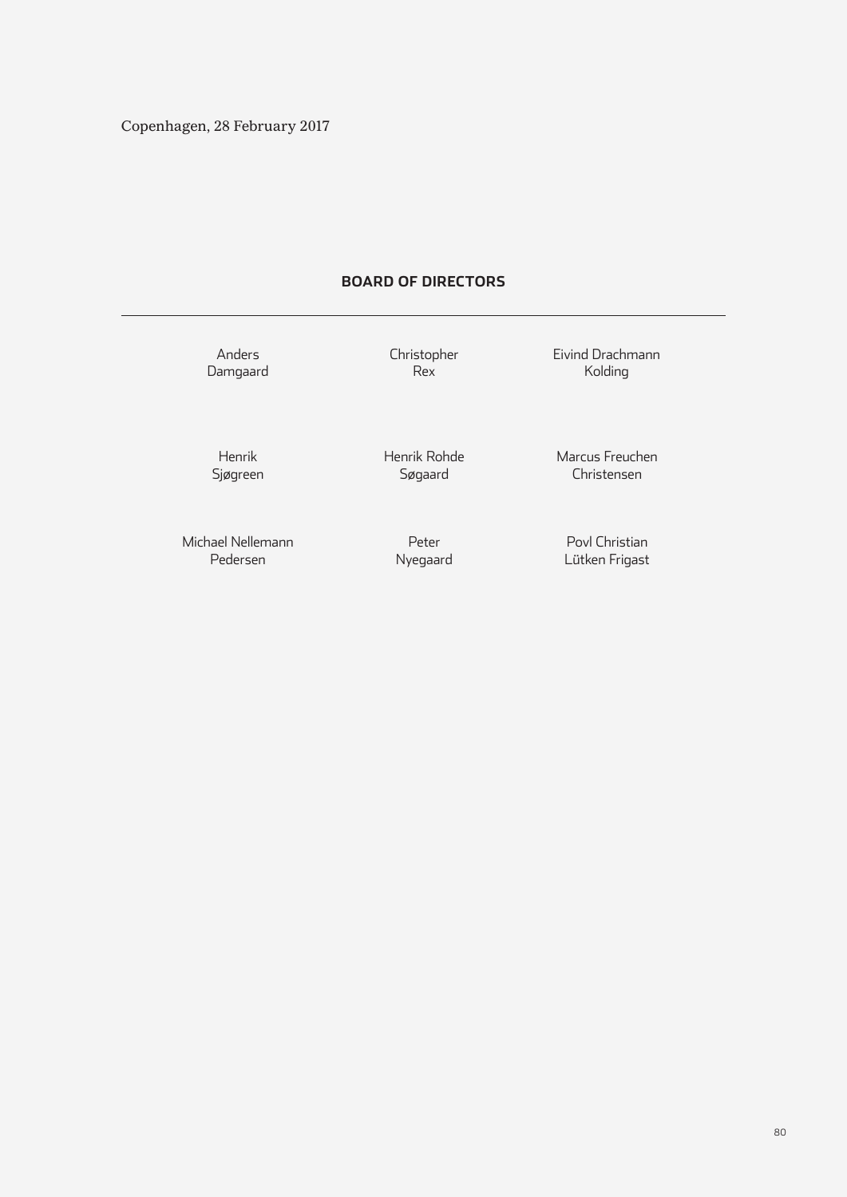Copenhagen, 28 February 2017

## BOARD OF DIRECTORS

---

Anders Damgaard

Christopher Rex

Eivind Drachmann Kolding

Henrik Sjøgreen

Henrik Rohde Søgaard

Marcus Freuchen Christensen

Michael Nellemann Pedersen

Peter Nyegaard

Povl Christian Lütken Frigast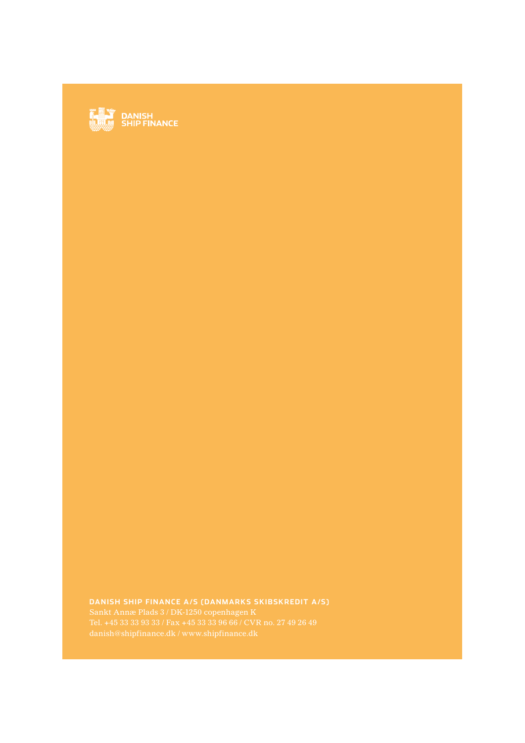DANISH
SHIP FINANCE

**DANISH SHIP FINANCE A/S (DANMARKS SKIBSKREDIT A/S)**
Sankt Annæ Plads 3 / DK-1250 copenhagen K
Tel. +45 33 33 93 33 / Fax +45 33 33 96 66 / CVR no. 27 49 26 49
danish@shipfinance.dk / www.shipfinance.dk